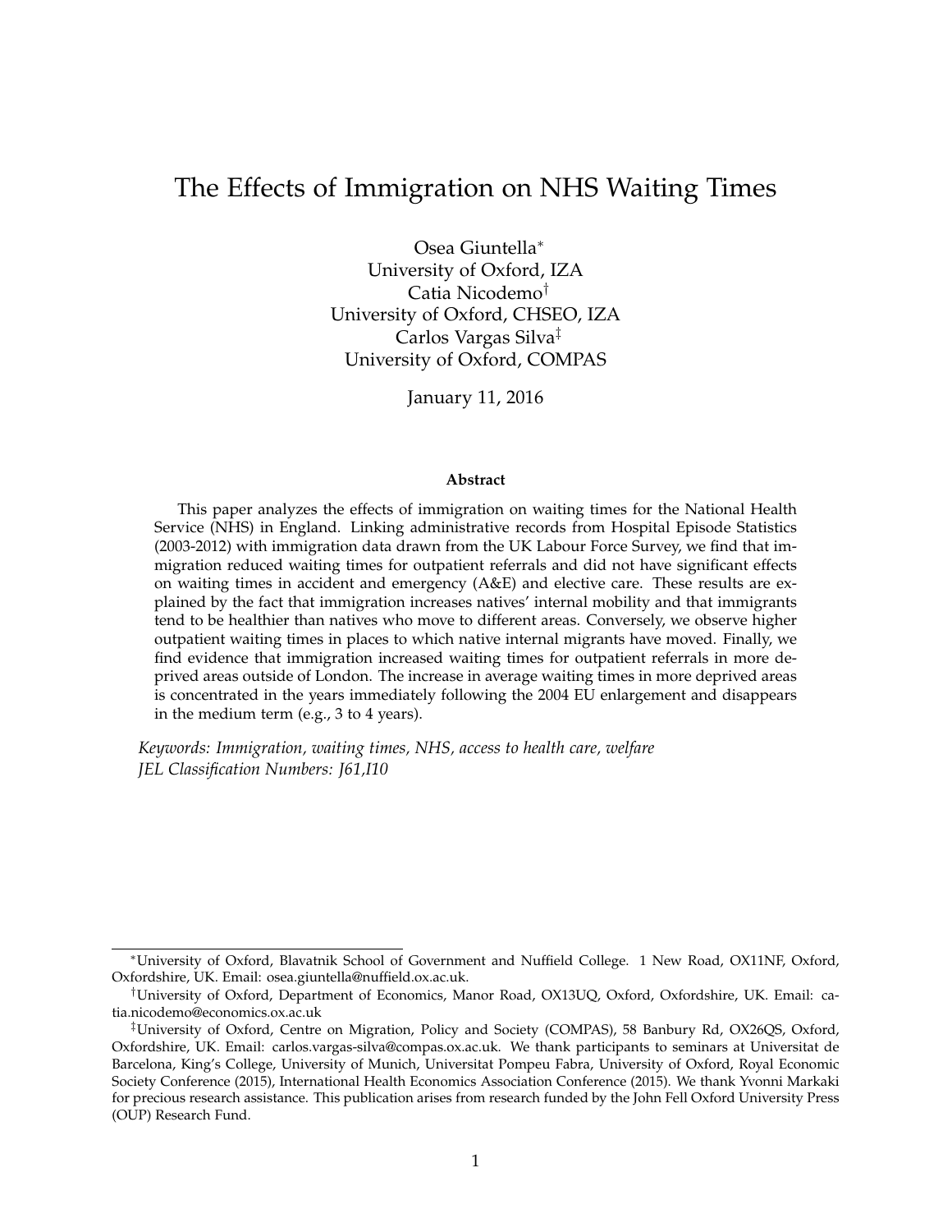# The Effects of Immigration on NHS Waiting Times

Osea Giuntella*
University of Oxford, IZA
Catia Nicodemo†
University of Oxford, CHSEO, IZA
Carlos Vargas Silva‡
University of Oxford, COMPAS

January 11, 2016

**Abstract**

This paper analyzes the effects of immigration on waiting times for the National Health Service (NHS) in England. Linking administrative records from Hospital Episode Statistics (2003-2012) with immigration data drawn from the UK Labour Force Survey, we find that immigration reduced waiting times for outpatient referrals and did not have significant effects on waiting times in accident and emergency (A&E) and elective care. These results are explained by the fact that immigration increases natives' internal mobility and that immigrants tend to be healthier than natives who move to different areas. Conversely, we observe higher outpatient waiting times in places to which native internal migrants have moved. Finally, we find evidence that immigration increased waiting times for outpatient referrals in more deprived areas outside of London. The increase in average waiting times in more deprived areas is concentrated in the years immediately following the 2004 EU enlargement and disappears in the medium term (e.g., 3 to 4 years).

*Keywords: Immigration, waiting times, NHS, access to health care, welfare*
*JEL Classification Numbers: J61,I10*

---

*University of Oxford, Blavatnik School of Government and Nuffield College. 1 New Road, OX11NF, Oxford, Oxfordshire, UK. Email: osea.giuntella@nuffield.ox.ac.uk.

†University of Oxford, Department of Economics, Manor Road, OX13UQ, Oxford, Oxfordshire, UK. Email: catia.nicodemo@economics.ox.ac.uk

‡University of Oxford, Centre on Migration, Policy and Society (COMPAS), 58 Banbury Rd, OX26QS, Oxford, Oxfordshire, UK. Email: carlos.vargas-silva@compas.ox.ac.uk. We thank participants to seminars at Universitat de Barcelona, King's College, University of Munich, Universitat Pompeu Fabra, University of Oxford, Royal Economic Society Conference (2015), International Health Economics Association Conference (2015). We thank Yvonni Markaki for precious research assistance. This publication arises from research funded by the John Fell Oxford University Press (OUP) Research Fund.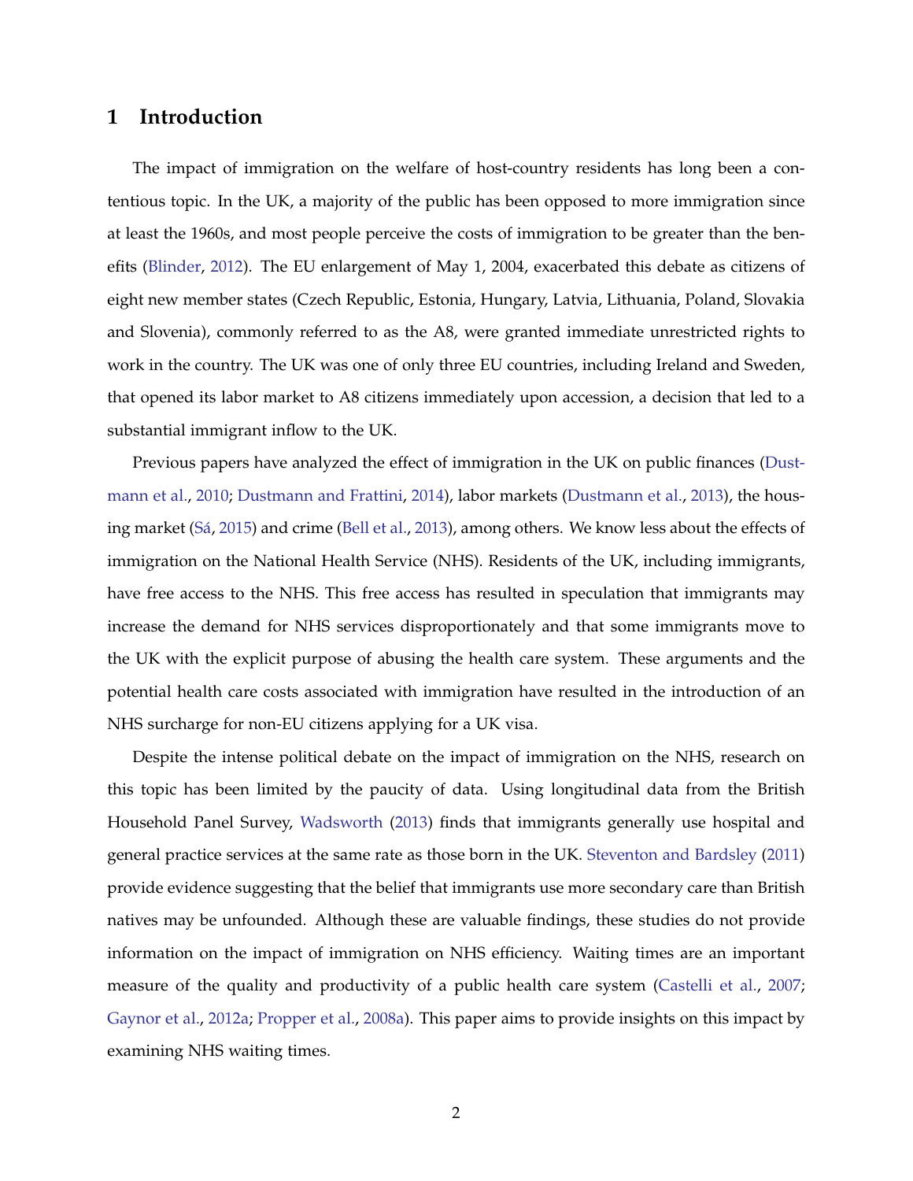# 1 Introduction

The impact of immigration on the welfare of host-country residents has long been a contentious topic. In the UK, a majority of the public has been opposed to more immigration since at least the 1960s, and most people perceive the costs of immigration to be greater than the benefits (Blinder, 2012). The EU enlargement of May 1, 2004, exacerbated this debate as citizens of eight new member states (Czech Republic, Estonia, Hungary, Latvia, Lithuania, Poland, Slovakia and Slovenia), commonly referred to as the A8, were granted immediate unrestricted rights to work in the country. The UK was one of only three EU countries, including Ireland and Sweden, that opened its labor market to A8 citizens immediately upon accession, a decision that led to a substantial immigrant inflow to the UK.

Previous papers have analyzed the effect of immigration in the UK on public finances (Dustmann et al., 2010; Dustmann and Frattini, 2014), labor markets (Dustmann et al., 2013), the housing market (Sá, 2015) and crime (Bell et al., 2013), among others. We know less about the effects of immigration on the National Health Service (NHS). Residents of the UK, including immigrants, have free access to the NHS. This free access has resulted in speculation that immigrants may increase the demand for NHS services disproportionately and that some immigrants move to the UK with the explicit purpose of abusing the health care system. These arguments and the potential health care costs associated with immigration have resulted in the introduction of an NHS surcharge for non-EU citizens applying for a UK visa.

Despite the intense political debate on the impact of immigration on the NHS, research on this topic has been limited by the paucity of data. Using longitudinal data from the British Household Panel Survey, Wadsworth (2013) finds that immigrants generally use hospital and general practice services at the same rate as those born in the UK. Steventon and Bardsley (2011) provide evidence suggesting that the belief that immigrants use more secondary care than British natives may be unfounded. Although these are valuable findings, these studies do not provide information on the impact of immigration on NHS efficiency. Waiting times are an important measure of the quality and productivity of a public health care system (Castelli et al., 2007; Gaynor et al., 2012a; Propper et al., 2008a). This paper aims to provide insights on this impact by examining NHS waiting times.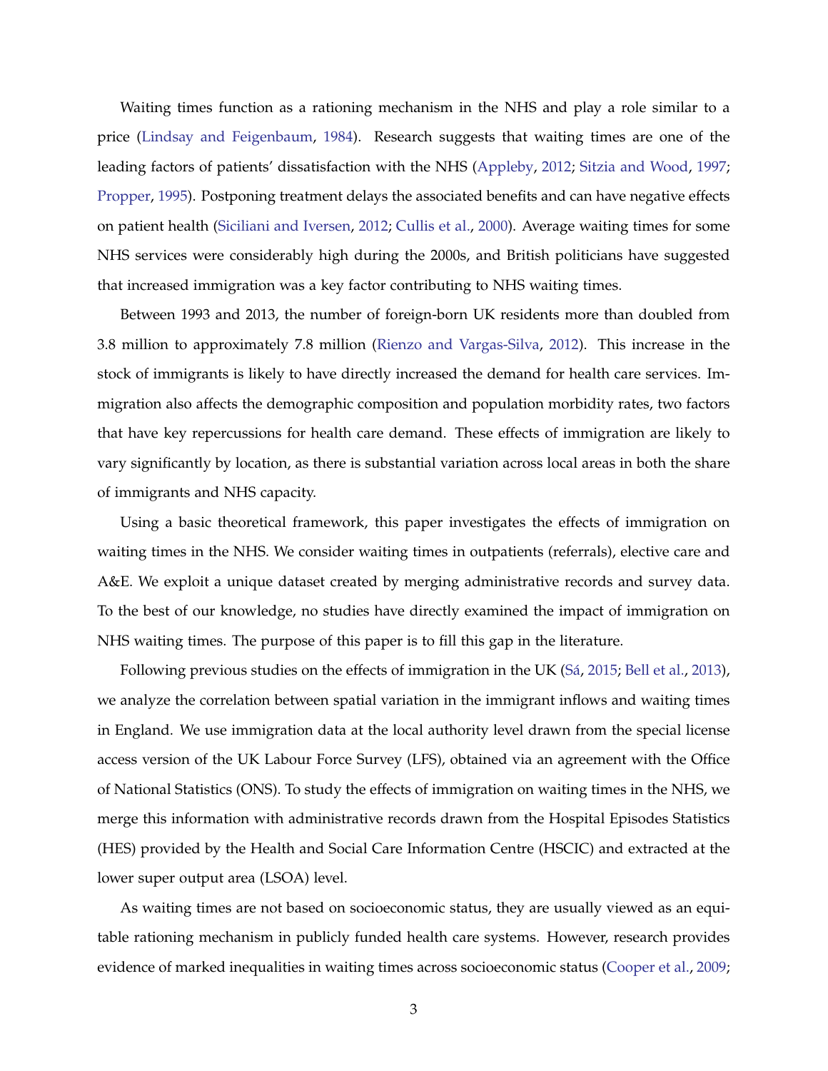Waiting times function as a rationing mechanism in the NHS and play a role similar to a price (Lindsay and Feigenbaum, 1984). Research suggests that waiting times are one of the leading factors of patients' dissatisfaction with the NHS (Appleby, 2012; Sitzia and Wood, 1997; Propper, 1995). Postponing treatment delays the associated benefits and can have negative effects on patient health (Siciliani and Iversen, 2012; Cullis et al., 2000). Average waiting times for some NHS services were considerably high during the 2000s, and British politicians have suggested that increased immigration was a key factor contributing to NHS waiting times.

Between 1993 and 2013, the number of foreign-born UK residents more than doubled from 3.8 million to approximately 7.8 million (Rienzo and Vargas-Silva, 2012). This increase in the stock of immigrants is likely to have directly increased the demand for health care services. Immigration also affects the demographic composition and population morbidity rates, two factors that have key repercussions for health care demand. These effects of immigration are likely to vary significantly by location, as there is substantial variation across local areas in both the share of immigrants and NHS capacity.

Using a basic theoretical framework, this paper investigates the effects of immigration on waiting times in the NHS. We consider waiting times in outpatients (referrals), elective care and A&E. We exploit a unique dataset created by merging administrative records and survey data. To the best of our knowledge, no studies have directly examined the impact of immigration on NHS waiting times. The purpose of this paper is to fill this gap in the literature.

Following previous studies on the effects of immigration in the UK (Sá, 2015; Bell et al., 2013), we analyze the correlation between spatial variation in the immigrant inflows and waiting times in England. We use immigration data at the local authority level drawn from the special license access version of the UK Labour Force Survey (LFS), obtained via an agreement with the Office of National Statistics (ONS). To study the effects of immigration on waiting times in the NHS, we merge this information with administrative records drawn from the Hospital Episodes Statistics (HES) provided by the Health and Social Care Information Centre (HSCIC) and extracted at the lower super output area (LSOA) level.

As waiting times are not based on socioeconomic status, they are usually viewed as an equitable rationing mechanism in publicly funded health care systems. However, research provides evidence of marked inequalities in waiting times across socioeconomic status (Cooper et al., 2009;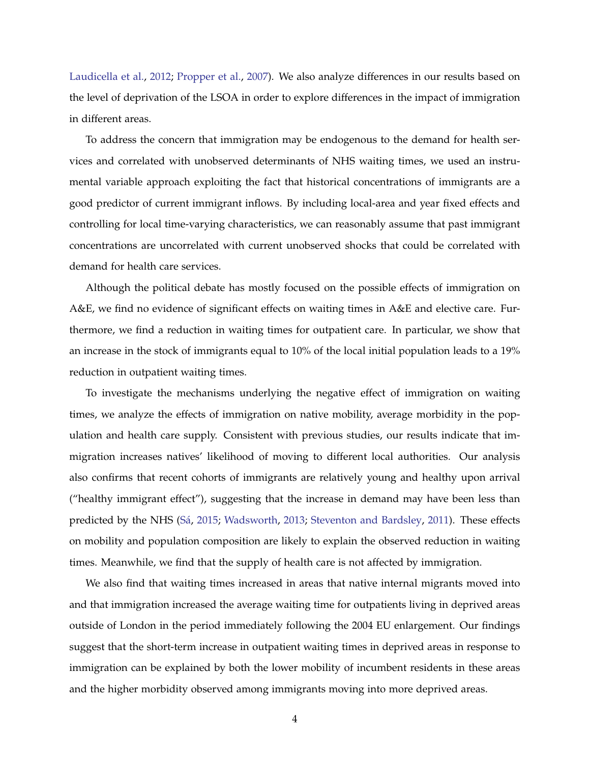Laudicella et al., 2012; Propper et al., 2007). We also analyze differences in our results based on the level of deprivation of the LSOA in order to explore differences in the impact of immigration in different areas.

To address the concern that immigration may be endogenous to the demand for health services and correlated with unobserved determinants of NHS waiting times, we used an instrumental variable approach exploiting the fact that historical concentrations of immigrants are a good predictor of current immigrant inflows. By including local-area and year fixed effects and controlling for local time-varying characteristics, we can reasonably assume that past immigrant concentrations are uncorrelated with current unobserved shocks that could be correlated with demand for health care services.

Although the political debate has mostly focused on the possible effects of immigration on A&E, we find no evidence of significant effects on waiting times in A&E and elective care. Furthermore, we find a reduction in waiting times for outpatient care. In particular, we show that an increase in the stock of immigrants equal to 10% of the local initial population leads to a 19% reduction in outpatient waiting times.

To investigate the mechanisms underlying the negative effect of immigration on waiting times, we analyze the effects of immigration on native mobility, average morbidity in the population and health care supply. Consistent with previous studies, our results indicate that immigration increases natives' likelihood of moving to different local authorities. Our analysis also confirms that recent cohorts of immigrants are relatively young and healthy upon arrival ("healthy immigrant effect"), suggesting that the increase in demand may have been less than predicted by the NHS (Sá, 2015; Wadsworth, 2013; Steventon and Bardsley, 2011). These effects on mobility and population composition are likely to explain the observed reduction in waiting times. Meanwhile, we find that the supply of health care is not affected by immigration.

We also find that waiting times increased in areas that native internal migrants moved into and that immigration increased the average waiting time for outpatients living in deprived areas outside of London in the period immediately following the 2004 EU enlargement. Our findings suggest that the short-term increase in outpatient waiting times in deprived areas in response to immigration can be explained by both the lower mobility of incumbent residents in these areas and the higher morbidity observed among immigrants moving into more deprived areas.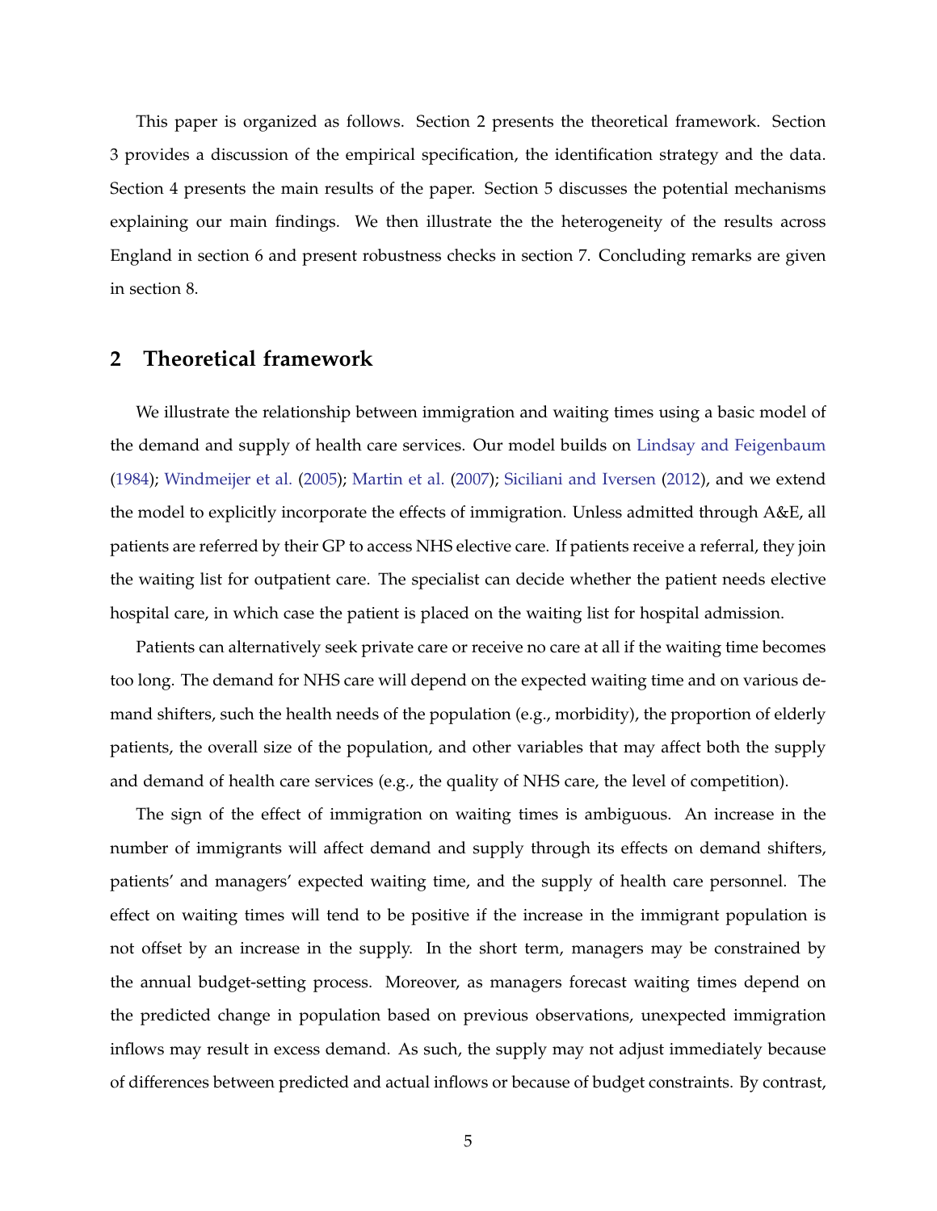This paper is organized as follows. Section 2 presents the theoretical framework. Section 3 provides a discussion of the empirical specification, the identification strategy and the data. Section 4 presents the main results of the paper. Section 5 discusses the potential mechanisms explaining our main findings. We then illustrate the the heterogeneity of the results across England in section 6 and present robustness checks in section 7. Concluding remarks are given in section 8.

## 2 Theoretical framework

We illustrate the relationship between immigration and waiting times using a basic model of the demand and supply of health care services. Our model builds on Lindsay and Feigenbaum (1984); Windmeijer et al. (2005); Martin et al. (2007); Siciliani and Iversen (2012), and we extend the model to explicitly incorporate the effects of immigration. Unless admitted through A&E, all patients are referred by their GP to access NHS elective care. If patients receive a referral, they join the waiting list for outpatient care. The specialist can decide whether the patient needs elective hospital care, in which case the patient is placed on the waiting list for hospital admission.

Patients can alternatively seek private care or receive no care at all if the waiting time becomes too long. The demand for NHS care will depend on the expected waiting time and on various demand shifters, such the health needs of the population (e.g., morbidity), the proportion of elderly patients, the overall size of the population, and other variables that may affect both the supply and demand of health care services (e.g., the quality of NHS care, the level of competition).

The sign of the effect of immigration on waiting times is ambiguous. An increase in the number of immigrants will affect demand and supply through its effects on demand shifters, patients' and managers' expected waiting time, and the supply of health care personnel. The effect on waiting times will tend to be positive if the increase in the immigrant population is not offset by an increase in the supply. In the short term, managers may be constrained by the annual budget-setting process. Moreover, as managers forecast waiting times depend on the predicted change in population based on previous observations, unexpected immigration inflows may result in excess demand. As such, the supply may not adjust immediately because of differences between predicted and actual inflows or because of budget constraints. By contrast,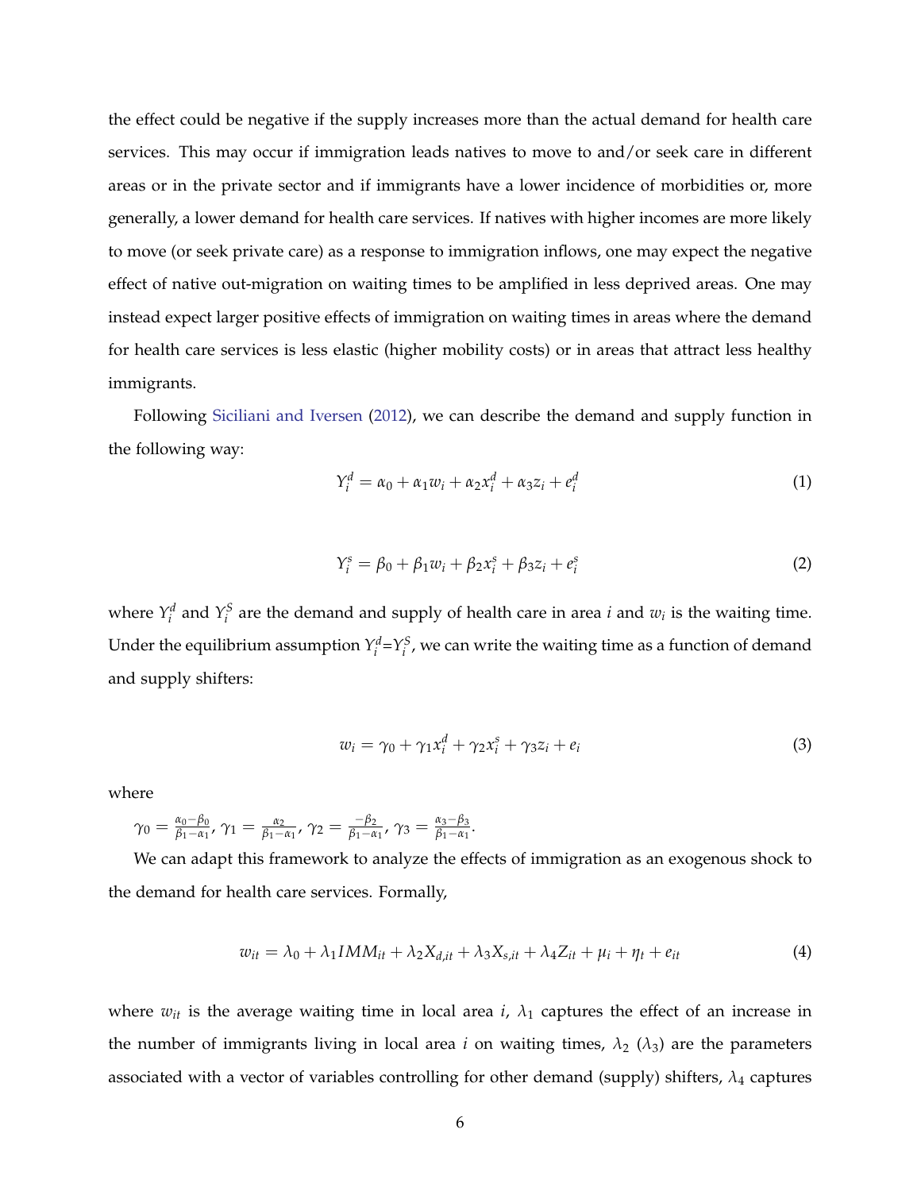the effect could be negative if the supply increases more than the actual demand for health care services. This may occur if immigration leads natives to move to and/or seek care in different areas or in the private sector and if immigrants have a lower incidence of morbidities or, more generally, a lower demand for health care services. If natives with higher incomes are more likely to move (or seek private care) as a response to immigration inflows, one may expect the negative effect of native out-migration on waiting times to be amplified in less deprived areas. One may instead expect larger positive effects of immigration on waiting times in areas where the demand for health care services is less elastic (higher mobility costs) or in areas that attract less healthy immigrants.

Following Siciliani and Iversen (2012), we can describe the demand and supply function in the following way:

$$Y_i^d = \alpha_0 + \alpha_1 w_i + \alpha_2 x_i^d + \alpha_3 z_i + e_i^d \tag{1}$$

$$Y_i^s = \beta_0 + \beta_1 w_i + \beta_2 x_i^s + \beta_3 z_i + e_i^s \tag{2}$$

where $Y_i^d$ and $Y_i^S$ are the demand and supply of health care in area $i$ and $w_i$ is the waiting time. Under the equilibrium assumption $Y_i^d$=$Y_i^S$, we can write the waiting time as a function of demand and supply shifters:

$$w_i = \gamma_0 + \gamma_1 x_i^d + \gamma_2 x_i^s + \gamma_3 z_i + e_i \tag{3}$$

where

$\gamma_0 = \frac{\alpha_0 - \beta_0}{\beta_1 - \alpha_1}$, $\gamma_1 = \frac{\alpha_2}{\beta_1 - \alpha_1}$, $\gamma_2 = \frac{-\beta_2}{\beta_1 - \alpha_1}$, $\gamma_3 = \frac{\alpha_3 - \beta_3}{\beta_1 - \alpha_1}$.

We can adapt this framework to analyze the effects of immigration as an exogenous shock to the demand for health care services. Formally,

$$w_{it} = \lambda_0 + \lambda_1 IMM_{it} + \lambda_2 X_{d,it} + \lambda_3 X_{s,it} + \lambda_4 Z_{it} + \mu_i + \eta_t + e_{it} \tag{4}$$

where $w_{it}$ is the average waiting time in local area $i$, $\lambda_1$ captures the effect of an increase in the number of immigrants living in local area $i$ on waiting times, $\lambda_2$ ($\lambda_3$) are the parameters associated with a vector of variables controlling for other demand (supply) shifters, $\lambda_4$ captures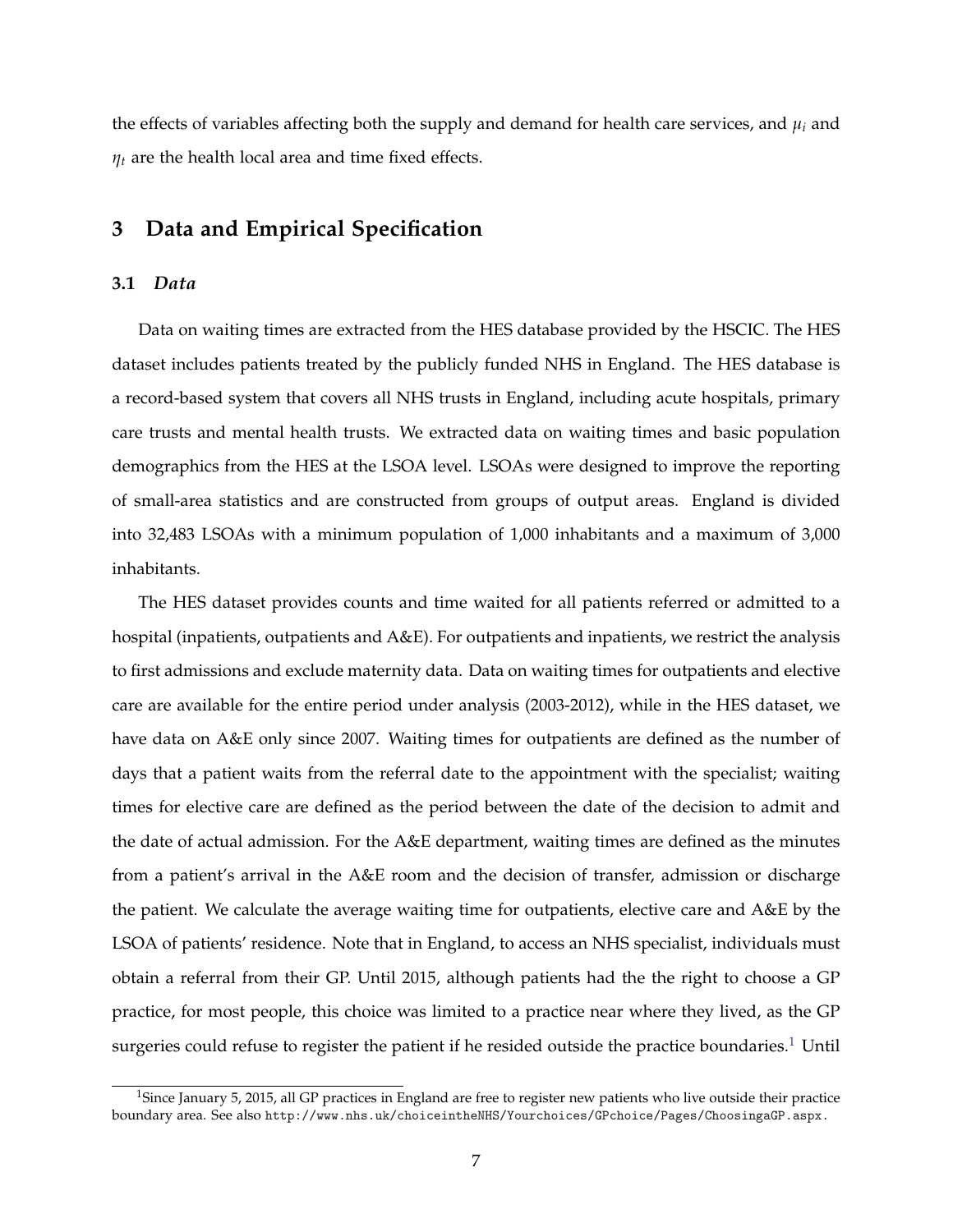the effects of variables affecting both the supply and demand for health care services, and $\mu_i$ and $\eta_t$ are the health local area and time fixed effects.

## 3 Data and Empirical Specification

### 3.1 *Data*

Data on waiting times are extracted from the HES database provided by the HSCIC. The HES dataset includes patients treated by the publicly funded NHS in England. The HES database is a record-based system that covers all NHS trusts in England, including acute hospitals, primary care trusts and mental health trusts. We extracted data on waiting times and basic population demographics from the HES at the LSOA level. LSOAs were designed to improve the reporting of small-area statistics and are constructed from groups of output areas. England is divided into 32,483 LSOAs with a minimum population of 1,000 inhabitants and a maximum of 3,000 inhabitants.

The HES dataset provides counts and time waited for all patients referred or admitted to a hospital (inpatients, outpatients and A&E). For outpatients and inpatients, we restrict the analysis to first admissions and exclude maternity data. Data on waiting times for outpatients and elective care are available for the entire period under analysis (2003-2012), while in the HES dataset, we have data on A&E only since 2007. Waiting times for outpatients are defined as the number of days that a patient waits from the referral date to the appointment with the specialist; waiting times for elective care are defined as the period between the date of the decision to admit and the date of actual admission. For the A&E department, waiting times are defined as the minutes from a patient's arrival in the A&E room and the decision of transfer, admission or discharge the patient. We calculate the average waiting time for outpatients, elective care and A&E by the LSOA of patients' residence. Note that in England, to access an NHS specialist, individuals must obtain a referral from their GP. Until 2015, although patients had the the right to choose a GP practice, for most people, this choice was limited to a practice near where they lived, as the GP surgeries could refuse to register the patient if he resided outside the practice boundaries.[1] Until

[1] Since January 5, 2015, all GP practices in England are free to register new patients who live outside their practice boundary area. See also `http://www.nhs.uk/choiceintheNHS/Yourchoices/GPchoice/Pages/ChoosingaGP.aspx`.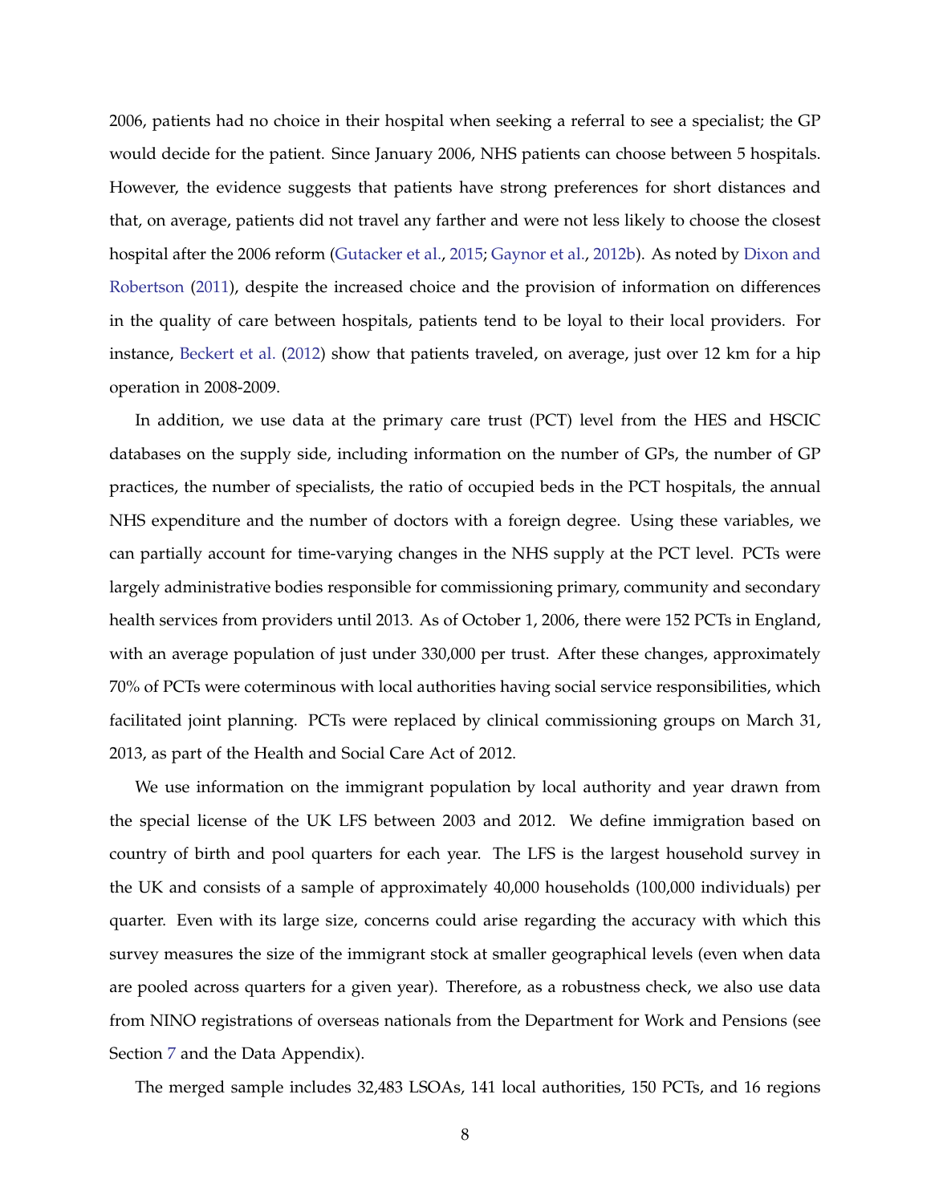2006, patients had no choice in their hospital when seeking a referral to see a specialist; the GP would decide for the patient. Since January 2006, NHS patients can choose between 5 hospitals. However, the evidence suggests that patients have strong preferences for short distances and that, on average, patients did not travel any farther and were not less likely to choose the closest hospital after the 2006 reform (Gutacker et al., 2015; Gaynor et al., 2012b). As noted by Dixon and Robertson (2011), despite the increased choice and the provision of information on differences in the quality of care between hospitals, patients tend to be loyal to their local providers. For instance, Beckert et al. (2012) show that patients traveled, on average, just over 12 km for a hip operation in 2008-2009.

In addition, we use data at the primary care trust (PCT) level from the HES and HSCIC databases on the supply side, including information on the number of GPs, the number of GP practices, the number of specialists, the ratio of occupied beds in the PCT hospitals, the annual NHS expenditure and the number of doctors with a foreign degree. Using these variables, we can partially account for time-varying changes in the NHS supply at the PCT level. PCTs were largely administrative bodies responsible for commissioning primary, community and secondary health services from providers until 2013. As of October 1, 2006, there were 152 PCTs in England, with an average population of just under 330,000 per trust. After these changes, approximately 70% of PCTs were coterminous with local authorities having social service responsibilities, which facilitated joint planning. PCTs were replaced by clinical commissioning groups on March 31, 2013, as part of the Health and Social Care Act of 2012.

We use information on the immigrant population by local authority and year drawn from the special license of the UK LFS between 2003 and 2012. We define immigration based on country of birth and pool quarters for each year. The LFS is the largest household survey in the UK and consists of a sample of approximately 40,000 households (100,000 individuals) per quarter. Even with its large size, concerns could arise regarding the accuracy with which this survey measures the size of the immigrant stock at smaller geographical levels (even when data are pooled across quarters for a given year). Therefore, as a robustness check, we also use data from NINO registrations of overseas nationals from the Department for Work and Pensions (see Section 7 and the Data Appendix).

The merged sample includes 32,483 LSOAs, 141 local authorities, 150 PCTs, and 16 regions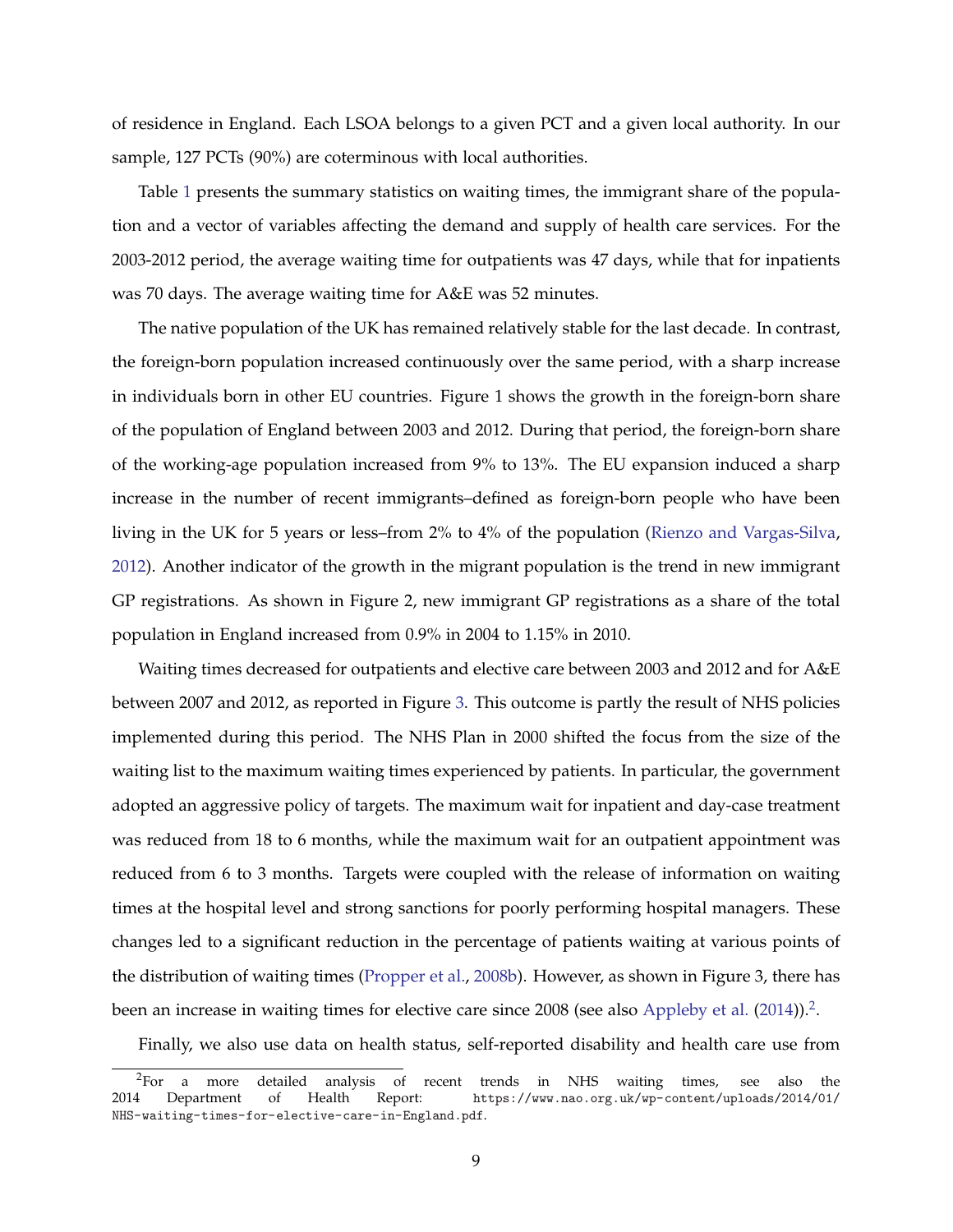of residence in England. Each LSOA belongs to a given PCT and a given local authority. In our sample, 127 PCTs (90%) are coterminous with local authorities.

Table 1 presents the summary statistics on waiting times, the immigrant share of the population and a vector of variables affecting the demand and supply of health care services. For the 2003-2012 period, the average waiting time for outpatients was 47 days, while that for inpatients was 70 days. The average waiting time for A&E was 52 minutes.

The native population of the UK has remained relatively stable for the last decade. In contrast, the foreign-born population increased continuously over the same period, with a sharp increase in individuals born in other EU countries. Figure 1 shows the growth in the foreign-born share of the population of England between 2003 and 2012. During that period, the foreign-born share of the working-age population increased from 9% to 13%. The EU expansion induced a sharp increase in the number of recent immigrants–defined as foreign-born people who have been living in the UK for 5 years or less–from 2% to 4% of the population (Rienzo and Vargas-Silva, 2012). Another indicator of the growth in the migrant population is the trend in new immigrant GP registrations. As shown in Figure 2, new immigrant GP registrations as a share of the total population in England increased from 0.9% in 2004 to 1.15% in 2010.

Waiting times decreased for outpatients and elective care between 2003 and 2012 and for A&E between 2007 and 2012, as reported in Figure 3. This outcome is partly the result of NHS policies implemented during this period. The NHS Plan in 2000 shifted the focus from the size of the waiting list to the maximum waiting times experienced by patients. In particular, the government adopted an aggressive policy of targets. The maximum wait for inpatient and day-case treatment was reduced from 18 to 6 months, while the maximum wait for an outpatient appointment was reduced from 6 to 3 months. Targets were coupled with the release of information on waiting times at the hospital level and strong sanctions for poorly performing hospital managers. These changes led to a significant reduction in the percentage of patients waiting at various points of the distribution of waiting times (Propper et al., 2008b). However, as shown in Figure 3, there has been an increase in waiting times for elective care since 2008 (see also Appleby et al. (2014)).[2].

Finally, we also use data on health status, self-reported disability and health care use from

[2]For a more detailed analysis of recent trends in NHS waiting times, see also the 2014 Department of Health Report: https://www.nao.org.uk/wp-content/uploads/2014/01/NHS-waiting-times-for-elective-care-in-England.pdf.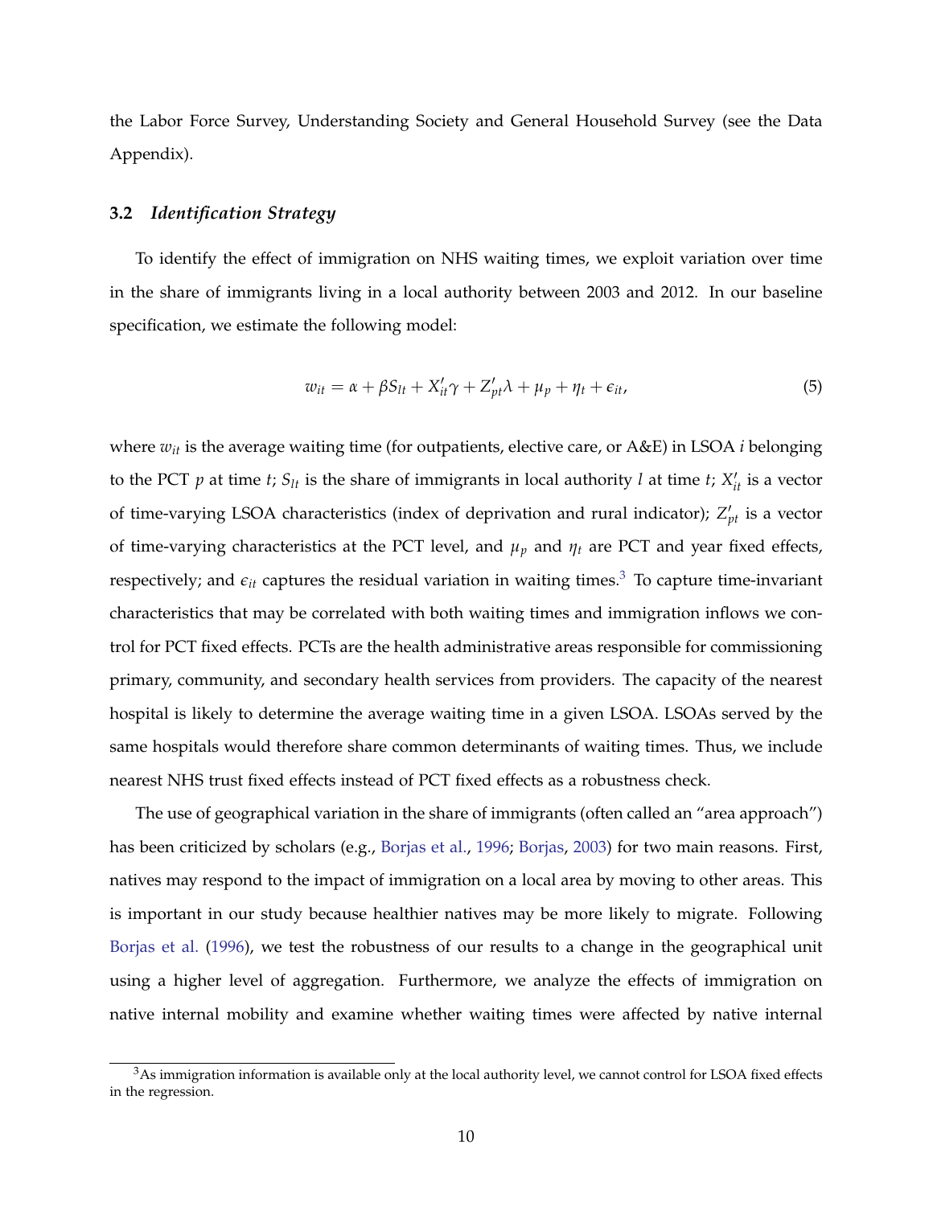the Labor Force Survey, Understanding Society and General Household Survey (see the Data Appendix).

### 3.2 *Identification Strategy*

To identify the effect of immigration on NHS waiting times, we exploit variation over time in the share of immigrants living in a local authority between 2003 and 2012. In our baseline specification, we estimate the following model:

$$w_{it} = \alpha + \beta S_{lt} + X'_{it}\gamma + Z'_{pt}\lambda + \mu_p + \eta_t + \epsilon_{it}, \tag{5}$$

where $w_{it}$ is the average waiting time (for outpatients, elective care, or A&E) in LSOA $i$ belonging to the PCT $p$ at time $t$; $S_{lt}$ is the share of immigrants in local authority $l$ at time $t$; $X'_{it}$ is a vector of time-varying LSOA characteristics (index of deprivation and rural indicator); $Z'_{pt}$ is a vector of time-varying characteristics at the PCT level, and $\mu_p$ and $\eta_t$ are PCT and year fixed effects, respectively; and $\epsilon_{it}$ captures the residual variation in waiting times.[3] To capture time-invariant characteristics that may be correlated with both waiting times and immigration inflows we control for PCT fixed effects. PCTs are the health administrative areas responsible for commissioning primary, community, and secondary health services from providers. The capacity of the nearest hospital is likely to determine the average waiting time in a given LSOA. LSOAs served by the same hospitals would therefore share common determinants of waiting times. Thus, we include nearest NHS trust fixed effects instead of PCT fixed effects as a robustness check.

The use of geographical variation in the share of immigrants (often called an "area approach") has been criticized by scholars (e.g., Borjas et al., 1996; Borjas, 2003) for two main reasons. First, natives may respond to the impact of immigration on a local area by moving to other areas. This is important in our study because healthier natives may be more likely to migrate. Following Borjas et al. (1996), we test the robustness of our results to a change in the geographical unit using a higher level of aggregation. Furthermore, we analyze the effects of immigration on native internal mobility and examine whether waiting times were affected by native internal

[3]As immigration information is available only at the local authority level, we cannot control for LSOA fixed effects in the regression.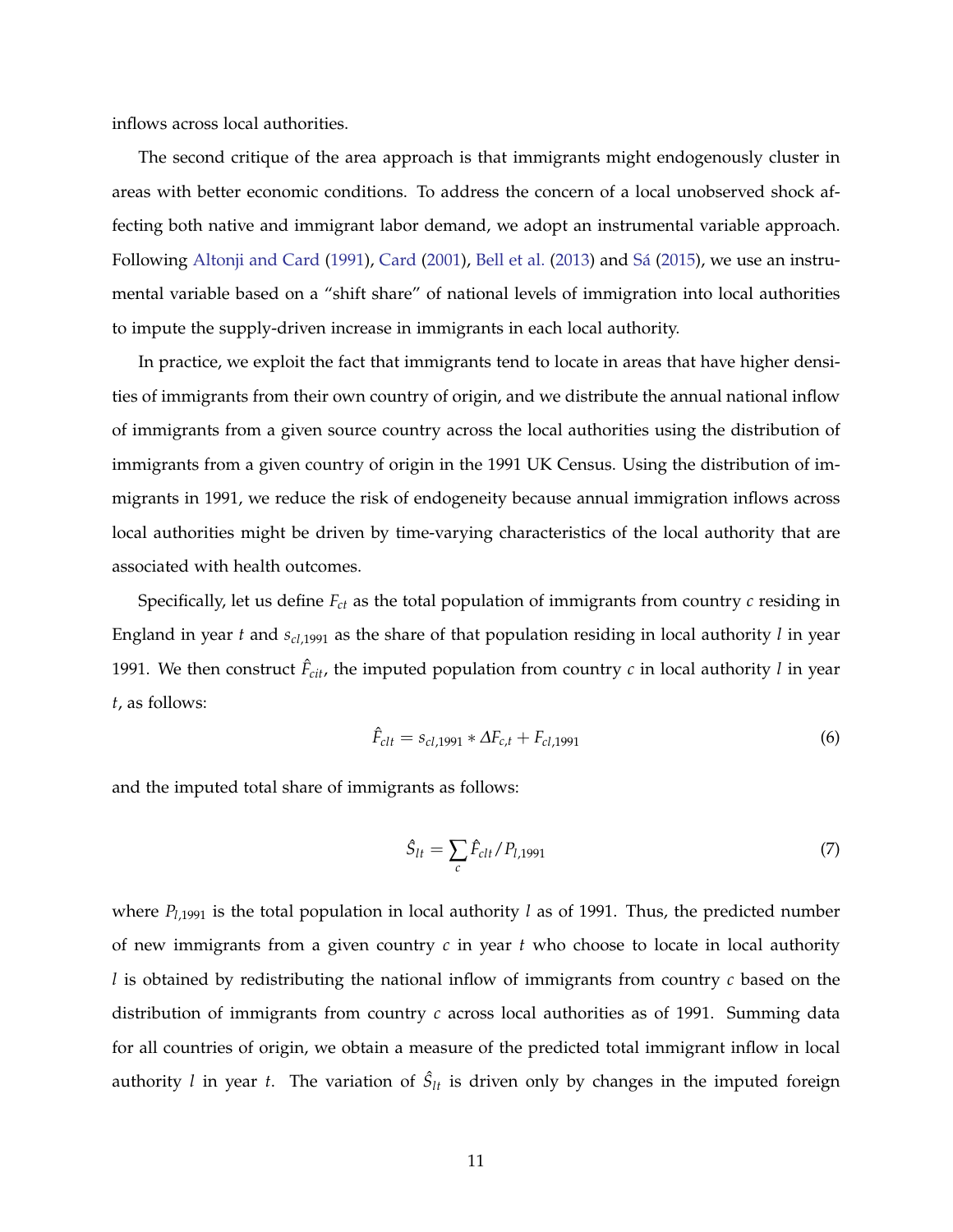inflows across local authorities.

The second critique of the area approach is that immigrants might endogenously cluster in areas with better economic conditions. To address the concern of a local unobserved shock affecting both native and immigrant labor demand, we adopt an instrumental variable approach. Following Altonji and Card (1991), Card (2001), Bell et al. (2013) and Sá (2015), we use an instrumental variable based on a "shift share" of national levels of immigration into local authorities to impute the supply-driven increase in immigrants in each local authority.

In practice, we exploit the fact that immigrants tend to locate in areas that have higher densities of immigrants from their own country of origin, and we distribute the annual national inflow of immigrants from a given source country across the local authorities using the distribution of immigrants from a given country of origin in the 1991 UK Census. Using the distribution of immigrants in 1991, we reduce the risk of endogeneity because annual immigration inflows across local authorities might be driven by time-varying characteristics of the local authority that are associated with health outcomes.

Specifically, let us define $F_{ct}$ as the total population of immigrants from country $c$ residing in England in year $t$ and $s_{cl,1991}$ as the share of that population residing in local authority $l$ in year 1991. We then construct $\hat{F}_{cit}$, the imputed population from country $c$ in local authority $l$ in year $t$, as follows:

$$\hat{F}_{clt} = s_{cl,1991} * \Delta F_{c,t} + F_{cl,1991} \tag{6}$$

and the imputed total share of immigrants as follows:

$$\hat{S}_{lt} = \sum_{c} \hat{F}_{clt} / P_{l,1991} \tag{7}$$

where $P_{l,1991}$ is the total population in local authority $l$ as of 1991. Thus, the predicted number of new immigrants from a given country $c$ in year $t$ who choose to locate in local authority $l$ is obtained by redistributing the national inflow of immigrants from country $c$ based on the distribution of immigrants from country $c$ across local authorities as of 1991. Summing data for all countries of origin, we obtain a measure of the predicted total immigrant inflow in local authority $l$ in year $t$. The variation of $\hat{S}_{lt}$ is driven only by changes in the imputed foreign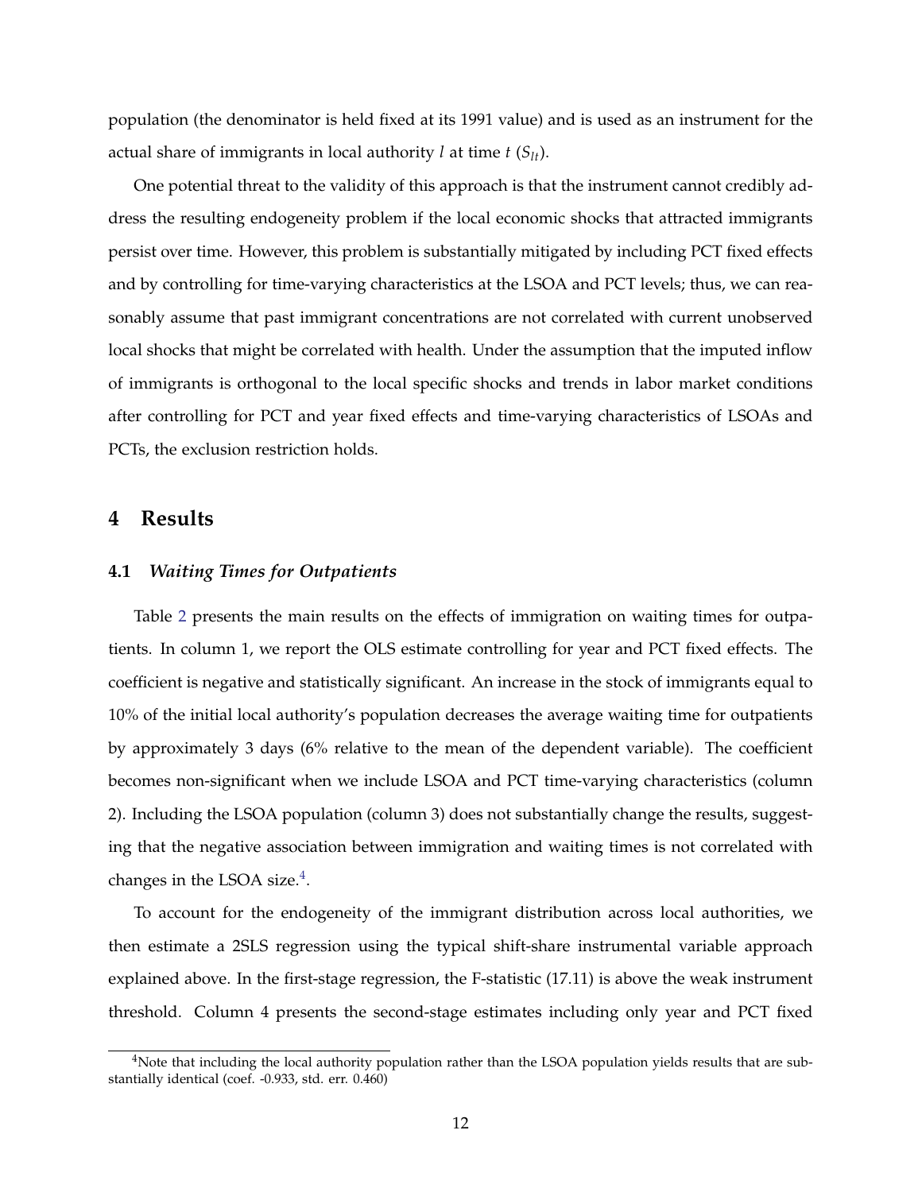population (the denominator is held fixed at its 1991 value) and is used as an instrument for the actual share of immigrants in local authority $l$ at time $t$ ($S_{lt}$).

One potential threat to the validity of this approach is that the instrument cannot credibly address the resulting endogeneity problem if the local economic shocks that attracted immigrants persist over time. However, this problem is substantially mitigated by including PCT fixed effects and by controlling for time-varying characteristics at the LSOA and PCT levels; thus, we can reasonably assume that past immigrant concentrations are not correlated with current unobserved local shocks that might be correlated with health. Under the assumption that the imputed inflow of immigrants is orthogonal to the local specific shocks and trends in labor market conditions after controlling for PCT and year fixed effects and time-varying characteristics of LSOAs and PCTs, the exclusion restriction holds.

## 4 Results

### 4.1 *Waiting Times for Outpatients*

Table 2 presents the main results on the effects of immigration on waiting times for outpatients. In column 1, we report the OLS estimate controlling for year and PCT fixed effects. The coefficient is negative and statistically significant. An increase in the stock of immigrants equal to 10% of the initial local authority's population decreases the average waiting time for outpatients by approximately 3 days (6% relative to the mean of the dependent variable). The coefficient becomes non-significant when we include LSOA and PCT time-varying characteristics (column 2). Including the LSOA population (column 3) does not substantially change the results, suggesting that the negative association between immigration and waiting times is not correlated with changes in the LSOA size.[4].

To account for the endogeneity of the immigrant distribution across local authorities, we then estimate a 2SLS regression using the typical shift-share instrumental variable approach explained above. In the first-stage regression, the F-statistic (17.11) is above the weak instrument threshold. Column 4 presents the second-stage estimates including only year and PCT fixed

[4]Note that including the local authority population rather than the LSOA population yields results that are substantially identical (coef. -0.933, std. err. 0.460)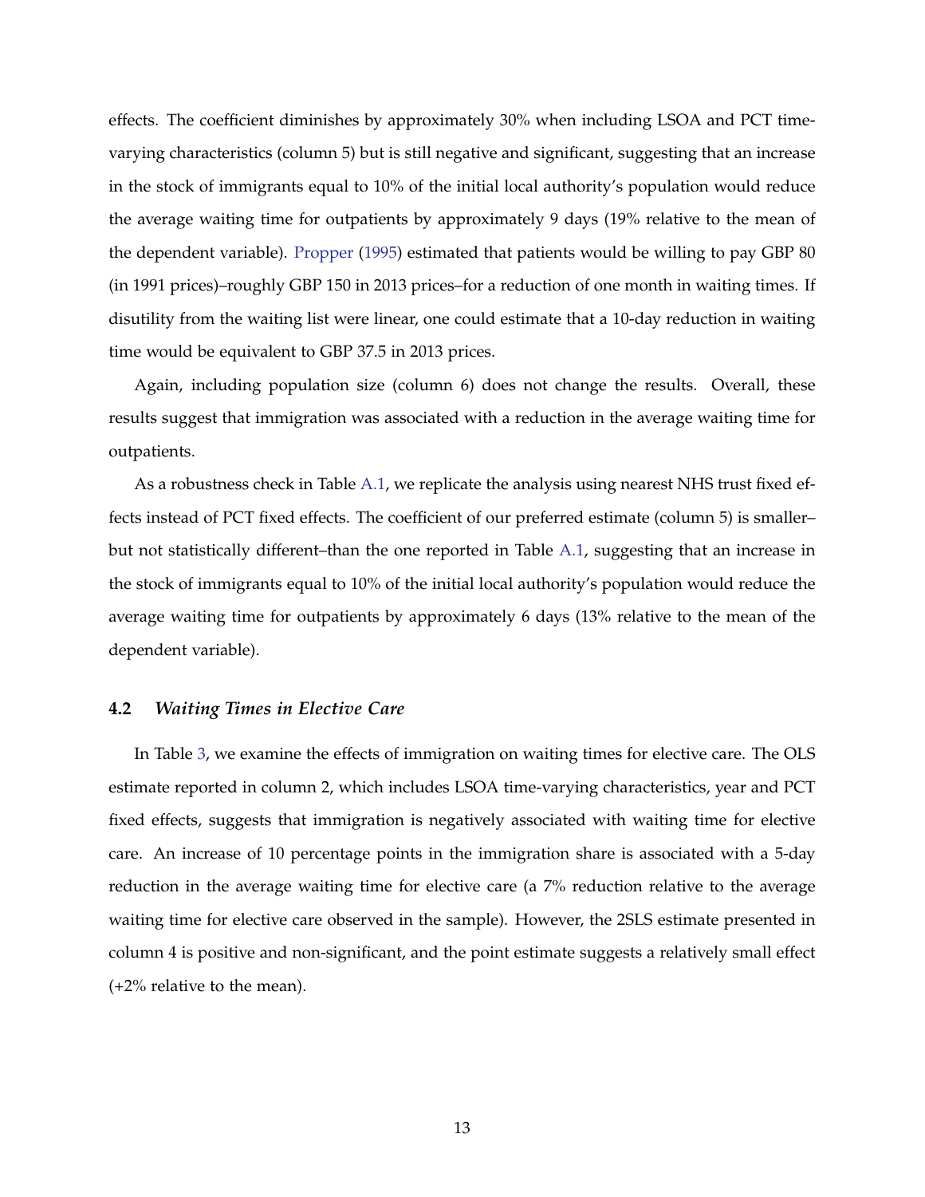effects. The coefficient diminishes by approximately 30% when including LSOA and PCT time-varying characteristics (column 5) but is still negative and significant, suggesting that an increase in the stock of immigrants equal to 10% of the initial local authority's population would reduce the average waiting time for outpatients by approximately 9 days (19% relative to the mean of the dependent variable). Propper (1995) estimated that patients would be willing to pay GBP 80 (in 1991 prices)–roughly GBP 150 in 2013 prices–for a reduction of one month in waiting times. If disutility from the waiting list were linear, one could estimate that a 10-day reduction in waiting time would be equivalent to GBP 37.5 in 2013 prices.

Again, including population size (column 6) does not change the results. Overall, these results suggest that immigration was associated with a reduction in the average waiting time for outpatients.

As a robustness check in Table A.1, we replicate the analysis using nearest NHS trust fixed effects instead of PCT fixed effects. The coefficient of our preferred estimate (column 5) is smaller–but not statistically different–than the one reported in Table A.1, suggesting that an increase in the stock of immigrants equal to 10% of the initial local authority's population would reduce the average waiting time for outpatients by approximately 6 days (13% relative to the mean of the dependent variable).

## 4.2 *Waiting Times in Elective Care*

In Table 3, we examine the effects of immigration on waiting times for elective care. The OLS estimate reported in column 2, which includes LSOA time-varying characteristics, year and PCT fixed effects, suggests that immigration is negatively associated with waiting time for elective care. An increase of 10 percentage points in the immigration share is associated with a 5-day reduction in the average waiting time for elective care (a 7% reduction relative to the average waiting time for elective care observed in the sample). However, the 2SLS estimate presented in column 4 is positive and non-significant, and the point estimate suggests a relatively small effect (+2% relative to the mean).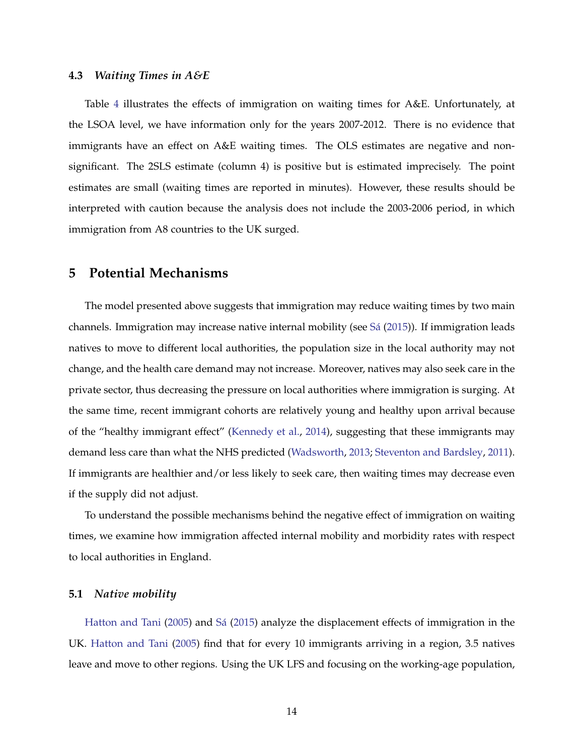### 4.3 *Waiting Times in A&E*

Table 4 illustrates the effects of immigration on waiting times for A&E. Unfortunately, at the LSOA level, we have information only for the years 2007-2012. There is no evidence that immigrants have an effect on A&E waiting times. The OLS estimates are negative and non-significant. The 2SLS estimate (column 4) is positive but is estimated imprecisely. The point estimates are small (waiting times are reported in minutes). However, these results should be interpreted with caution because the analysis does not include the 2003-2006 period, in which immigration from A8 countries to the UK surged.

## 5 Potential Mechanisms

The model presented above suggests that immigration may reduce waiting times by two main channels. Immigration may increase native internal mobility (see Sá (2015)). If immigration leads natives to move to different local authorities, the population size in the local authority may not change, and the health care demand may not increase. Moreover, natives may also seek care in the private sector, thus decreasing the pressure on local authorities where immigration is surging. At the same time, recent immigrant cohorts are relatively young and healthy upon arrival because of the "healthy immigrant effect" (Kennedy et al., 2014), suggesting that these immigrants may demand less care than what the NHS predicted (Wadsworth, 2013; Steventon and Bardsley, 2011). If immigrants are healthier and/or less likely to seek care, then waiting times may decrease even if the supply did not adjust.

To understand the possible mechanisms behind the negative effect of immigration on waiting times, we examine how immigration affected internal mobility and morbidity rates with respect to local authorities in England.

### 5.1 *Native mobility*

Hatton and Tani (2005) and Sá (2015) analyze the displacement effects of immigration in the UK. Hatton and Tani (2005) find that for every 10 immigrants arriving in a region, 3.5 natives leave and move to other regions. Using the UK LFS and focusing on the working-age population,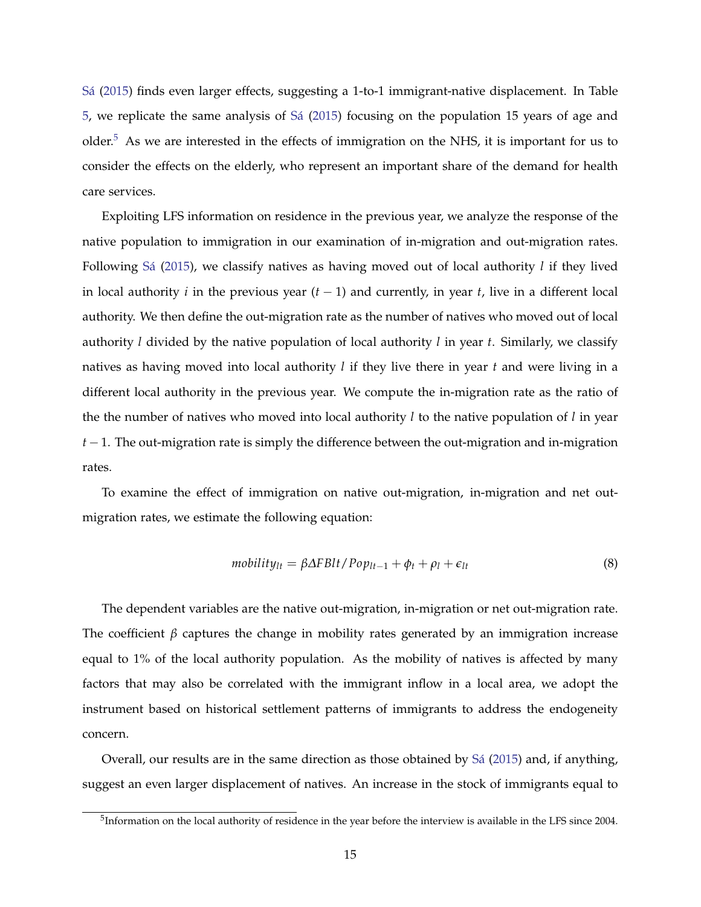Sá (2015) finds even larger effects, suggesting a 1-to-1 immigrant-native displacement. In Table 5, we replicate the same analysis of Sá (2015) focusing on the population 15 years of age and older.[5] As we are interested in the effects of immigration on the NHS, it is important for us to consider the effects on the elderly, who represent an important share of the demand for health care services.

Exploiting LFS information on residence in the previous year, we analyze the response of the native population to immigration in our examination of in-migration and out-migration rates. Following Sá (2015), we classify natives as having moved out of local authority $l$ if they lived in local authority $i$ in the previous year $(t-1)$ and currently, in year $t$, live in a different local authority. We then define the out-migration rate as the number of natives who moved out of local authority $l$ divided by the native population of local authority $l$ in year $t$. Similarly, we classify natives as having moved into local authority $l$ if they live there in year $t$ and were living in a different local authority in the previous year. We compute the in-migration rate as the ratio of the the number of natives who moved into local authority $l$ to the native population of $l$ in year $t-1$. The out-migration rate is simply the difference between the out-migration and in-migration rates.

To examine the effect of immigration on native out-migration, in-migration and net out-migration rates, we estimate the following equation:

$$mobility_{lt} = \beta \Delta FBlt/Pop_{lt-1} + \phi_t + \rho_l + \epsilon_{lt} \tag{8}$$

The dependent variables are the native out-migration, in-migration or net out-migration rate. The coefficient $\beta$ captures the change in mobility rates generated by an immigration increase equal to 1% of the local authority population. As the mobility of natives is affected by many factors that may also be correlated with the immigrant inflow in a local area, we adopt the instrument based on historical settlement patterns of immigrants to address the endogeneity concern.

Overall, our results are in the same direction as those obtained by Sá (2015) and, if anything, suggest an even larger displacement of natives. An increase in the stock of immigrants equal to

[5] Information on the local authority of residence in the year before the interview is available in the LFS since 2004.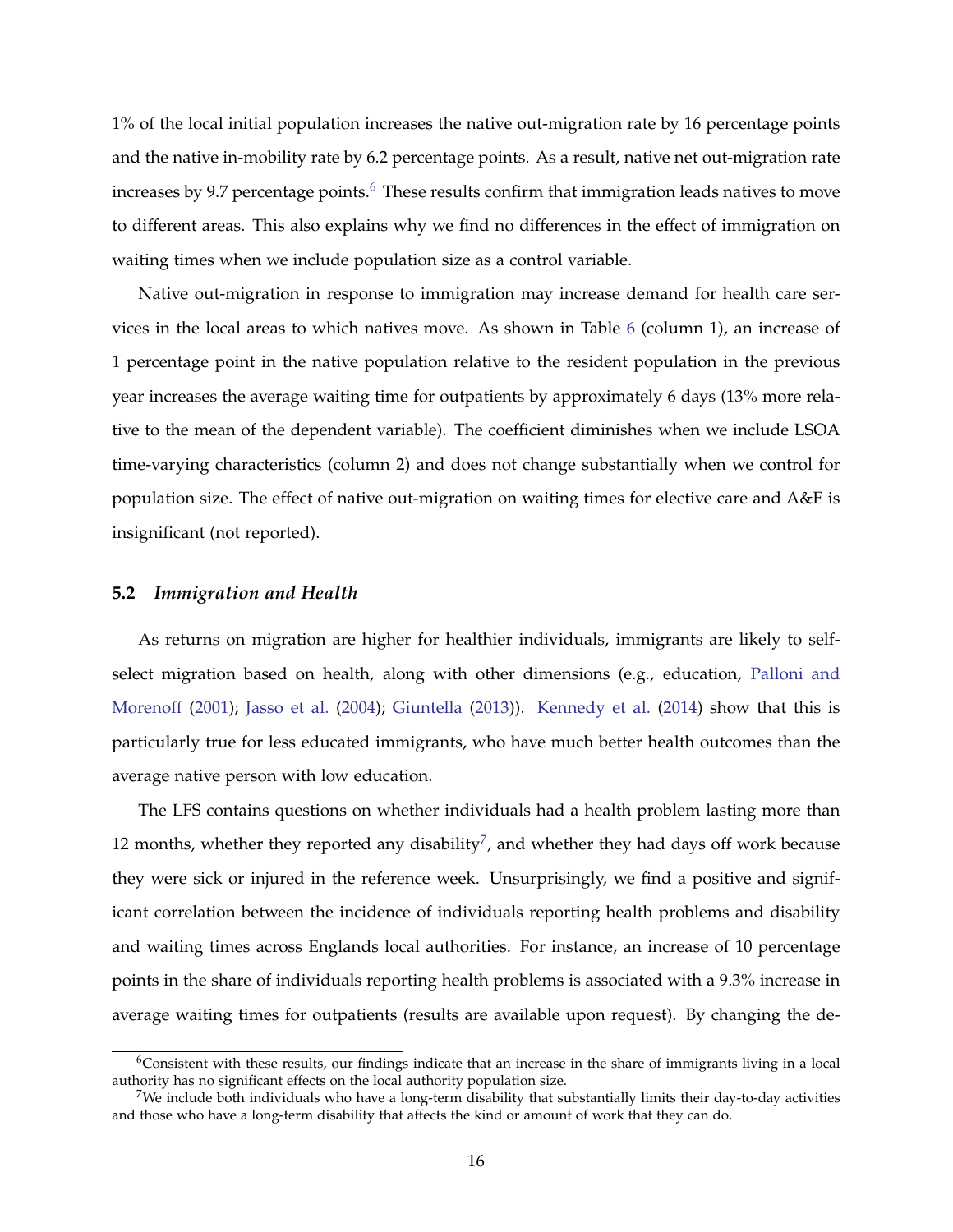1% of the local initial population increases the native out-migration rate by 16 percentage points and the native in-mobility rate by 6.2 percentage points. As a result, native net out-migration rate increases by 9.7 percentage points.[6] These results confirm that immigration leads natives to move to different areas. This also explains why we find no differences in the effect of immigration on waiting times when we include population size as a control variable.

Native out-migration in response to immigration may increase demand for health care services in the local areas to which natives move. As shown in Table 6 (column 1), an increase of 1 percentage point in the native population relative to the resident population in the previous year increases the average waiting time for outpatients by approximately 6 days (13% more relative to the mean of the dependent variable). The coefficient diminishes when we include LSOA time-varying characteristics (column 2) and does not change substantially when we control for population size. The effect of native out-migration on waiting times for elective care and A&E is insignificant (not reported).

### 5.2 *Immigration and Health*

As returns on migration are higher for healthier individuals, immigrants are likely to self-select migration based on health, along with other dimensions (e.g., education, Palloni and Morenoff (2001); Jasso et al. (2004); Giuntella (2013)). Kennedy et al. (2014) show that this is particularly true for less educated immigrants, who have much better health outcomes than the average native person with low education.

The LFS contains questions on whether individuals had a health problem lasting more than 12 months, whether they reported any disability[7], and whether they had days off work because they were sick or injured in the reference week. Unsurprisingly, we find a positive and significant correlation between the incidence of individuals reporting health problems and disability and waiting times across Englands local authorities. For instance, an increase of 10 percentage points in the share of individuals reporting health problems is associated with a 9.3% increase in average waiting times for outpatients (results are available upon request). By changing the de-

[6] Consistent with these results, our findings indicate that an increase in the share of immigrants living in a local authority has no significant effects on the local authority population size.

[7] We include both individuals who have a long-term disability that substantially limits their day-to-day activities and those who have a long-term disability that affects the kind or amount of work that they can do.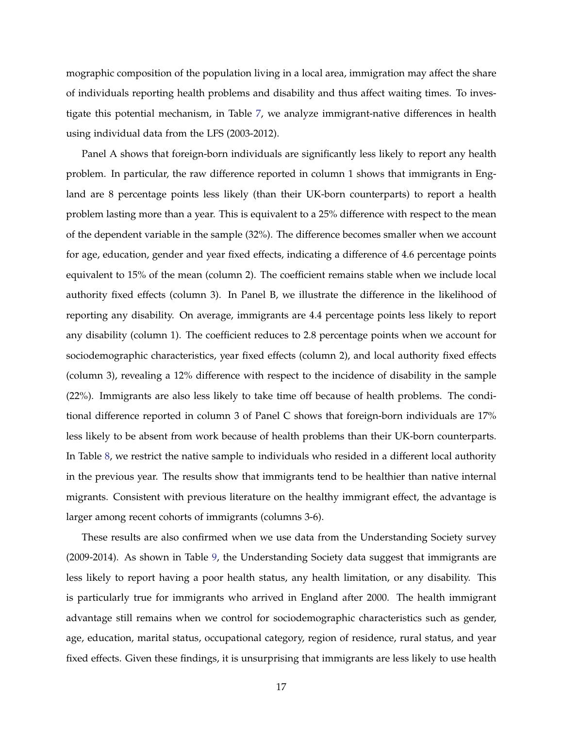mographic composition of the population living in a local area, immigration may affect the share of individuals reporting health problems and disability and thus affect waiting times. To investigate this potential mechanism, in Table 7, we analyze immigrant-native differences in health using individual data from the LFS (2003-2012).

Panel A shows that foreign-born individuals are significantly less likely to report any health problem. In particular, the raw difference reported in column 1 shows that immigrants in England are 8 percentage points less likely (than their UK-born counterparts) to report a health problem lasting more than a year. This is equivalent to a 25% difference with respect to the mean of the dependent variable in the sample (32%). The difference becomes smaller when we account for age, education, gender and year fixed effects, indicating a difference of 4.6 percentage points equivalent to 15% of the mean (column 2). The coefficient remains stable when we include local authority fixed effects (column 3). In Panel B, we illustrate the difference in the likelihood of reporting any disability. On average, immigrants are 4.4 percentage points less likely to report any disability (column 1). The coefficient reduces to 2.8 percentage points when we account for sociodemographic characteristics, year fixed effects (column 2), and local authority fixed effects (column 3), revealing a 12% difference with respect to the incidence of disability in the sample (22%). Immigrants are also less likely to take time off because of health problems. The conditional difference reported in column 3 of Panel C shows that foreign-born individuals are 17% less likely to be absent from work because of health problems than their UK-born counterparts. In Table 8, we restrict the native sample to individuals who resided in a different local authority in the previous year. The results show that immigrants tend to be healthier than native internal migrants. Consistent with previous literature on the healthy immigrant effect, the advantage is larger among recent cohorts of immigrants (columns 3-6).

These results are also confirmed when we use data from the Understanding Society survey (2009-2014). As shown in Table 9, the Understanding Society data suggest that immigrants are less likely to report having a poor health status, any health limitation, or any disability. This is particularly true for immigrants who arrived in England after 2000. The health immigrant advantage still remains when we control for sociodemographic characteristics such as gender, age, education, marital status, occupational category, region of residence, rural status, and year fixed effects. Given these findings, it is unsurprising that immigrants are less likely to use health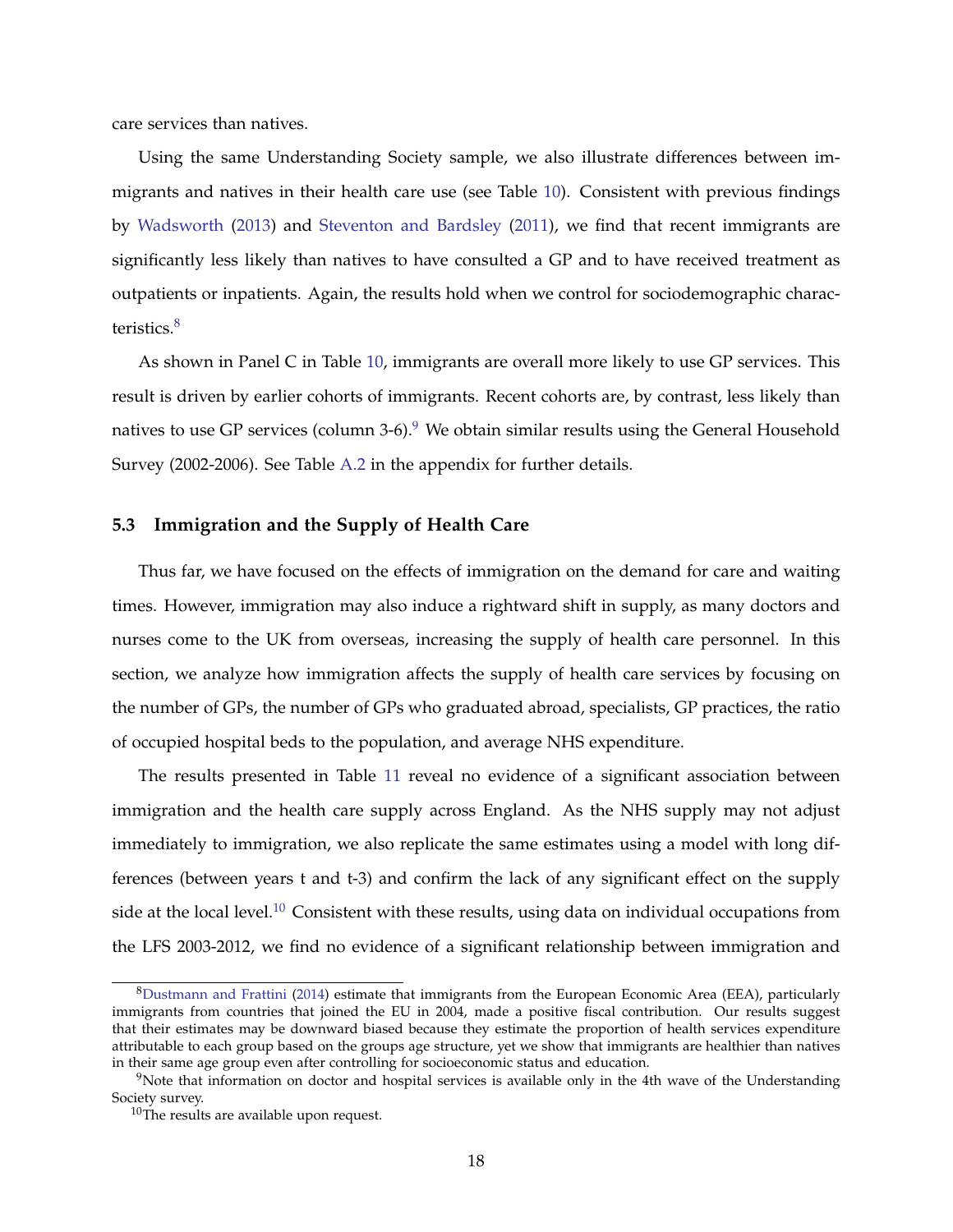care services than natives.

Using the same Understanding Society sample, we also illustrate differences between immigrants and natives in their health care use (see Table 10). Consistent with previous findings by Wadsworth (2013) and Steventon and Bardsley (2011), we find that recent immigrants are significantly less likely than natives to have consulted a GP and to have received treatment as outpatients or inpatients. Again, the results hold when we control for sociodemographic characteristics.[8]

As shown in Panel C in Table 10, immigrants are overall more likely to use GP services. This result is driven by earlier cohorts of immigrants. Recent cohorts are, by contrast, less likely than natives to use GP services (column 3-6).[9] We obtain similar results using the General Household Survey (2002-2006). See Table A.2 in the appendix for further details.

### 5.3 Immigration and the Supply of Health Care

Thus far, we have focused on the effects of immigration on the demand for care and waiting times. However, immigration may also induce a rightward shift in supply, as many doctors and nurses come to the UK from overseas, increasing the supply of health care personnel. In this section, we analyze how immigration affects the supply of health care services by focusing on the number of GPs, the number of GPs who graduated abroad, specialists, GP practices, the ratio of occupied hospital beds to the population, and average NHS expenditure.

The results presented in Table 11 reveal no evidence of a significant association between immigration and the health care supply across England. As the NHS supply may not adjust immediately to immigration, we also replicate the same estimates using a model with long differences (between years t and t-3) and confirm the lack of any significant effect on the supply side at the local level.[10] Consistent with these results, using data on individual occupations from the LFS 2003-2012, we find no evidence of a significant relationship between immigration and

---

[8] Dustmann and Frattini (2014) estimate that immigrants from the European Economic Area (EEA), particularly immigrants from countries that joined the EU in 2004, made a positive fiscal contribution. Our results suggest that their estimates may be downward biased because they estimate the proportion of health services expenditure attributable to each group based on the groups age structure, yet we show that immigrants are healthier than natives in their same age group even after controlling for socioeconomic status and education.

[9] Note that information on doctor and hospital services is available only in the 4th wave of the Understanding Society survey.

[10] The results are available upon request.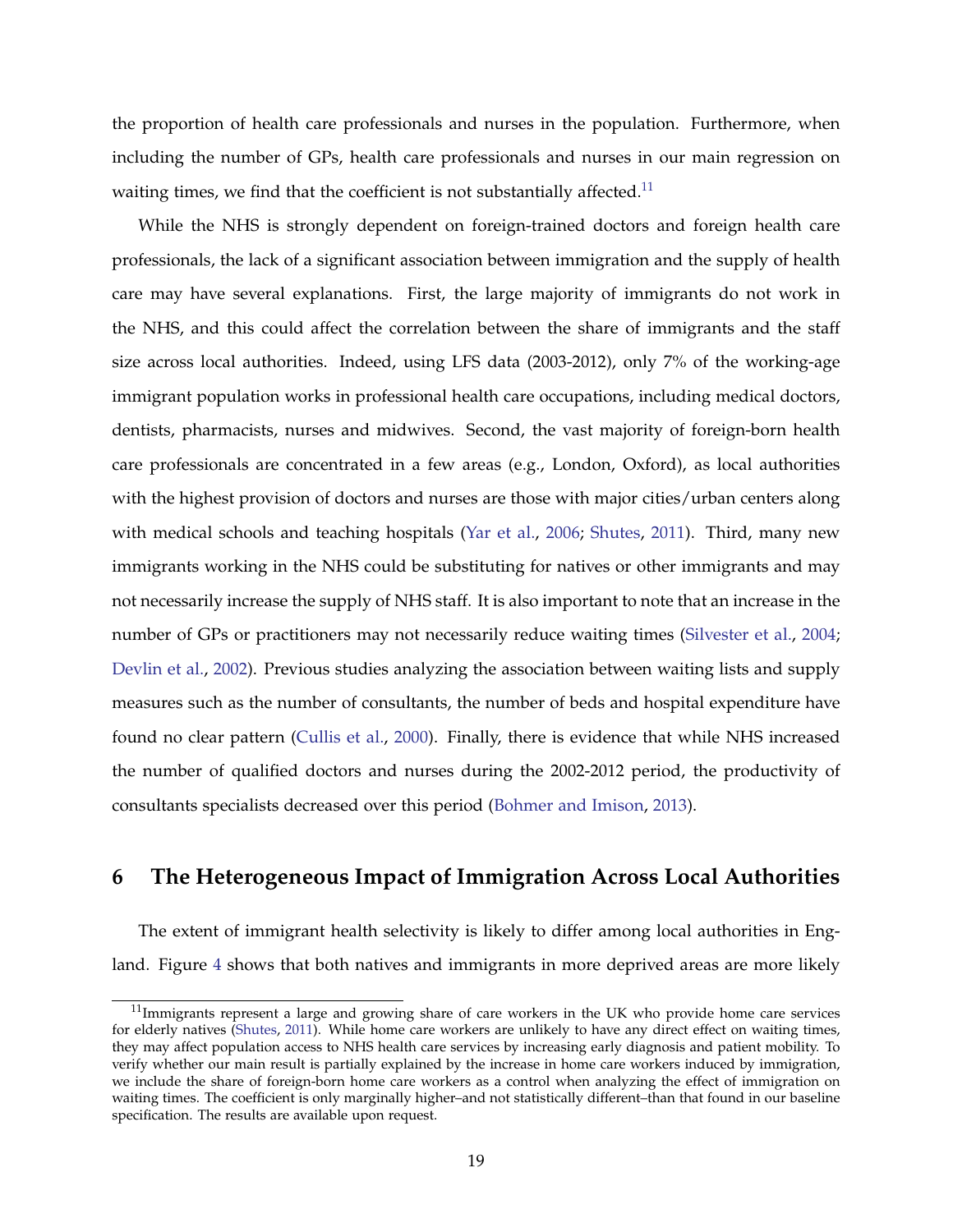the proportion of health care professionals and nurses in the population. Furthermore, when including the number of GPs, health care professionals and nurses in our main regression on waiting times, we find that the coefficient is not substantially affected.[11]

While the NHS is strongly dependent on foreign-trained doctors and foreign health care professionals, the lack of a significant association between immigration and the supply of health care may have several explanations. First, the large majority of immigrants do not work in the NHS, and this could affect the correlation between the share of immigrants and the staff size across local authorities. Indeed, using LFS data (2003-2012), only 7% of the working-age immigrant population works in professional health care occupations, including medical doctors, dentists, pharmacists, nurses and midwives. Second, the vast majority of foreign-born health care professionals are concentrated in a few areas (e.g., London, Oxford), as local authorities with the highest provision of doctors and nurses are those with major cities/urban centers along with medical schools and teaching hospitals (Yar et al., 2006; Shutes, 2011). Third, many new immigrants working in the NHS could be substituting for natives or other immigrants and may not necessarily increase the supply of NHS staff. It is also important to note that an increase in the number of GPs or practitioners may not necessarily reduce waiting times (Silvester et al., 2004; Devlin et al., 2002). Previous studies analyzing the association between waiting lists and supply measures such as the number of consultants, the number of beds and hospital expenditure have found no clear pattern (Cullis et al., 2000). Finally, there is evidence that while NHS increased the number of qualified doctors and nurses during the 2002-2012 period, the productivity of consultants specialists decreased over this period (Bohmer and Imison, 2013).

## 6 The Heterogeneous Impact of Immigration Across Local Authorities

The extent of immigrant health selectivity is likely to differ among local authorities in England. Figure 4 shows that both natives and immigrants in more deprived areas are more likely

[11] Immigrants represent a large and growing share of care workers in the UK who provide home care services for elderly natives (Shutes, 2011). While home care workers are unlikely to have any direct effect on waiting times, they may affect population access to NHS health care services by increasing early diagnosis and patient mobility. To verify whether our main result is partially explained by the increase in home care workers induced by immigration, we include the share of foreign-born home care workers as a control when analyzing the effect of immigration on waiting times. The coefficient is only marginally higher–and not statistically different–than that found in our baseline specification. The results are available upon request.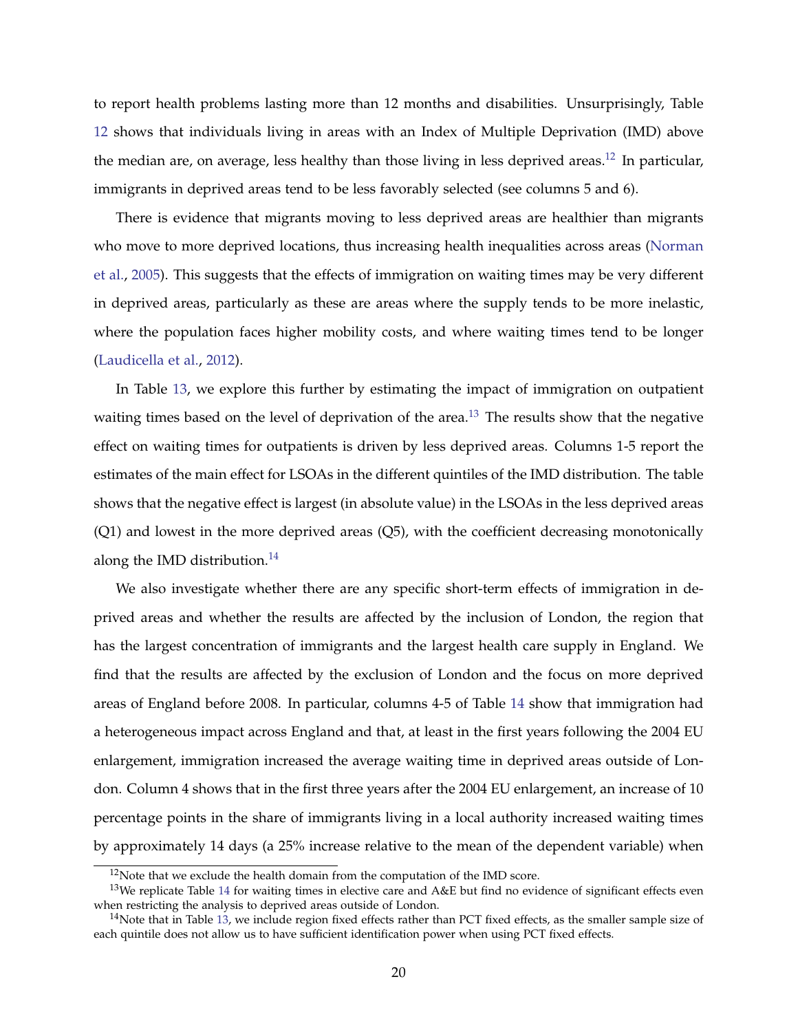to report health problems lasting more than 12 months and disabilities. Unsurprisingly, Table 12 shows that individuals living in areas with an Index of Multiple Deprivation (IMD) above the median are, on average, less healthy than those living in less deprived areas.[12] In particular, immigrants in deprived areas tend to be less favorably selected (see columns 5 and 6).

There is evidence that migrants moving to less deprived areas are healthier than migrants who move to more deprived locations, thus increasing health inequalities across areas (Norman et al., 2005). This suggests that the effects of immigration on waiting times may be very different in deprived areas, particularly as these are areas where the supply tends to be more inelastic, where the population faces higher mobility costs, and where waiting times tend to be longer (Laudicella et al., 2012).

In Table 13, we explore this further by estimating the impact of immigration on outpatient waiting times based on the level of deprivation of the area.[13] The results show that the negative effect on waiting times for outpatients is driven by less deprived areas. Columns 1-5 report the estimates of the main effect for LSOAs in the different quintiles of the IMD distribution. The table shows that the negative effect is largest (in absolute value) in the LSOAs in the less deprived areas (Q1) and lowest in the more deprived areas (Q5), with the coefficient decreasing monotonically along the IMD distribution.[14]

We also investigate whether there are any specific short-term effects of immigration in deprived areas and whether the results are affected by the inclusion of London, the region that has the largest concentration of immigrants and the largest health care supply in England. We find that the results are affected by the exclusion of London and the focus on more deprived areas of England before 2008. In particular, columns 4-5 of Table 14 show that immigration had a heterogeneous impact across England and that, at least in the first years following the 2004 EU enlargement, immigration increased the average waiting time in deprived areas outside of London. Column 4 shows that in the first three years after the 2004 EU enlargement, an increase of 10 percentage points in the share of immigrants living in a local authority increased waiting times by approximately 14 days (a 25% increase relative to the mean of the dependent variable) when

[12] Note that we exclude the health domain from the computation of the IMD score.

[13] We replicate Table 14 for waiting times in elective care and A&E but find no evidence of significant effects even when restricting the analysis to deprived areas outside of London.

[14] Note that in Table 13, we include region fixed effects rather than PCT fixed effects, as the smaller sample size of each quintile does not allow us to have sufficient identification power when using PCT fixed effects.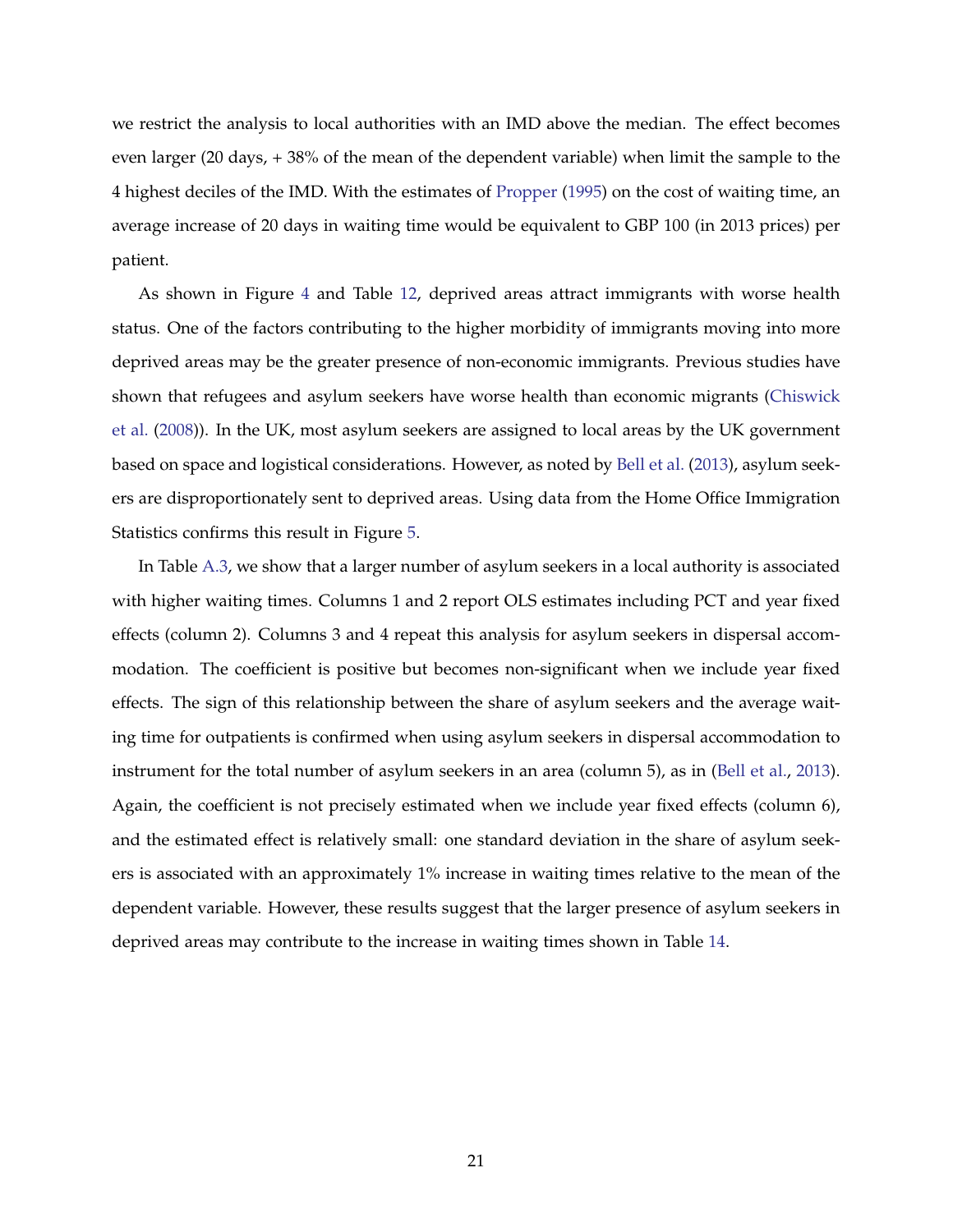we restrict the analysis to local authorities with an IMD above the median. The effect becomes even larger (20 days, + 38% of the mean of the dependent variable) when limit the sample to the 4 highest deciles of the IMD. With the estimates of Propper (1995) on the cost of waiting time, an average increase of 20 days in waiting time would be equivalent to GBP 100 (in 2013 prices) per patient.

As shown in Figure 4 and Table 12, deprived areas attract immigrants with worse health status. One of the factors contributing to the higher morbidity of immigrants moving into more deprived areas may be the greater presence of non-economic immigrants. Previous studies have shown that refugees and asylum seekers have worse health than economic migrants (Chiswick et al. (2008)). In the UK, most asylum seekers are assigned to local areas by the UK government based on space and logistical considerations. However, as noted by Bell et al. (2013), asylum seekers are disproportionately sent to deprived areas. Using data from the Home Office Immigration Statistics confirms this result in Figure 5.

In Table A.3, we show that a larger number of asylum seekers in a local authority is associated with higher waiting times. Columns 1 and 2 report OLS estimates including PCT and year fixed effects (column 2). Columns 3 and 4 repeat this analysis for asylum seekers in dispersal accommodation. The coefficient is positive but becomes non-significant when we include year fixed effects. The sign of this relationship between the share of asylum seekers and the average waiting time for outpatients is confirmed when using asylum seekers in dispersal accommodation to instrument for the total number of asylum seekers in an area (column 5), as in (Bell et al., 2013). Again, the coefficient is not precisely estimated when we include year fixed effects (column 6), and the estimated effect is relatively small: one standard deviation in the share of asylum seekers is associated with an approximately 1% increase in waiting times relative to the mean of the dependent variable. However, these results suggest that the larger presence of asylum seekers in deprived areas may contribute to the increase in waiting times shown in Table 14.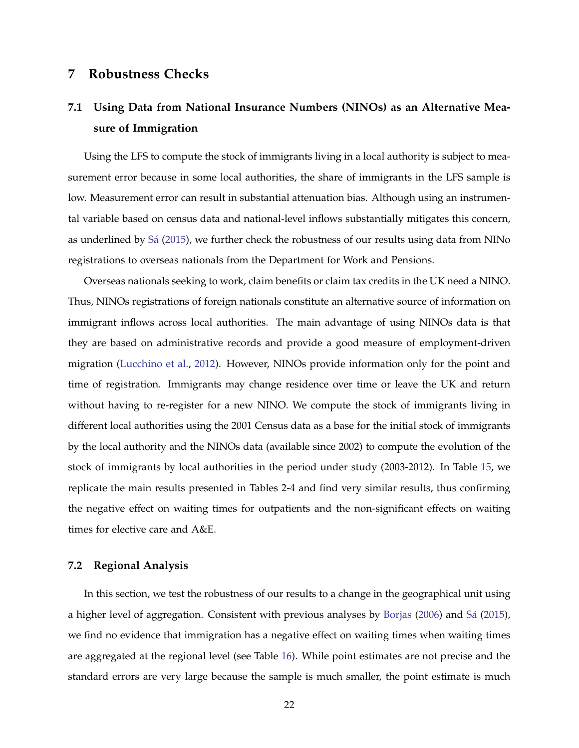# 7 Robustness Checks

## 7.1 Using Data from National Insurance Numbers (NINOs) as an Alternative Measure of Immigration

Using the LFS to compute the stock of immigrants living in a local authority is subject to measurement error because in some local authorities, the share of immigrants in the LFS sample is low. Measurement error can result in substantial attenuation bias. Although using an instrumental variable based on census data and national-level inflows substantially mitigates this concern, as underlined by Sá (2015), we further check the robustness of our results using data from NINo registrations to overseas nationals from the Department for Work and Pensions.

Overseas nationals seeking to work, claim benefits or claim tax credits in the UK need a NINO. Thus, NINOs registrations of foreign nationals constitute an alternative source of information on immigrant inflows across local authorities. The main advantage of using NINOs data is that they are based on administrative records and provide a good measure of employment-driven migration (Lucchino et al., 2012). However, NINOs provide information only for the point and time of registration. Immigrants may change residence over time or leave the UK and return without having to re-register for a new NINO. We compute the stock of immigrants living in different local authorities using the 2001 Census data as a base for the initial stock of immigrants by the local authority and the NINOs data (available since 2002) to compute the evolution of the stock of immigrants by local authorities in the period under study (2003-2012). In Table 15, we replicate the main results presented in Tables 2-4 and find very similar results, thus confirming the negative effect on waiting times for outpatients and the non-significant effects on waiting times for elective care and A&E.

## 7.2 Regional Analysis

In this section, we test the robustness of our results to a change in the geographical unit using a higher level of aggregation. Consistent with previous analyses by Borjas (2006) and Sá (2015), we find no evidence that immigration has a negative effect on waiting times when waiting times are aggregated at the regional level (see Table 16). While point estimates are not precise and the standard errors are very large because the sample is much smaller, the point estimate is much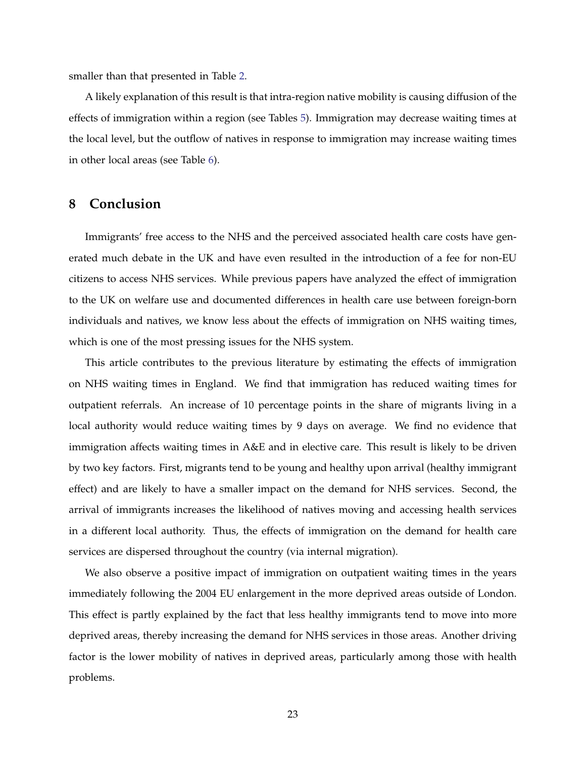smaller than that presented in Table 2.

A likely explanation of this result is that intra-region native mobility is causing diffusion of the effects of immigration within a region (see Tables 5). Immigration may decrease waiting times at the local level, but the outflow of natives in response to immigration may increase waiting times in other local areas (see Table 6).

## 8 Conclusion

Immigrants' free access to the NHS and the perceived associated health care costs have generated much debate in the UK and have even resulted in the introduction of a fee for non-EU citizens to access NHS services. While previous papers have analyzed the effect of immigration to the UK on welfare use and documented differences in health care use between foreign-born individuals and natives, we know less about the effects of immigration on NHS waiting times, which is one of the most pressing issues for the NHS system.

This article contributes to the previous literature by estimating the effects of immigration on NHS waiting times in England. We find that immigration has reduced waiting times for outpatient referrals. An increase of 10 percentage points in the share of migrants living in a local authority would reduce waiting times by 9 days on average. We find no evidence that immigration affects waiting times in A&E and in elective care. This result is likely to be driven by two key factors. First, migrants tend to be young and healthy upon arrival (healthy immigrant effect) and are likely to have a smaller impact on the demand for NHS services. Second, the arrival of immigrants increases the likelihood of natives moving and accessing health services in a different local authority. Thus, the effects of immigration on the demand for health care services are dispersed throughout the country (via internal migration).

We also observe a positive impact of immigration on outpatient waiting times in the years immediately following the 2004 EU enlargement in the more deprived areas outside of London. This effect is partly explained by the fact that less healthy immigrants tend to move into more deprived areas, thereby increasing the demand for NHS services in those areas. Another driving factor is the lower mobility of natives in deprived areas, particularly among those with health problems.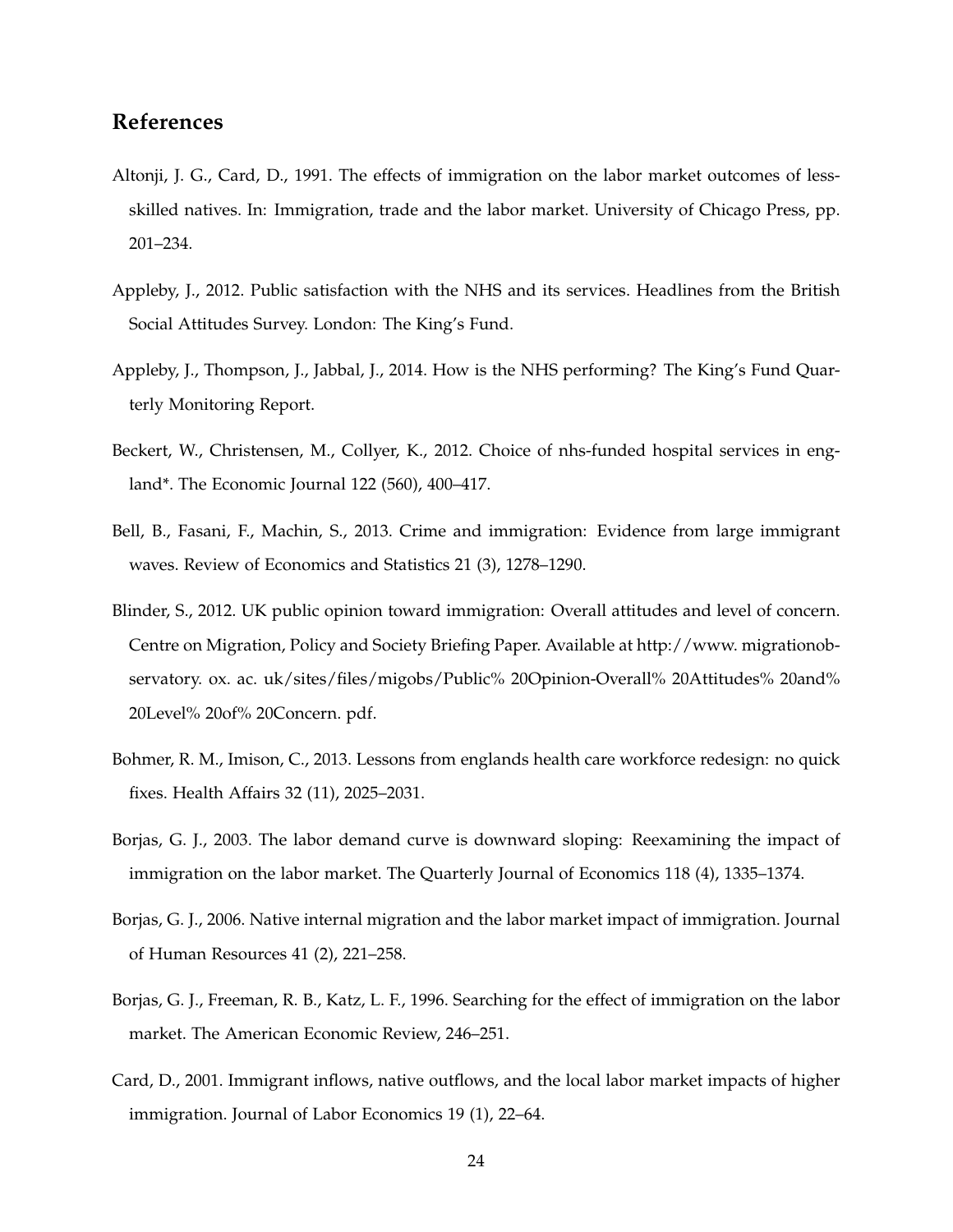## References

Altonji, J. G., Card, D., 1991. The effects of immigration on the labor market outcomes of less-skilled natives. In: Immigration, trade and the labor market. University of Chicago Press, pp. 201–234.

Appleby, J., 2012. Public satisfaction with the NHS and its services. Headlines from the British Social Attitudes Survey. London: The King's Fund.

Appleby, J., Thompson, J., Jabbal, J., 2014. How is the NHS performing? The King's Fund Quarterly Monitoring Report.

Beckert, W., Christensen, M., Collyer, K., 2012. Choice of nhs-funded hospital services in england*. The Economic Journal 122 (560), 400–417.

Bell, B., Fasani, F., Machin, S., 2013. Crime and immigration: Evidence from large immigrant waves. Review of Economics and Statistics 21 (3), 1278–1290.

Blinder, S., 2012. UK public opinion toward immigration: Overall attitudes and level of concern. Centre on Migration, Policy and Society Briefing Paper. Available at http://www. migrationobservatory. ox. ac. uk/sites/files/migobs/Public% 20Opinion-Overall% 20Attitudes% 20and% 20Level% 20of% 20Concern. pdf.

Bohmer, R. M., Imison, C., 2013. Lessons from englands health care workforce redesign: no quick fixes. Health Affairs 32 (11), 2025–2031.

Borjas, G. J., 2003. The labor demand curve is downward sloping: Reexamining the impact of immigration on the labor market. The Quarterly Journal of Economics 118 (4), 1335–1374.

Borjas, G. J., 2006. Native internal migration and the labor market impact of immigration. Journal of Human Resources 41 (2), 221–258.

Borjas, G. J., Freeman, R. B., Katz, L. F., 1996. Searching for the effect of immigration on the labor market. The American Economic Review, 246–251.

Card, D., 2001. Immigrant inflows, native outflows, and the local labor market impacts of higher immigration. Journal of Labor Economics 19 (1), 22–64.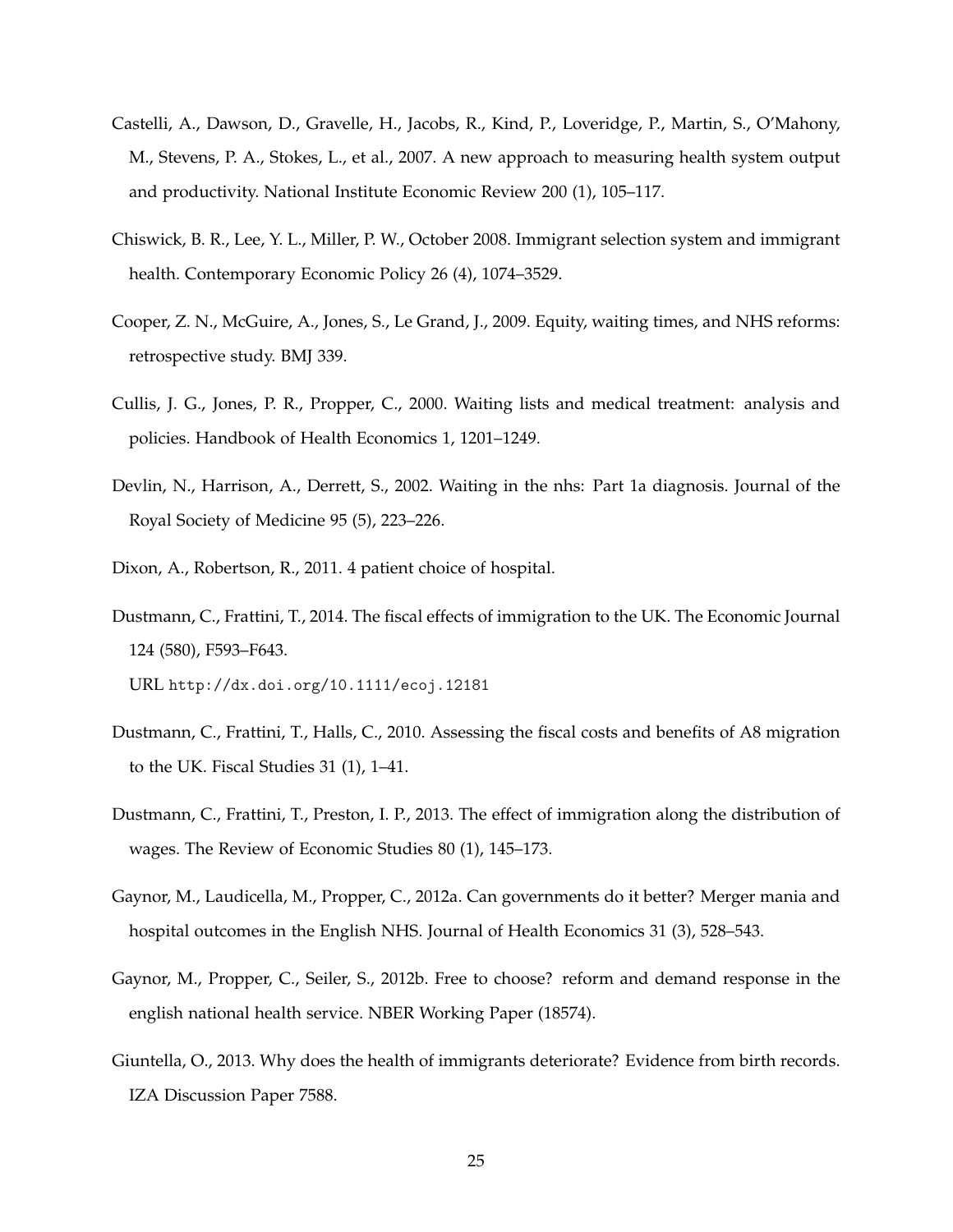Castelli, A., Dawson, D., Gravelle, H., Jacobs, R., Kind, P., Loveridge, P., Martin, S., O'Mahony, M., Stevens, P. A., Stokes, L., et al., 2007. A new approach to measuring health system output and productivity. National Institute Economic Review 200 (1), 105–117.

Chiswick, B. R., Lee, Y. L., Miller, P. W., October 2008. Immigrant selection system and immigrant health. Contemporary Economic Policy 26 (4), 1074–3529.

Cooper, Z. N., McGuire, A., Jones, S., Le Grand, J., 2009. Equity, waiting times, and NHS reforms: retrospective study. BMJ 339.

Cullis, J. G., Jones, P. R., Propper, C., 2000. Waiting lists and medical treatment: analysis and policies. Handbook of Health Economics 1, 1201–1249.

Devlin, N., Harrison, A., Derrett, S., 2002. Waiting in the nhs: Part 1a diagnosis. Journal of the Royal Society of Medicine 95 (5), 223–226.

Dixon, A., Robertson, R., 2011. 4 patient choice of hospital.

Dustmann, C., Frattini, T., 2014. The fiscal effects of immigration to the UK. The Economic Journal 124 (580), F593–F643.
URL http://dx.doi.org/10.1111/ecoj.12181

Dustmann, C., Frattini, T., Halls, C., 2010. Assessing the fiscal costs and benefits of A8 migration to the UK. Fiscal Studies 31 (1), 1–41.

Dustmann, C., Frattini, T., Preston, I. P., 2013. The effect of immigration along the distribution of wages. The Review of Economic Studies 80 (1), 145–173.

Gaynor, M., Laudicella, M., Propper, C., 2012a. Can governments do it better? Merger mania and hospital outcomes in the English NHS. Journal of Health Economics 31 (3), 528–543.

Gaynor, M., Propper, C., Seiler, S., 2012b. Free to choose? reform and demand response in the english national health service. NBER Working Paper (18574).

Giuntella, O., 2013. Why does the health of immigrants deteriorate? Evidence from birth records. IZA Discussion Paper 7588.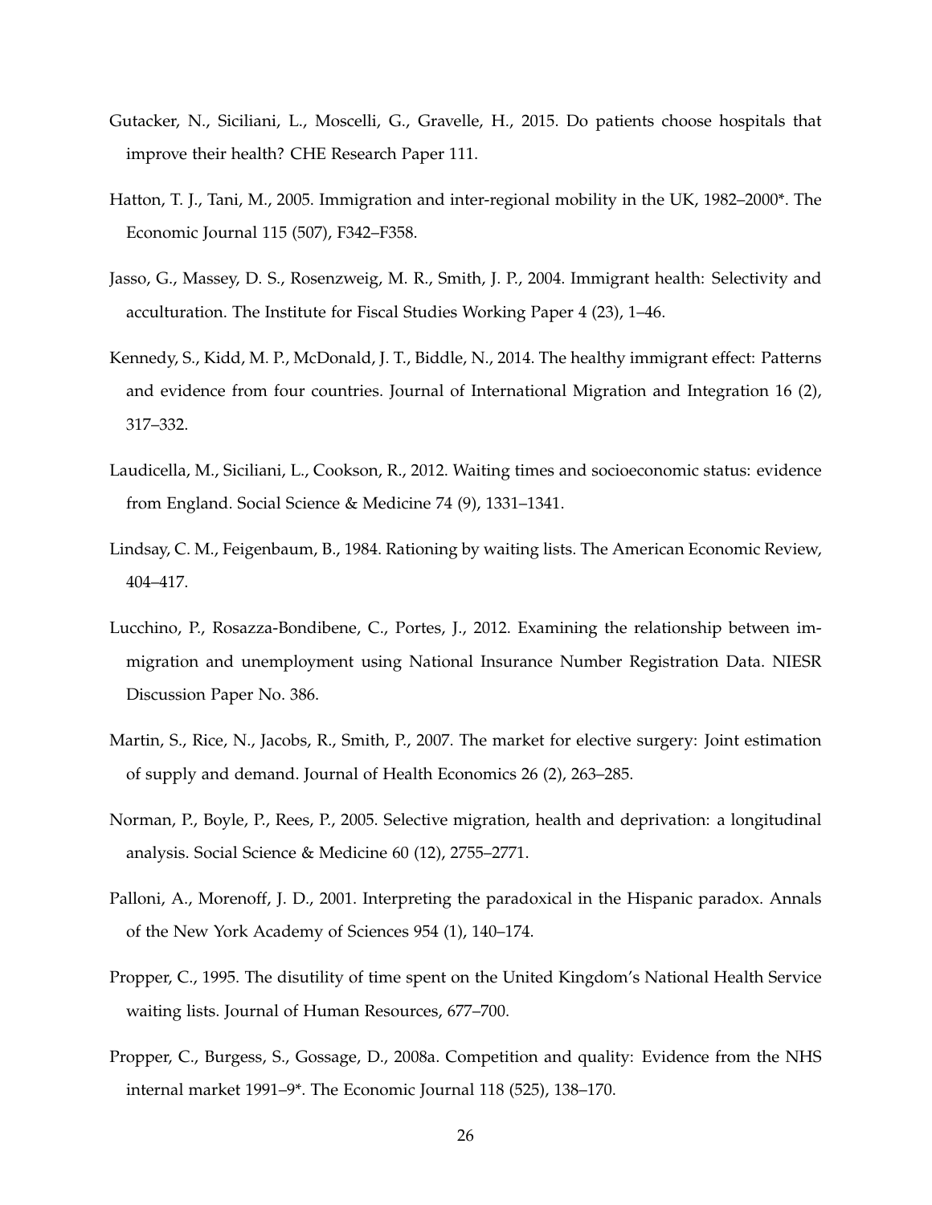Gutacker, N., Siciliani, L., Moscelli, G., Gravelle, H., 2015. Do patients choose hospitals that improve their health? CHE Research Paper 111.

Hatton, T. J., Tani, M., 2005. Immigration and inter-regional mobility in the UK, 1982–2000*. The Economic Journal 115 (507), F342–F358.

Jasso, G., Massey, D. S., Rosenzweig, M. R., Smith, J. P., 2004. Immigrant health: Selectivity and acculturation. The Institute for Fiscal Studies Working Paper 4 (23), 1–46.

Kennedy, S., Kidd, M. P., McDonald, J. T., Biddle, N., 2014. The healthy immigrant effect: Patterns and evidence from four countries. Journal of International Migration and Integration 16 (2), 317–332.

Laudicella, M., Siciliani, L., Cookson, R., 2012. Waiting times and socioeconomic status: evidence from England. Social Science & Medicine 74 (9), 1331–1341.

Lindsay, C. M., Feigenbaum, B., 1984. Rationing by waiting lists. The American Economic Review, 404–417.

Lucchino, P., Rosazza-Bondibene, C., Portes, J., 2012. Examining the relationship between immigration and unemployment using National Insurance Number Registration Data. NIESR Discussion Paper No. 386.

Martin, S., Rice, N., Jacobs, R., Smith, P., 2007. The market for elective surgery: Joint estimation of supply and demand. Journal of Health Economics 26 (2), 263–285.

Norman, P., Boyle, P., Rees, P., 2005. Selective migration, health and deprivation: a longitudinal analysis. Social Science & Medicine 60 (12), 2755–2771.

Palloni, A., Morenoff, J. D., 2001. Interpreting the paradoxical in the Hispanic paradox. Annals of the New York Academy of Sciences 954 (1), 140–174.

Propper, C., 1995. The disutility of time spent on the United Kingdom's National Health Service waiting lists. Journal of Human Resources, 677–700.

Propper, C., Burgess, S., Gossage, D., 2008a. Competition and quality: Evidence from the NHS internal market 1991–9*. The Economic Journal 118 (525), 138–170.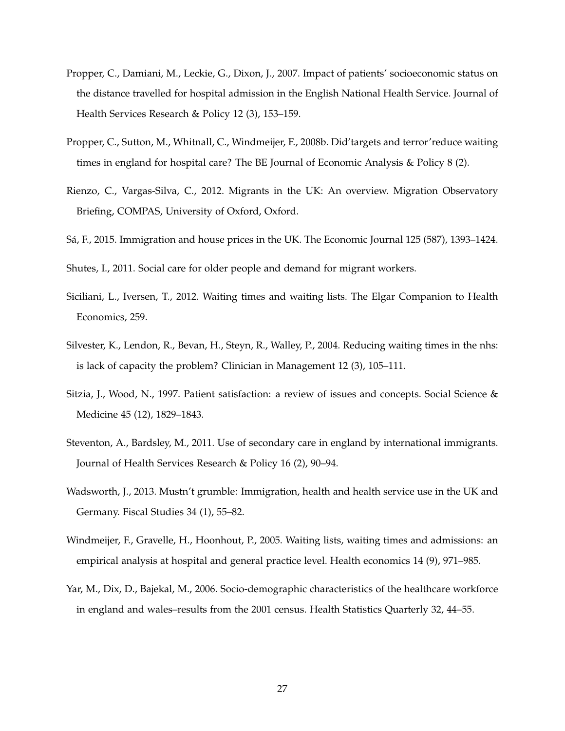Propper, C., Damiani, M., Leckie, G., Dixon, J., 2007. Impact of patients' socioeconomic status on the distance travelled for hospital admission in the English National Health Service. Journal of Health Services Research & Policy 12 (3), 153–159.

Propper, C., Sutton, M., Whitnall, C., Windmeijer, F., 2008b. Did'targets and terror'reduce waiting times in england for hospital care? The BE Journal of Economic Analysis & Policy 8 (2).

Rienzo, C., Vargas-Silva, C., 2012. Migrants in the UK: An overview. Migration Observatory Briefing, COMPAS, University of Oxford, Oxford.

Sá, F., 2015. Immigration and house prices in the UK. The Economic Journal 125 (587), 1393–1424.

Shutes, I., 2011. Social care for older people and demand for migrant workers.

Siciliani, L., Iversen, T., 2012. Waiting times and waiting lists. The Elgar Companion to Health Economics, 259.

Silvester, K., Lendon, R., Bevan, H., Steyn, R., Walley, P., 2004. Reducing waiting times in the nhs: is lack of capacity the problem? Clinician in Management 12 (3), 105–111.

Sitzia, J., Wood, N., 1997. Patient satisfaction: a review of issues and concepts. Social Science & Medicine 45 (12), 1829–1843.

Steventon, A., Bardsley, M., 2011. Use of secondary care in england by international immigrants. Journal of Health Services Research & Policy 16 (2), 90–94.

Wadsworth, J., 2013. Mustn't grumble: Immigration, health and health service use in the UK and Germany. Fiscal Studies 34 (1), 55–82.

Windmeijer, F., Gravelle, H., Hoonhout, P., 2005. Waiting lists, waiting times and admissions: an empirical analysis at hospital and general practice level. Health economics 14 (9), 971–985.

Yar, M., Dix, D., Bajekal, M., 2006. Socio-demographic characteristics of the healthcare workforce in england and wales–results from the 2001 census. Health Statistics Quarterly 32, 44–55.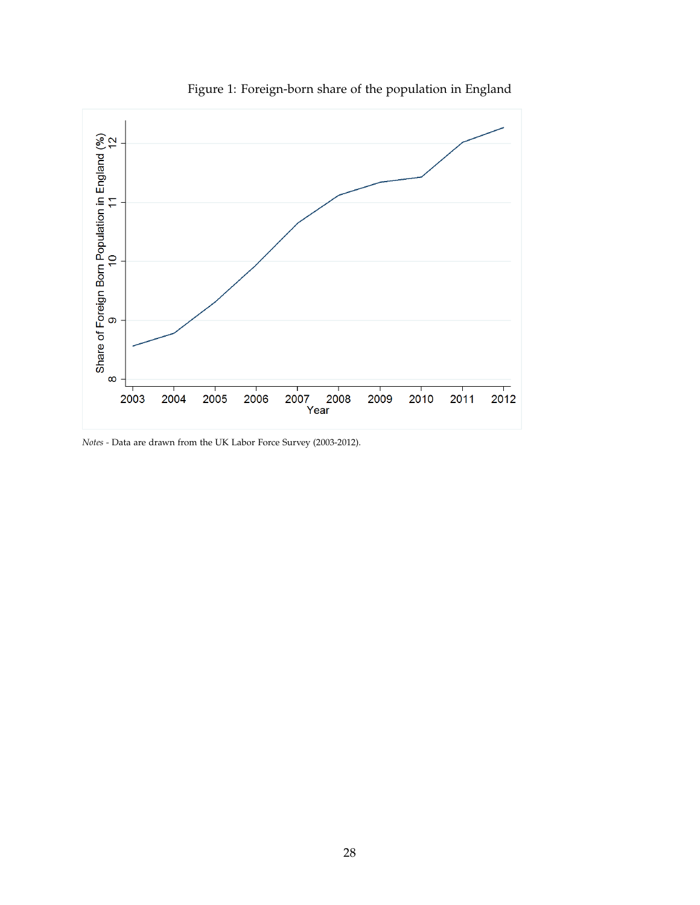Figure 1: Foreign-born share of the population in England

*Notes* - Data are drawn from the UK Labor Force Survey (2003-2012).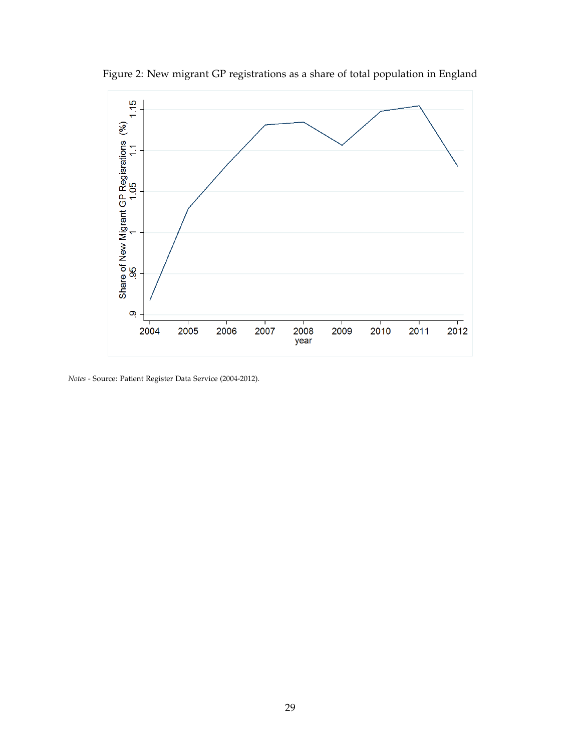Figure 2: New migrant GP registrations as a share of total population in England

*Notes* - Source: Patient Register Data Service (2004-2012).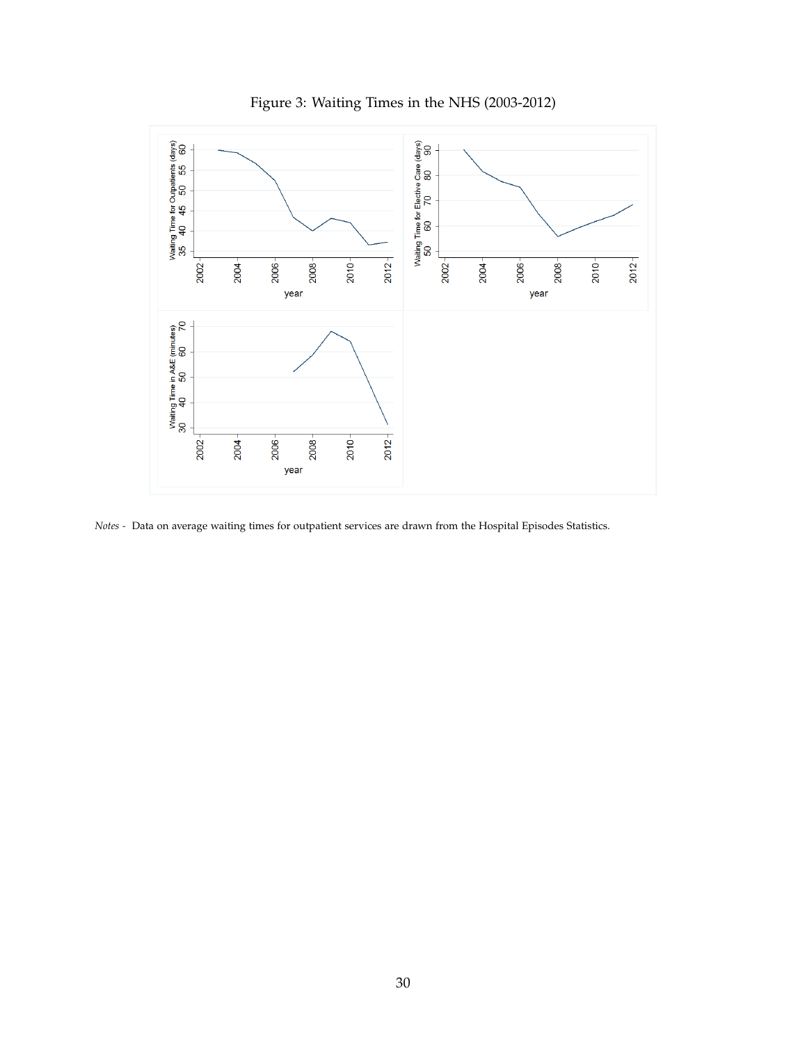Figure 3: Waiting Times in the NHS (2003-2012)

*Notes -* Data on average waiting times for outpatient services are drawn from the Hospital Episodes Statistics.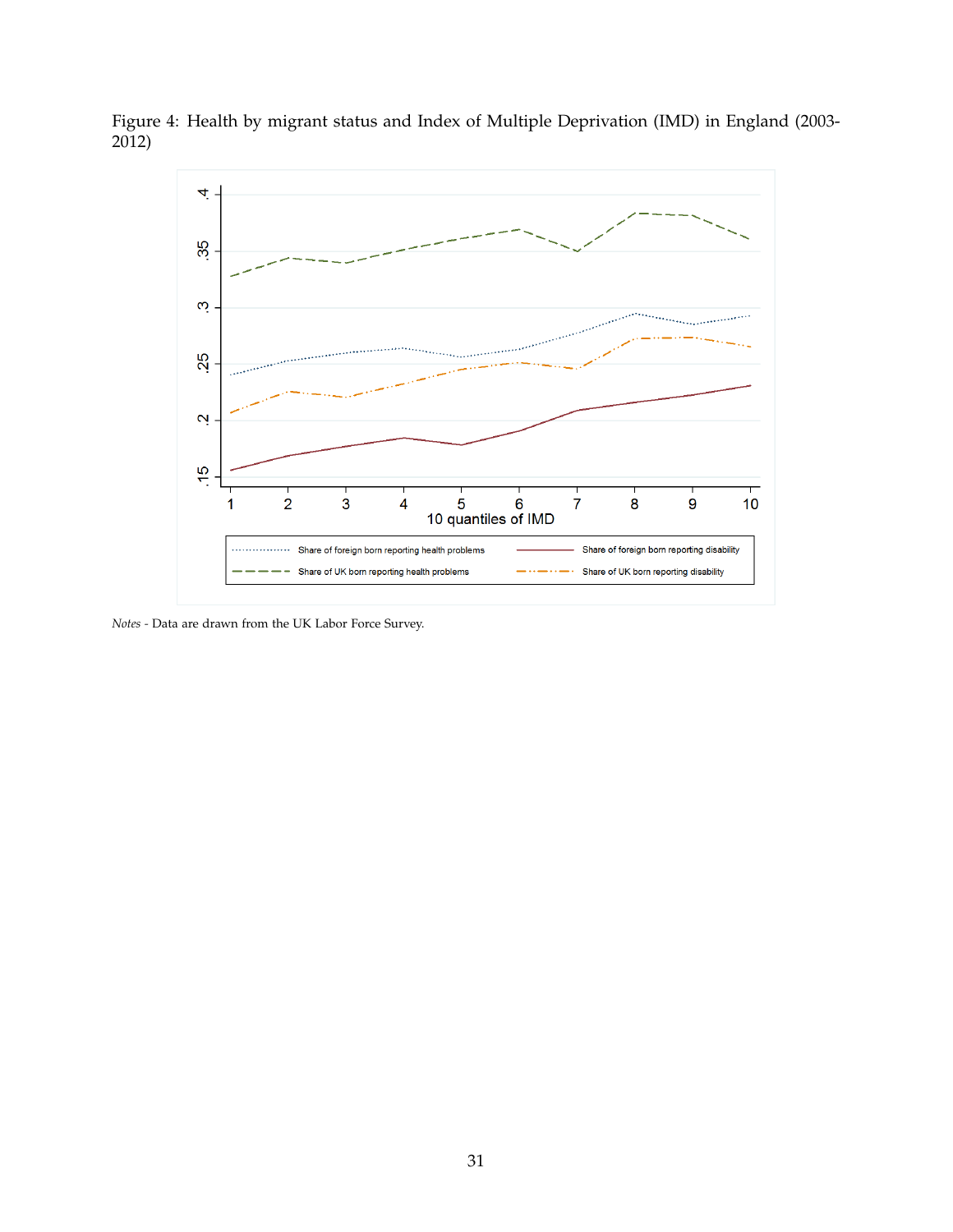Figure 4: Health by migrant status and Index of Multiple Deprivation (IMD) in England (2003-2012)

*Notes* - Data are drawn from the UK Labor Force Survey.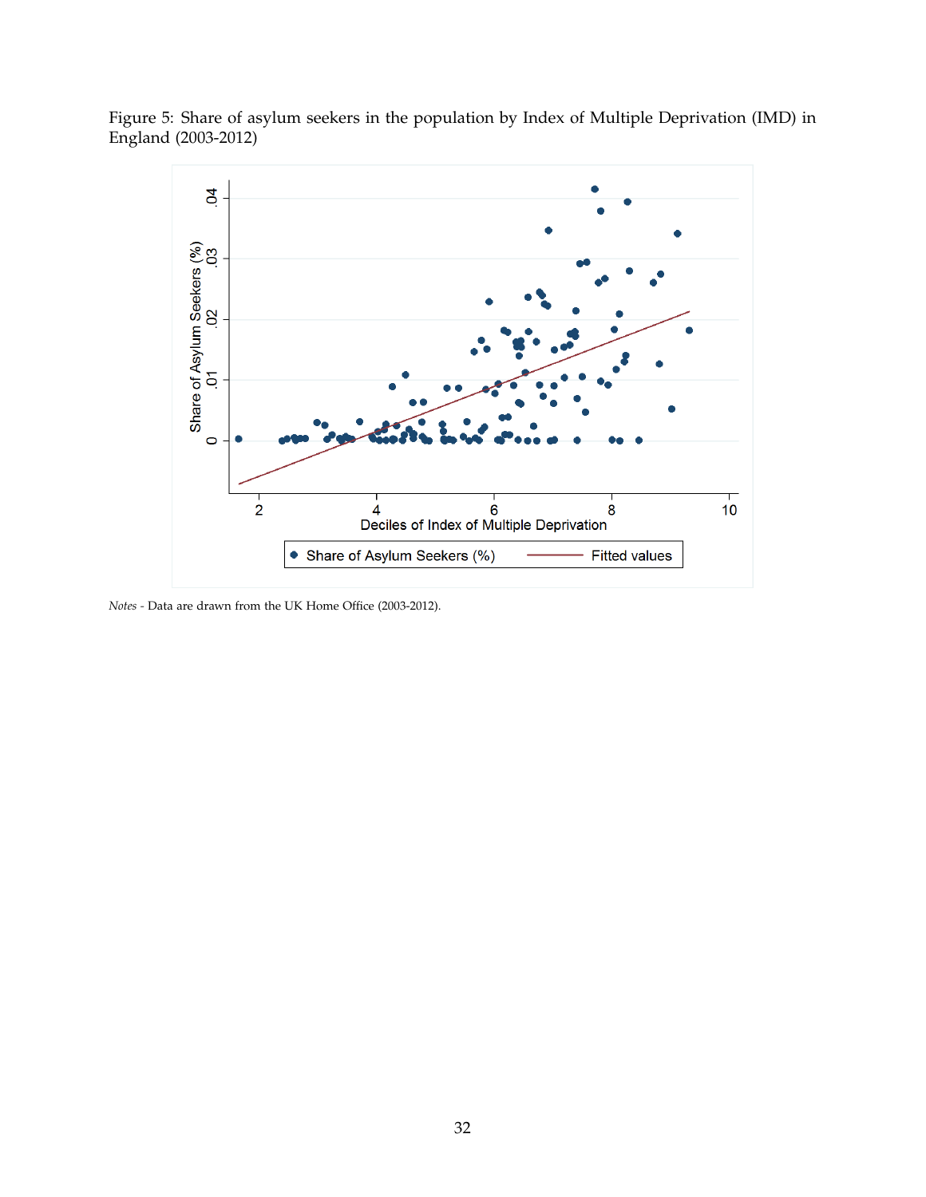Figure 5: Share of asylum seekers in the population by Index of Multiple Deprivation (IMD) in England (2003-2012)

*Notes* - Data are drawn from the UK Home Office (2003-2012).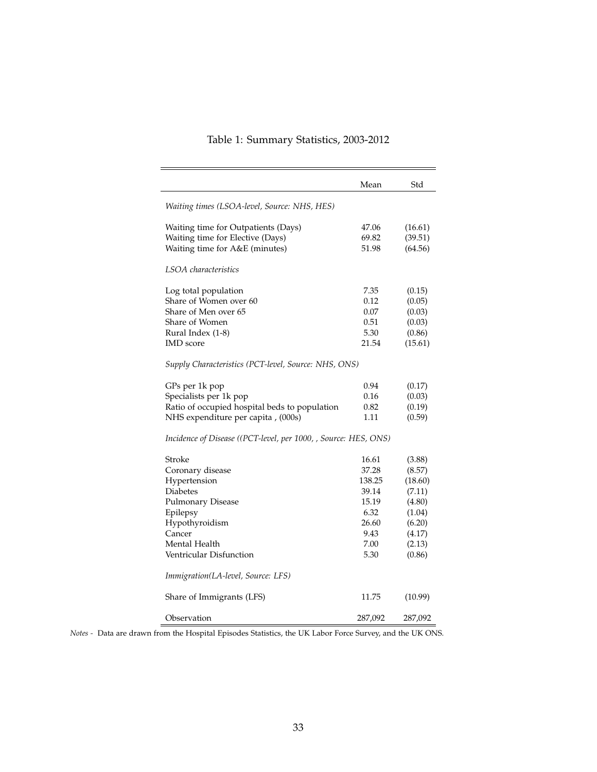Table 1: Summary Statistics, 2003-2012

| | Mean | Std |
|---|---|---|
| *Waiting times (LSOA-level, Source: NHS, HES)* | | |
| Waiting time for Outpatients (Days) | 47.06 | (16.61) |
| Waiting time for Elective (Days) | 69.82 | (39.51) |
| Waiting time for A&E (minutes) | 51.98 | (64.56) |
| *LSOA characteristics* | | |
| Log total population | 7.35 | (0.15) |
| Share of Women over 60 | 0.12 | (0.05) |
| Share of Men over 65 | 0.07 | (0.03) |
| Share of Women | 0.51 | (0.03) |
| Rural Index (1-8) | 5.30 | (0.86) |
| IMD score | 21.54 | (15.61) |
| *Supply Characteristics (PCT-level, Source: NHS, ONS)* | | |
| GPs per 1k pop | 0.94 | (0.17) |
| Specialists per 1k pop | 0.16 | (0.03) |
| Ratio of occupied hospital beds to population | 0.82 | (0.19) |
| NHS expenditure per capita , (000s) | 1.11 | (0.59) |
| *Incidence of Disease ((PCT-level, per 1000, , Source: HES, ONS)* | | |
| Stroke | 16.61 | (3.88) |
| Coronary disease | 37.28 | (8.57) |
| Hypertension | 138.25 | (18.60) |
| Diabetes | 39.14 | (7.11) |
| Pulmonary Disease | 15.19 | (4.80) |
| Epilepsy | 6.32 | (1.04) |
| Hypothyroidism | 26.60 | (6.20) |
| Cancer | 9.43 | (4.17) |
| Mental Health | 7.00 | (2.13) |
| Ventricular Disfunction | 5.30 | (0.86) |
| *Immigration(LA-level, Source: LFS)* | | |
| Share of Immigrants (LFS) | 11.75 | (10.99) |
| Observation | 287,092 | 287,092 |

*Notes* - Data are drawn from the Hospital Episodes Statistics, the UK Labor Force Survey, and the UK ONS.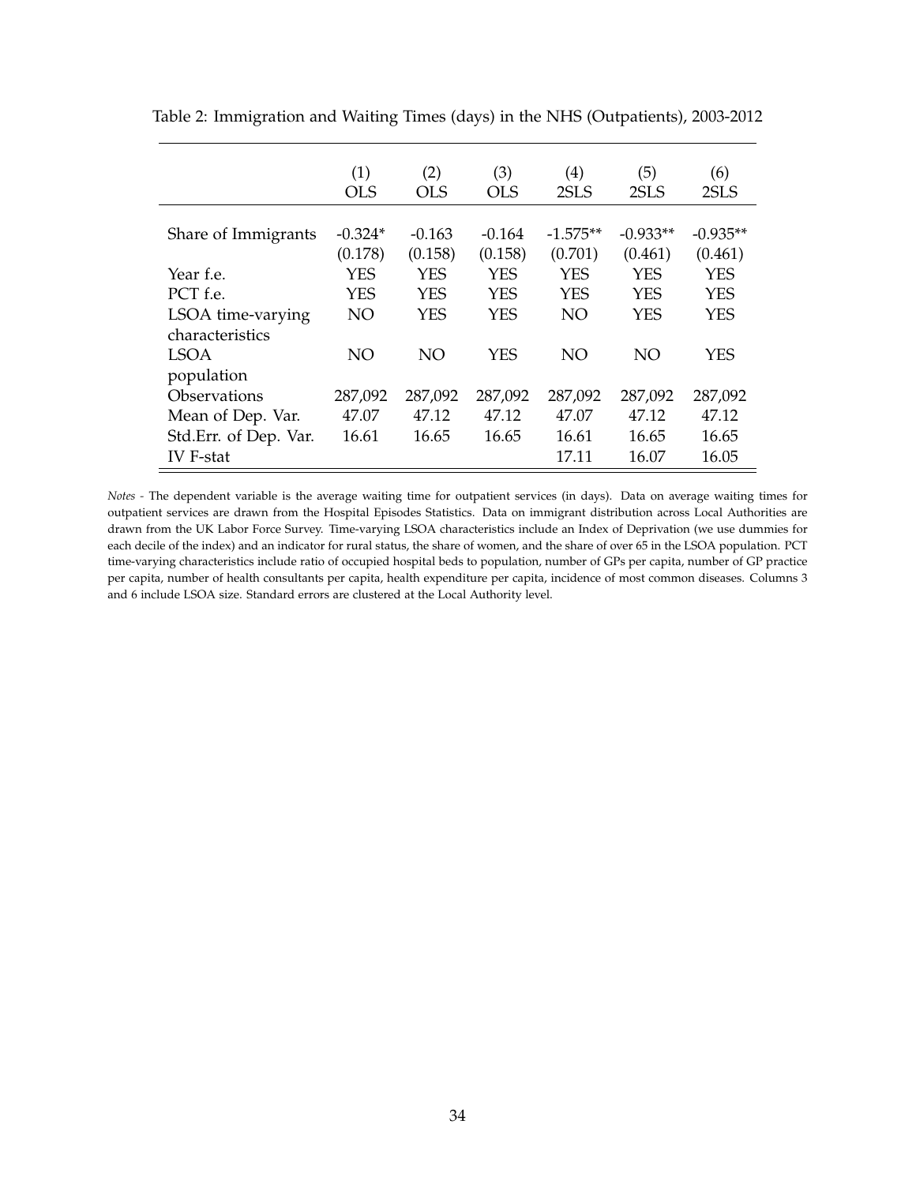Table 2: Immigration and Waiting Times (days) in the NHS (Outpatients), 2003-2012

| | (1) OLS | (2) OLS | (3) OLS | (4) 2SLS | (5) 2SLS | (6) 2SLS |
|---|---|---|---|---|---|---|
| Share of Immigrants | -0.324* | -0.163 | -0.164 | -1.575** | -0.933** | -0.935** |
| | (0.178) | (0.158) | (0.158) | (0.701) | (0.461) | (0.461) |
| Year f.e. | YES | YES | YES | YES | YES | YES |
| PCT f.e. | YES | YES | YES | YES | YES | YES |
| LSOA time-varying characteristics | NO | YES | YES | NO | YES | YES |
| LSOA population | NO | NO | YES | NO | NO | YES |
| Observations | 287,092 | 287,092 | 287,092 | 287,092 | 287,092 | 287,092 |
| Mean of Dep. Var. | 47.07 | 47.12 | 47.12 | 47.07 | 47.12 | 47.12 |
| Std.Err. of Dep. Var. | 16.61 | 16.65 | 16.65 | 16.61 | 16.65 | 16.65 |
| IV F-stat | | | | 17.11 | 16.07 | 16.05 |

*Notes* - The dependent variable is the average waiting time for outpatient services (in days). Data on average waiting times for outpatient services are drawn from the Hospital Episodes Statistics. Data on immigrant distribution across Local Authorities are drawn from the UK Labor Force Survey. Time-varying LSOA characteristics include an Index of Deprivation (we use dummies for each decile of the index) and an indicator for rural status, the share of women, and the share of over 65 in the LSOA population. PCT time-varying characteristics include ratio of occupied hospital beds to population, number of GPs per capita, number of GP practice per capita, number of health consultants per capita, health expenditure per capita, incidence of most common diseases. Columns 3 and 6 include LSOA size. Standard errors are clustered at the Local Authority level.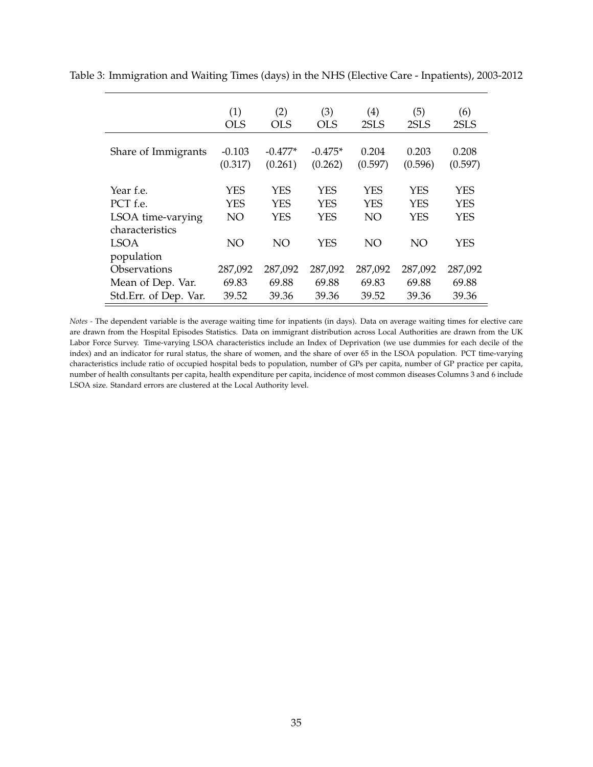Table 3: Immigration and Waiting Times (days) in the NHS (Elective Care - Inpatients), 2003-2012

| | (1) OLS | (2) OLS | (3) OLS | (4) 2SLS | (5) 2SLS | (6) 2SLS |
|---|---|---|---|---|---|---|
| Share of Immigrants | -0.103 | -0.477* | -0.475* | 0.204 | 0.203 | 0.208 |
| | (0.317) | (0.261) | (0.262) | (0.597) | (0.596) | (0.597) |
| Year f.e. | YES | YES | YES | YES | YES | YES |
| PCT f.e. | YES | YES | YES | YES | YES | YES |
| LSOA time-varying characteristics | NO | YES | YES | NO | YES | YES |
| LSOA population | NO | NO | YES | NO | NO | YES |
| Observations | 287,092 | 287,092 | 287,092 | 287,092 | 287,092 | 287,092 |
| Mean of Dep. Var. | 69.83 | 69.88 | 69.88 | 69.83 | 69.88 | 69.88 |
| Std.Err. of Dep. Var. | 39.52 | 39.36 | 39.36 | 39.52 | 39.36 | 39.36 |

*Notes* - The dependent variable is the average waiting time for inpatients (in days). Data on average waiting times for elective care are drawn from the Hospital Episodes Statistics. Data on immigrant distribution across Local Authorities are drawn from the UK Labor Force Survey. Time-varying LSOA characteristics include an Index of Deprivation (we use dummies for each decile of the index) and an indicator for rural status, the share of women, and the share of over 65 in the LSOA population. PCT time-varying characteristics include ratio of occupied hospital beds to population, number of GPs per capita, number of GP practice per capita, number of health consultants per capita, health expenditure per capita, incidence of most common diseases Columns 3 and 6 include LSOA size. Standard errors are clustered at the Local Authority level.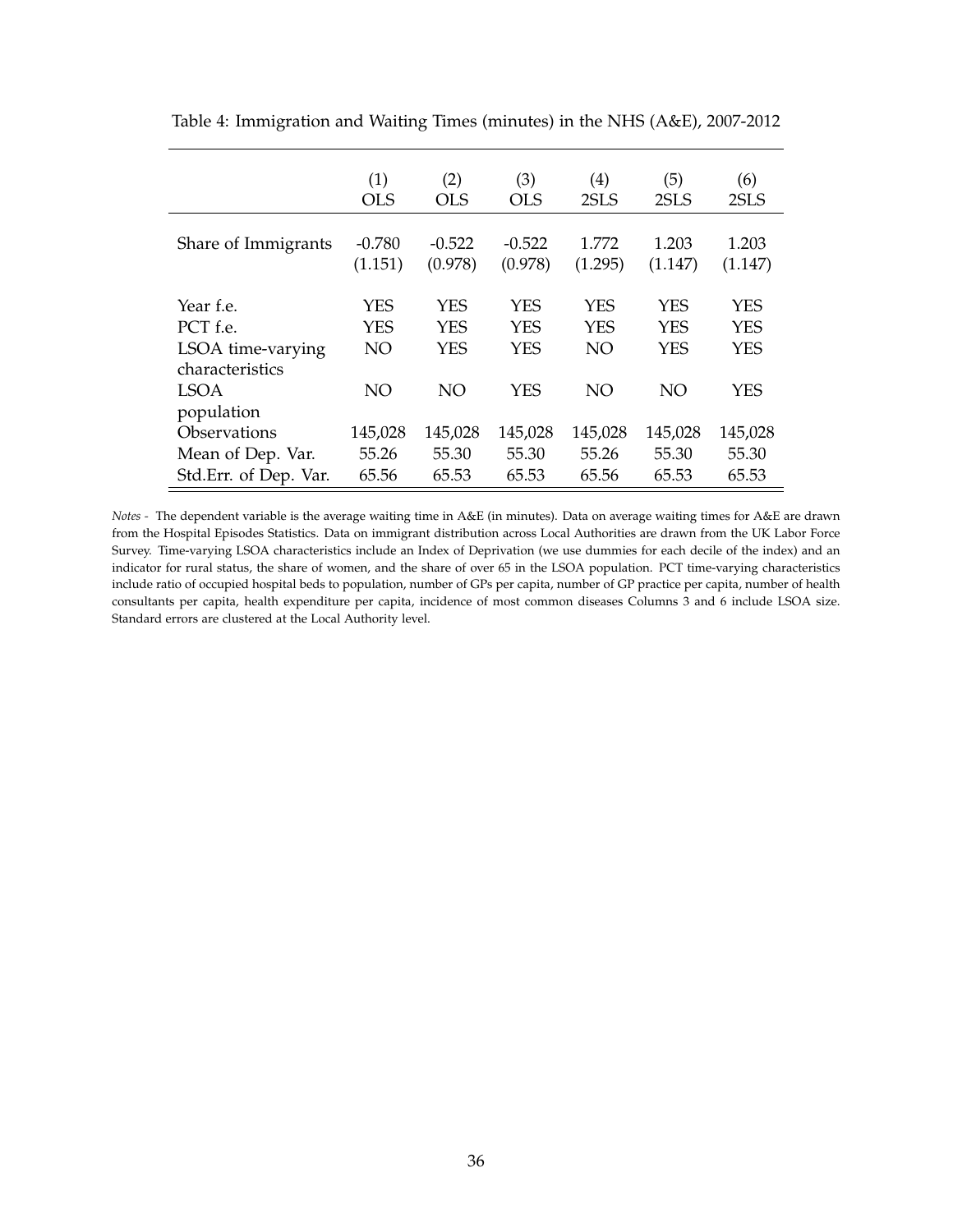Table 4: Immigration and Waiting Times (minutes) in the NHS (A&E), 2007-2012

| | (1) OLS | (2) OLS | (3) OLS | (4) 2SLS | (5) 2SLS | (6) 2SLS |
|---|---|---|---|---|---|---|
| Share of Immigrants | -0.780 | -0.522 | -0.522 | 1.772 | 1.203 | 1.203 |
| | (1.151) | (0.978) | (0.978) | (1.295) | (1.147) | (1.147) |
| Year f.e. | YES | YES | YES | YES | YES | YES |
| PCT f.e. | YES | YES | YES | YES | YES | YES |
| LSOA time-varying characteristics | NO | YES | YES | NO | YES | YES |
| LSOA population | NO | NO | YES | NO | NO | YES |
| Observations | 145,028 | 145,028 | 145,028 | 145,028 | 145,028 | 145,028 |
| Mean of Dep. Var. | 55.26 | 55.30 | 55.30 | 55.26 | 55.30 | 55.30 |
| Std.Err. of Dep. Var. | 65.56 | 65.53 | 65.53 | 65.56 | 65.53 | 65.53 |

*Notes -* The dependent variable is the average waiting time in A&E (in minutes). Data on average waiting times for A&E are drawn from the Hospital Episodes Statistics. Data on immigrant distribution across Local Authorities are drawn from the UK Labor Force Survey. Time-varying LSOA characteristics include an Index of Deprivation (we use dummies for each decile of the index) and an indicator for rural status, the share of women, and the share of over 65 in the LSOA population. PCT time-varying characteristics include ratio of occupied hospital beds to population, number of GPs per capita, number of GP practice per capita, number of health consultants per capita, health expenditure per capita, incidence of most common diseases Columns 3 and 6 include LSOA size. Standard errors are clustered at the Local Authority level.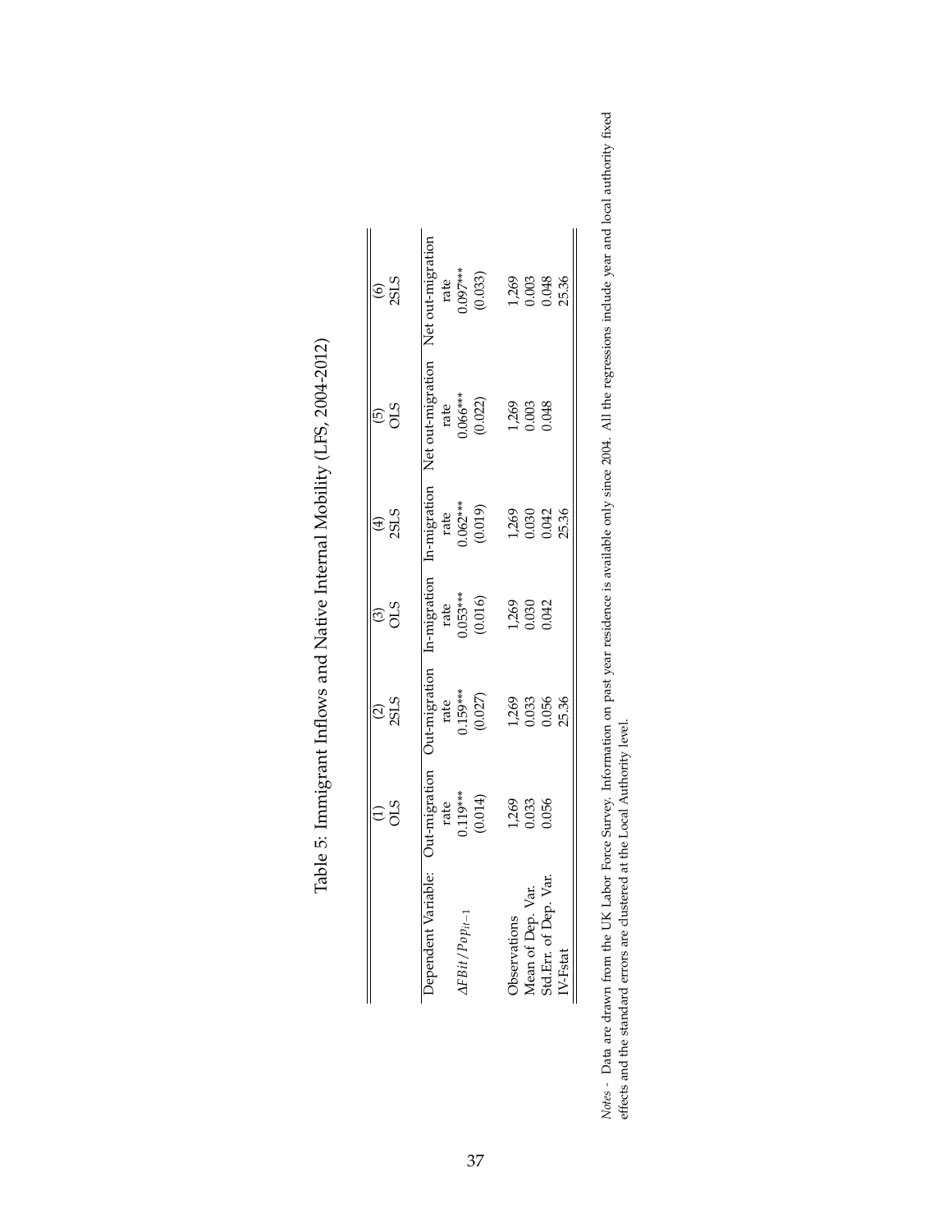Table 5: Immigrant Inflows and Native Internal Mobility (LFS, 2004-2012)

| | (1) OLS | (2) 2SLS | (3) OLS | (4) 2SLS | (5) OLS | (6) 2SLS |
|---|---|---|---|---|---|---|
| Dependent Variable: | Out-migration rate | Out-migration rate | In-migration rate | In-migration rate | Net out-migration rate | Net out-migration rate |
| $\Delta FBit/Pop_{it-1}$ | 0.119*** | 0.159*** | 0.053*** | 0.062*** | 0.066*** | 0.097*** |
| | (0.014) | (0.027) | (0.016) | (0.019) | (0.022) | (0.033) |
| Observations | 1,269 | 1,269 | 1,269 | 1,269 | 1,269 | 1,269 |
| Mean of Dep. Var. | 0.033 | 0.033 | 0.030 | 0.030 | 0.003 | 0.003 |
| Std.Err. of Dep. Var. | 0.056 | 0.056 | 0.042 | 0.042 | 0.048 | 0.048 |
| IV-Fstat | | 25.36 | | 25.36 | | 25.36 |

*Notes* - Data are drawn from the UK Labor Force Survey. Information on past year residence is available only since 2004. All the regressions include year and local authority fixed effects and the standard errors are clustered at the Local Authority level.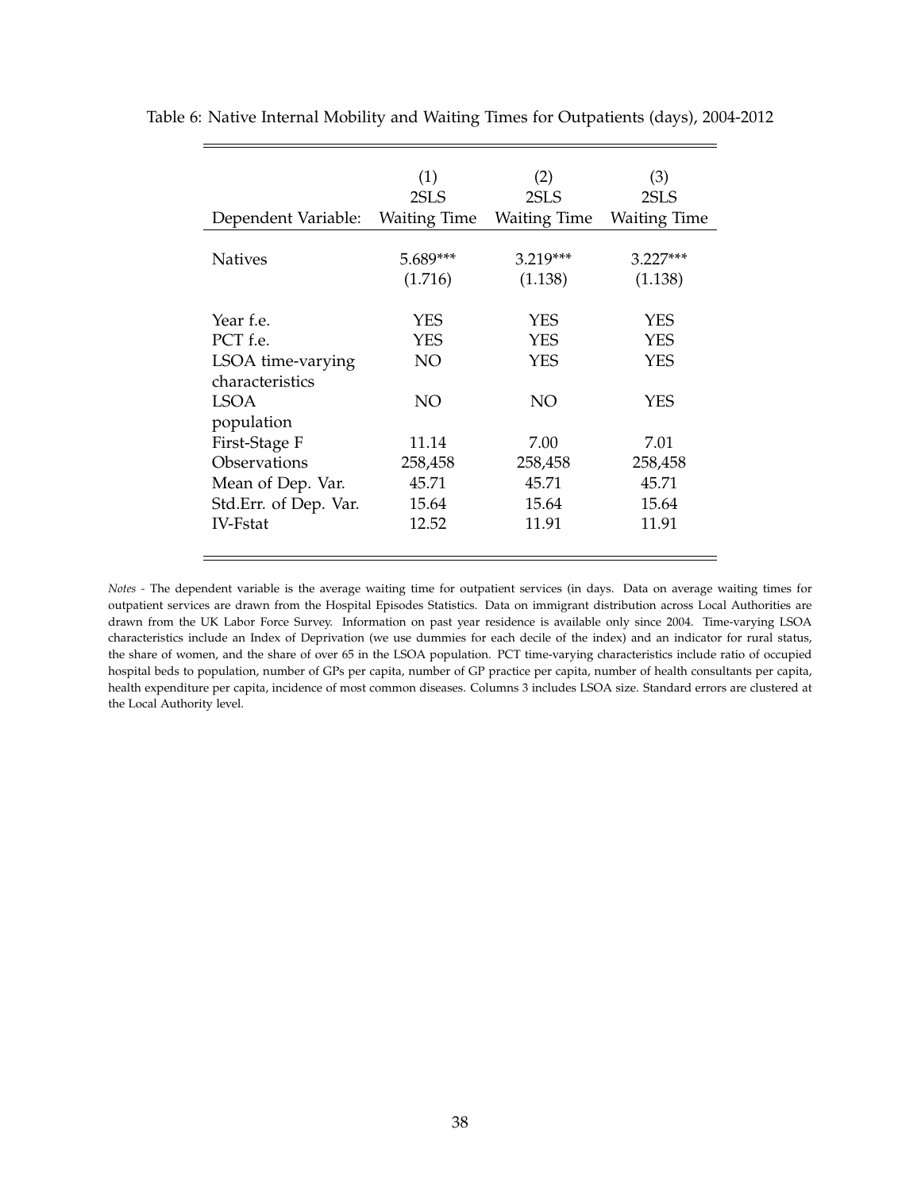Table 6: Native Internal Mobility and Waiting Times for Outpatients (days), 2004-2012

| | (1) | (2) | (3) |
|---|---|---|---|
| | 2SLS | 2SLS | 2SLS |
| Dependent Variable: | Waiting Time | Waiting Time | Waiting Time |
| Natives | 5.689*** | 3.219*** | 3.227*** |
| | (1.716) | (1.138) | (1.138) |
| Year f.e. | YES | YES | YES |
| PCT f.e. | YES | YES | YES |
| LSOA time-varying characteristics | NO | YES | YES |
| LSOA population | NO | NO | YES |
| First-Stage F | 11.14 | 7.00 | 7.01 |
| Observations | 258,458 | 258,458 | 258,458 |
| Mean of Dep. Var. | 45.71 | 45.71 | 45.71 |
| Std.Err. of Dep. Var. | 15.64 | 15.64 | 15.64 |
| IV-Fstat | 12.52 | 11.91 | 11.91 |

*Notes* - The dependent variable is the average waiting time for outpatient services (in days. Data on average waiting times for outpatient services are drawn from the Hospital Episodes Statistics. Data on immigrant distribution across Local Authorities are drawn from the UK Labor Force Survey. Information on past year residence is available only since 2004. Time-varying LSOA characteristics include an Index of Deprivation (we use dummies for each decile of the index) and an indicator for rural status, the share of women, and the share of over 65 in the LSOA population. PCT time-varying characteristics include ratio of occupied hospital beds to population, number of GPs per capita, number of GP practice per capita, number of health consultants per capita, health expenditure per capita, incidence of most common diseases. Columns 3 includes LSOA size. Standard errors are clustered at the Local Authority level.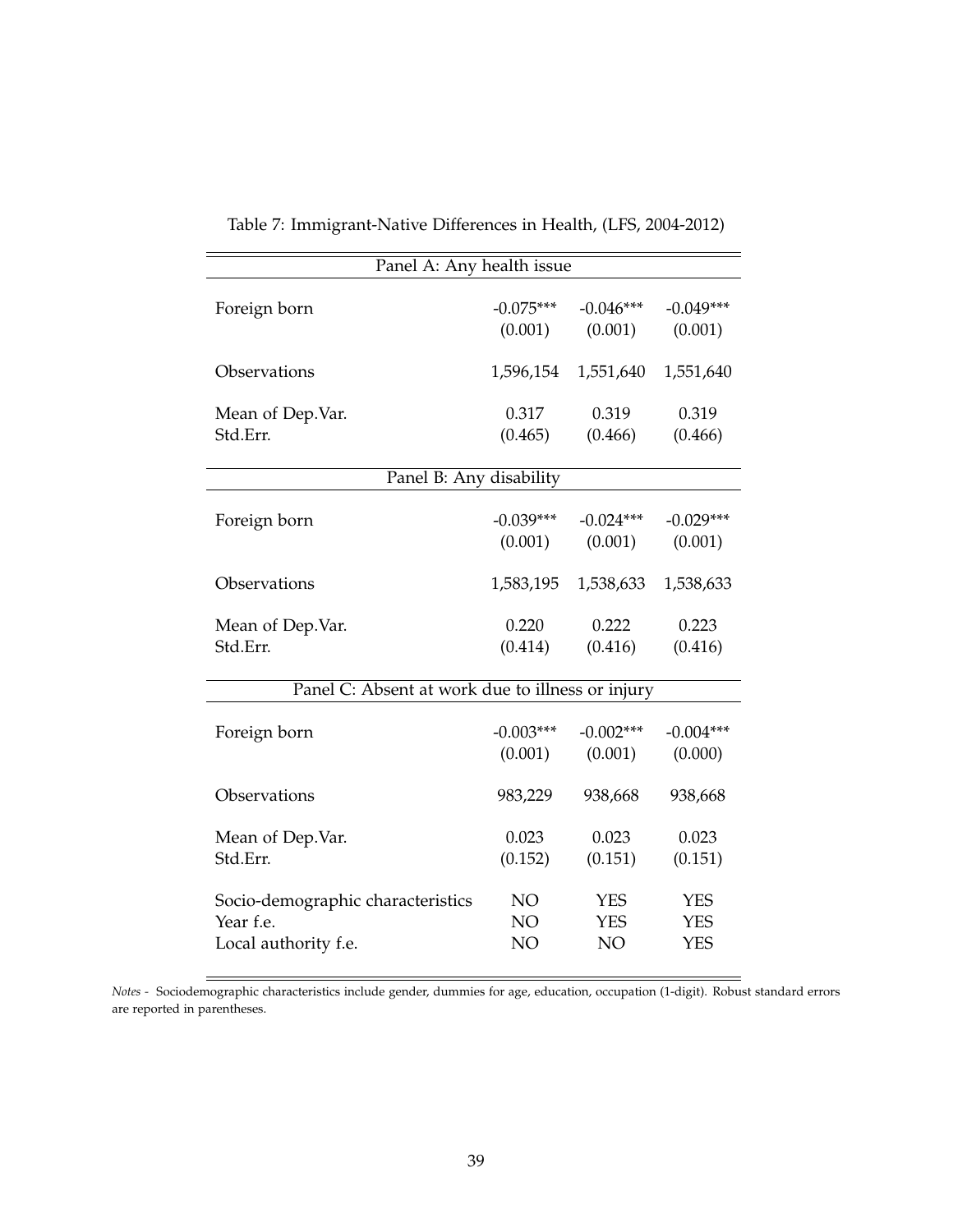Table 7: Immigrant-Native Differences in Health, (LFS, 2004-2012)

| | | | |
|---|---|---|---|
| **Panel A: Any health issue** | | | |
| Foreign born | -0.075*** | -0.046*** | -0.049*** |
| | (0.001) | (0.001) | (0.001) |
| Observations | 1,596,154 | 1,551,640 | 1,551,640 |
| Mean of Dep.Var. | 0.317 | 0.319 | 0.319 |
| Std.Err. | (0.465) | (0.466) | (0.466) |
| **Panel B: Any disability** | | | |
| Foreign born | -0.039*** | -0.024*** | -0.029*** |
| | (0.001) | (0.001) | (0.001) |
| Observations | 1,583,195 | 1,538,633 | 1,538,633 |
| Mean of Dep.Var. | 0.220 | 0.222 | 0.223 |
| Std.Err. | (0.414) | (0.416) | (0.416) |
| **Panel C: Absent at work due to illness or injury** | | | |
| Foreign born | -0.003*** | -0.002*** | -0.004*** |
| | (0.001) | (0.001) | (0.000) |
| Observations | 983,229 | 938,668 | 938,668 |
| Mean of Dep.Var. | 0.023 | 0.023 | 0.023 |
| Std.Err. | (0.152) | (0.151) | (0.151) |
| Socio-demographic characteristics | NO | YES | YES |
| Year f.e. | NO | YES | YES |
| Local authority f.e. | NO | NO | YES |

*Notes* - Sociodemographic characteristics include gender, dummies for age, education, occupation (1-digit). Robust standard errors are reported in parentheses.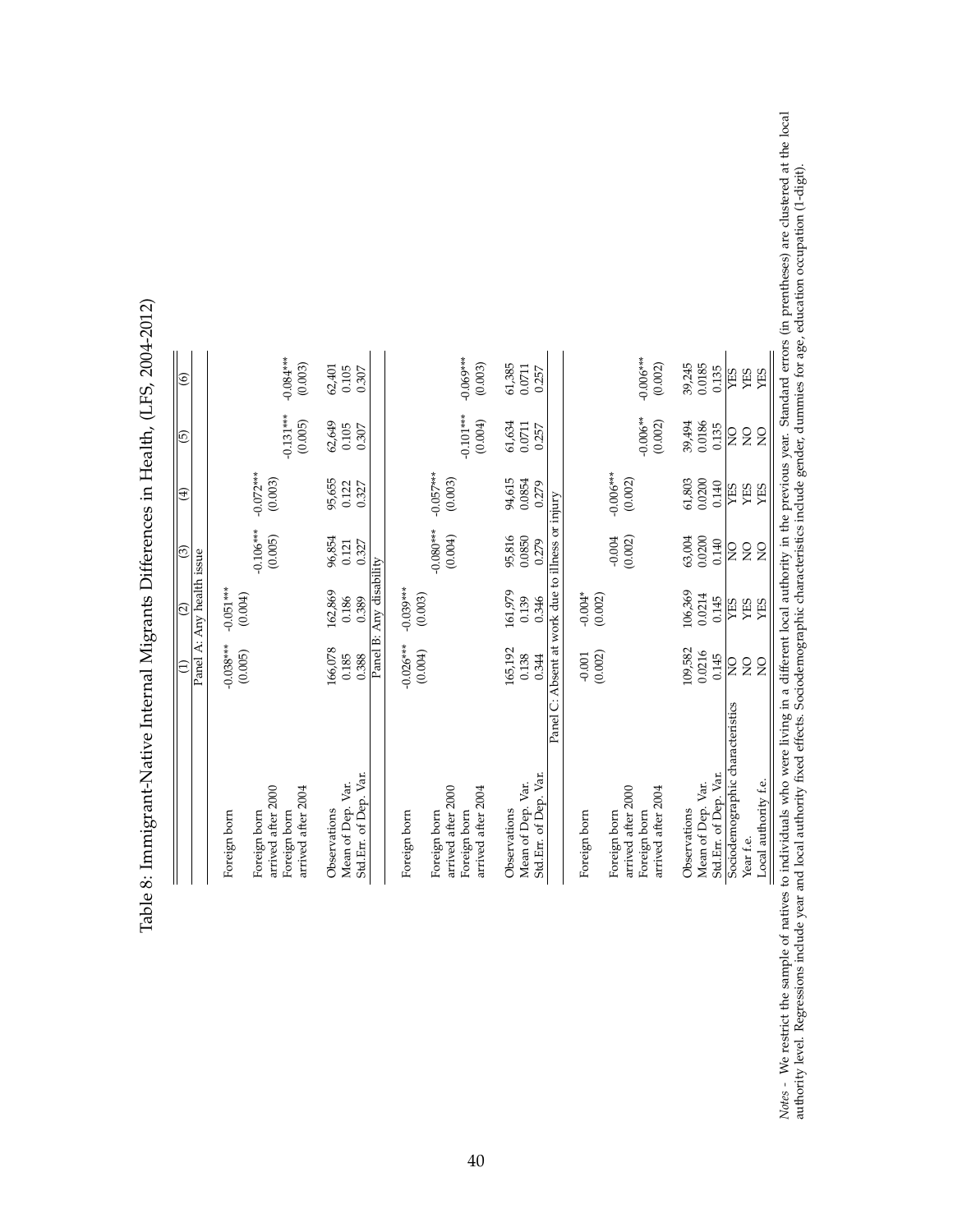Table 8: Immigrant-Native Internal Migrants Differences in Health, (LFS, 2004-2012)

| | (1) | (2) | (3) | (4) | (5) | (6) |
|---|---|---|---|---|---|---|
| | Panel A: Any health issue | | | | | |
| Foreign born | -0.038*** | -0.051*** | | | | |
| | (0.005) | (0.004) | | | | |
| Foreign born arrived after 2000 | | | -0.106*** | -0.072*** | | |
| | | | (0.005) | (0.003) | | |
| Foreign born arrived after 2004 | | | | | -0.131*** | -0.084*** |
| | | | | | (0.005) | (0.003) |
| Observations | 166,078 | 162,869 | 96,854 | 95,655 | 62,649 | 62,401 |
| Mean of Dep. Var. | 0.185 | 0.186 | 0.121 | 0.122 | 0.105 | 0.105 |
| Std.Err. of Dep. Var. | 0.388 | 0.389 | 0.327 | 0.327 | 0.307 | 0.307 |
| | Panel B: Any disability | | | | | |
| Foreign born | -0.026*** | -0.039*** | | | | |
| | (0.004) | (0.003) | | | | |
| Foreign born arrived after 2000 | | | -0.080*** | -0.057*** | | |
| | | | (0.004) | (0.003) | | |
| Foreign born arrived after 2004 | | | | | -0.101*** | -0.069*** |
| | | | | | (0.004) | (0.003) |
| Observations | 165,192 | 161,979 | 95,816 | 94,615 | 61,634 | 61,385 |
| Mean of Dep. Var. | 0.138 | 0.139 | 0.0850 | 0.0854 | 0.0711 | 0.0711 |
| Std.Err. of Dep. Var. | 0.344 | 0.346 | 0.279 | 0.279 | 0.257 | 0.257 |
| | Panel C: Absent at work due to illness or injury | | | | | |
| Foreign born | -0.001 | -0.004* | | | | |
| | (0.002) | (0.002) | | | | |
| Foreign born arrived after 2000 | | | -0.004 | -0.006*** | | |
| | | | (0.002) | (0.002) | | |
| Foreign born arrived after 2004 | | | | | -0.006** | -0.006*** |
| | | | | | (0.002) | (0.002) |
| Observations | 109,582 | 106,369 | 63,004 | 61,803 | 39,494 | 39,245 |
| Mean of Dep. Var. | 0.0216 | 0.0214 | 0.0200 | 0.0200 | 0.0186 | 0.0185 |
| Std.Err. of Dep. Var. | 0.145 | 0.145 | 0.140 | 0.140 | 0.135 | 0.135 |
| Sociodemographic characteristics | NO | YES | NO | YES | NO | YES |
| Year f.e. | NO | YES | NO | YES | NO | YES |
| Local authority f.e. | NO | YES | NO | YES | NO | YES |

*Notes* - We restrict the sample of natives to individuals who were living in a different local authority in the previous year. Standard errors (in prentheses) are clustered at the local authority level. Regressions include year and local authority fixed effects. Sociodemographic characteristics include gender, dummies for age, education occupation (1-digit).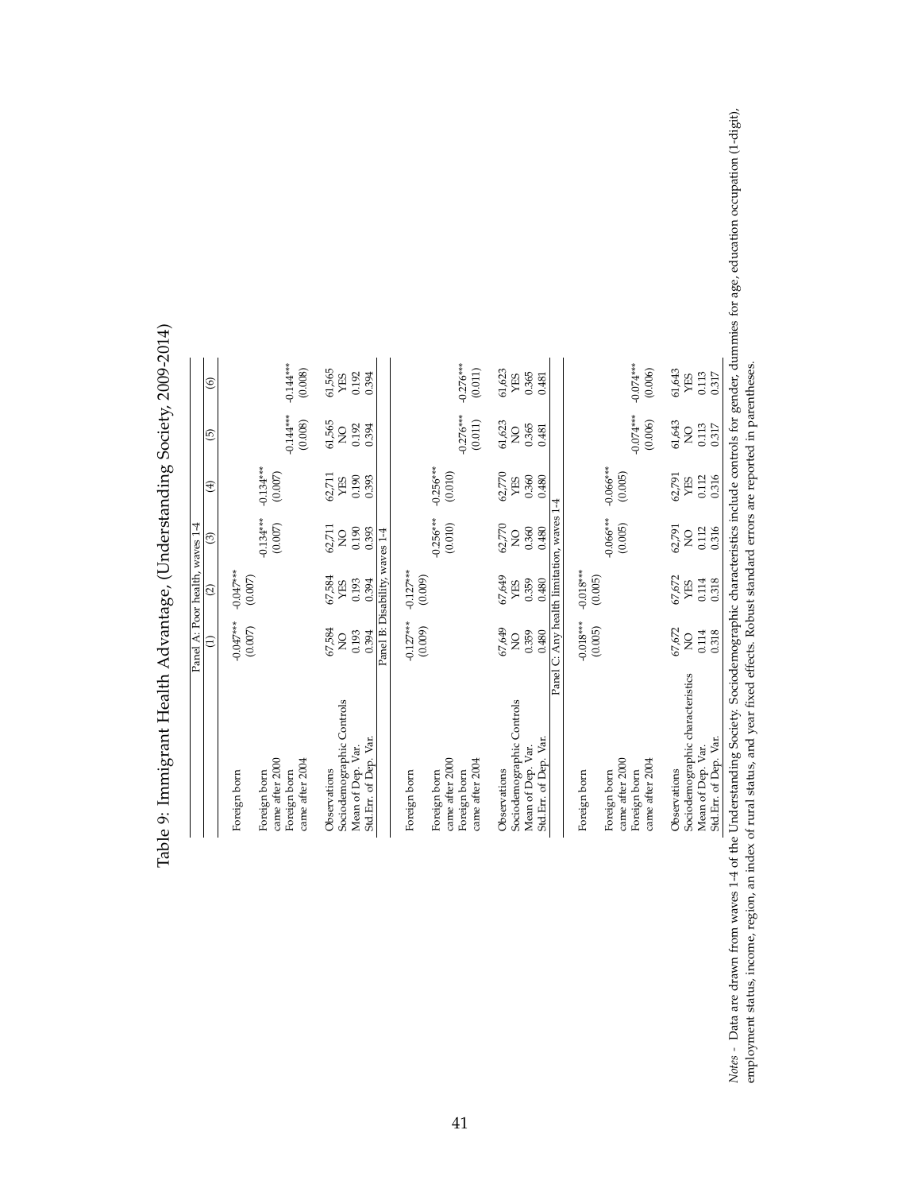# Table 9: Immigrant Health Advantage, (Understanding Society, 2009-2014)

| | (1) | (2) | (3) | (4) | (5) | (6) |
|---|---|---|---|---|---|---|
| **Panel A: Poor health, waves 1-4** | | | | | | |
| Foreign born | -0.047*** | -0.047*** | | | | |
| | (0.007) | (0.007) | | | | |
| Foreign born came after 2000 | | | -0.134*** | -0.134*** | | |
| | | | (0.007) | (0.007) | | |
| Foreign born came after 2004 | | | | | -0.144*** | -0.144*** |
| | | | | | (0.008) | (0.008) |
| Observations | 67,584 | 67,584 | 62,711 | 62,711 | 61,565 | 61,565 |
| Sociodemographic Controls | NO | YES | NO | YES | NO | YES |
| Mean of Dep. Var. | 0.193 | 0.193 | 0.190 | 0.190 | 0.192 | 0.192 |
| Std.Err. of Dep. Var. | 0.394 | 0.394 | 0.393 | 0.393 | 0.394 | 0.394 |
| **Panel B: Disability, waves 1-4** | | | | | | |
| Foreign born | -0.127*** | -0.127*** | | | | |
| | (0.009) | (0.009) | | | | |
| Foreign born came after 2000 | | | -0.256*** | -0.256*** | | |
| | | | (0.010) | (0.010) | | |
| Foreign born came after 2004 | | | | | -0.276*** | -0.276*** |
| | | | | | (0.011) | (0.011) |
| Observations | 67,649 | 67,649 | 62,770 | 62,770 | 61,623 | 61,623 |
| Sociodemographic Controls | NO | YES | NO | YES | NO | YES |
| Mean of Dep. Var. | 0.359 | 0.359 | 0.360 | 0.360 | 0.365 | 0.365 |
| Std.Err. of Dep. Var. | 0.480 | 0.480 | 0.480 | 0.480 | 0.481 | 0.481 |
| **Panel C: Any health limitation, waves 1-4** | | | | | | |
| Foreign born | -0.018*** | -0.018*** | | | | |
| | (0.005) | (0.005) | | | | |
| Foreign born came after 2000 | | | -0.066*** | -0.066*** | | |
| | | | (0.005) | (0.005) | | |
| Foreign born came after 2004 | | | | | -0.074*** | -0.074*** |
| | | | | | (0.006) | (0.006) |
| Observations | 67,672 | 67,672 | 62,791 | 62,791 | 61,643 | 61,643 |
| Sociodemographic characteristics | NO | YES | NO | YES | NO | YES |
| Mean of Dep. Var. | 0.114 | 0.114 | 0.112 | 0.112 | 0.113 | 0.113 |
| Std.Err. of Dep. Var. | 0.318 | 0.318 | 0.316 | 0.316 | 0.317 | 0.317 |

*Notes* - Data are drawn from waves 1-4 of the Understanding Society. Sociodemographic characteristics include controls for gender, dummies for age, education occupation (1-digit), employment status, income, region, an index of rural status, and year fixed effects. Robust standard errors are reported in parentheses.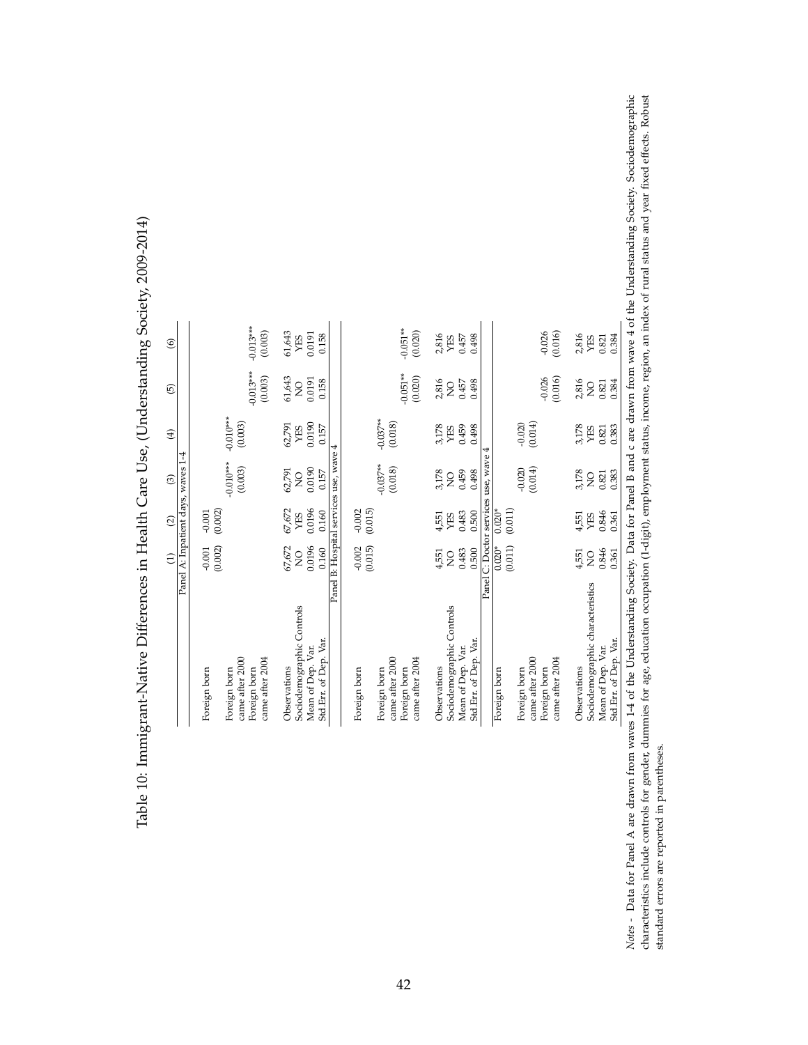# Table 10: Immigrant-Native Differences in Health Care Use, (Understanding Society, 2009-2014)

| | (1) | (2) | (3) | (4) | (5) | (6) |
|---|---|---|---|---|---|---|
| | Panel A: Inpatient days, waves 1-4 | | | | | |
| Foreign born | -0.001 | -0.001 | | | | |
| | (0.002) | (0.002) | | | | |
| Foreign born came after 2000 | | | -0.010*** | -0.010*** | | |
| | | | (0.003) | (0.003) | | |
| Foreign born came after 2004 | | | | | -0.013*** | -0.013*** |
| | | | | | (0.003) | (0.003) |
| Observations | 67,672 | 67,672 | 62,791 | 62,791 | 61,643 | 61,643 |
| Sociodemographic Controls | NO | YES | NO | YES | NO | YES |
| Mean of Dep. Var. | 0.0196 | 0.0196 | 0.0190 | 0.0190 | 0.0191 | 0.0191 |
| Std.Err. of Dep. Var. | 0.160 | 0.160 | 0.157 | 0.157 | 0.158 | 0.158 |
| | Panel B: Hospital services use, wave 4 | | | | | |
| Foreign born | -0.002 | -0.002 | | | | |
| | (0.015) | (0.015) | | | | |
| Foreign born came after 2000 | | | -0.037** | -0.037** | | |
| | | | (0.018) | (0.018) | | |
| Foreign born came after 2004 | | | | | -0.051** | -0.051** |
| | | | | | (0.020) | (0.020) |
| Observations | 4,551 | 4,551 | 3,178 | 3,178 | 2,816 | 2,816 |
| Sociodemographic Controls | NO | YES | NO | YES | NO | YES |
| Mean of Dep. Var. | 0.483 | 0.483 | 0.459 | 0.459 | 0.457 | 0.457 |
| Std.Err. of Dep. Var. | 0.500 | 0.500 | 0.498 | 0.498 | 0.498 | 0.498 |
| | Panel C: Doctor services use, wave 4 | | | | | |
| Foreign born | 0.020* | 0.020* | | | | |
| | (0.011) | (0.011) | | | | |
| Foreign born came after 2000 | | | -0.020 | -0.020 | | |
| | | | (0.014) | (0.014) | | |
| Foreign born came after 2004 | | | | | -0.026 | -0.026 |
| | | | | | (0.016) | (0.016) |
| Observations | 4,551 | 4,551 | 3,178 | 3,178 | 2,816 | 2,816 |
| Sociodemographic characteristics | NO | YES | NO | YES | NO | YES |
| Mean of Dep. Var. | 0.846 | 0.846 | 0.821 | 0.821 | 0.821 | 0.821 |
| Std.Err. of Dep. Var. | 0.361 | 0.361 | 0.383 | 0.383 | 0.384 | 0.384 |

*Notes* - Data for Panel A are drawn from waves 1-4 of the Understanding Society. Data for Panel B and c are drawn from wave 4 of the Understanding Society. Sociodemographic characteristics include controls for gender, dummies for age, education occupation (1-digit), employment status, income, region, an index of rural status and year fixed effects. Robust standard errors are reported in parentheses.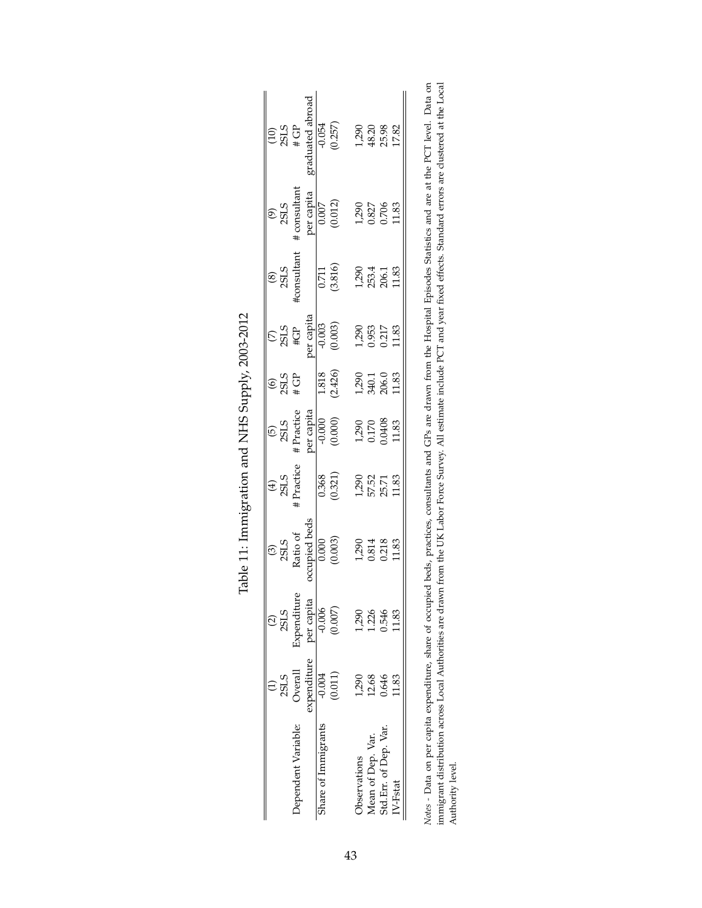# Table 11: Immigration and NHS Supply, 2003-2012

| | (1) | (2) | (3) | (4) | (5) | (6) | (7) | (8) | (9) | (10) |
|---|---|---|---|---|---|---|---|---|---|---|
| | 2SLS | 2SLS | 2SLS | 2SLS | 2SLS | 2SLS | 2SLS | 2SLS | 2SLS | 2SLS |
| Dependent Variable: | Overall expenditure | Expenditure per capita | Ratio of occupied beds | # Practice | # Practice per capita | # GP | #GP per capita | #consultant | # consultant per capita | # GP graduated abroad |
| Share of Immigrants | -0.004 | -0.006 | 0.000 | 0.368 | -0.000 | 1.818 | -0.003 | 0.711 | 0.007 | -0.054 |
| | (0.011) | (0.007) | (0.003) | (0.321) | (0.000) | (2.426) | (0.003) | (3.816) | (0.012) | (0.257) |
| Observations | 1,290 | 1,290 | 1,290 | 1,290 | 1,290 | 1,290 | 1,290 | 1,290 | 1,290 | 1,290 |
| Mean of Dep. Var. | 12.68 | 1.226 | 0.814 | 57.52 | 0.170 | 340.1 | 0.953 | 253.4 | 0.827 | 48.20 |
| Std.Err. of Dep. Var. | 0.646 | 0.546 | 0.218 | 25.71 | 0.0408 | 206.0 | 0.217 | 206.1 | 0.706 | 25.98 |
| IV-Fstat | 11.83 | 11.83 | 11.83 | 11.83 | 11.83 | 11.83 | 11.83 | 11.83 | 11.83 | 17.82 |

*Notes* - Data on per capita expenditure, share of occupied beds, practices, consultants and GPs are drawn from the Hospital Episodes Statistics and are at the PCT level. Data on immigrant distribution across Local Authorities are drawn from the UK Labor Force Survey. All estimate include PCT and year fixed effects. Standard errors are clustered at the Local Authority level.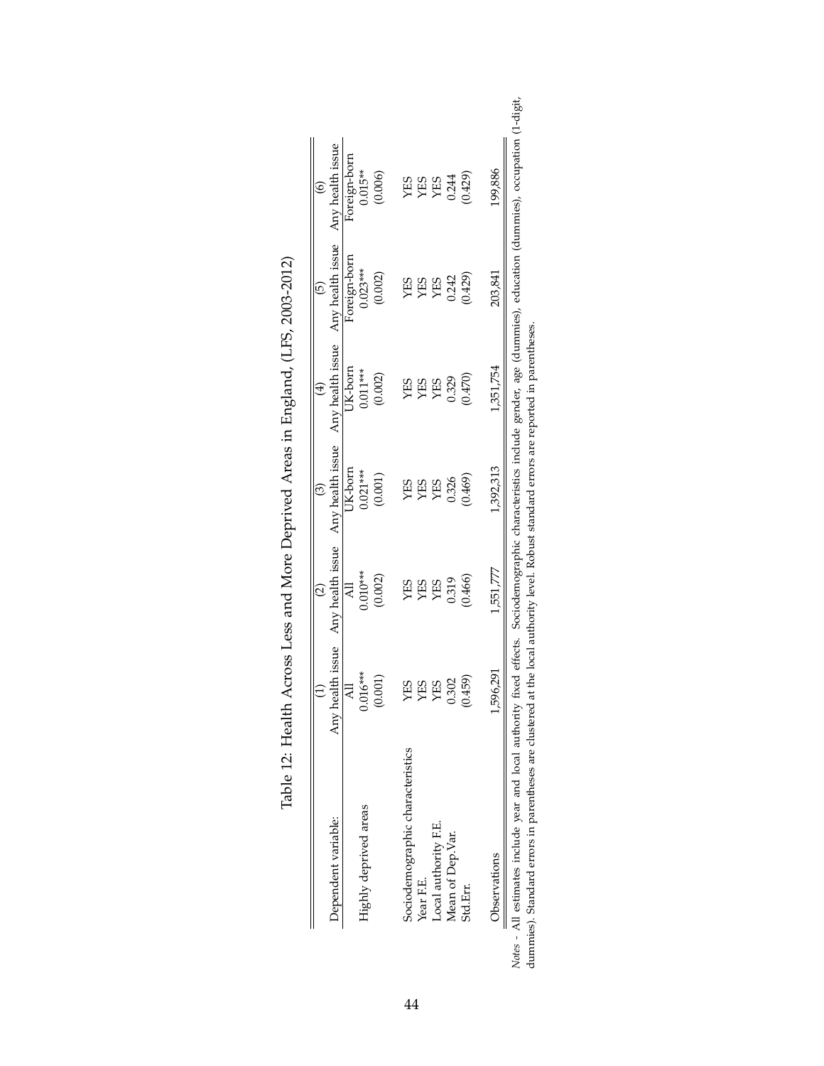Table 12: Health Across Less and More Deprived Areas in England, (LFS, 2003-2012)

| | (1) | (2) | (3) | (4) | (5) | (6) |
|---|---|---|---|---|---|---|
| Dependent variable: | Any health issue | Any health issue | Any health issue | Any health issue | Any health issue | Any health issue |
| | All | All | UK-born | UK-born | Foreign-born | Foreign-born |
| Highly deprived areas | 0.016*** | 0.010*** | 0.021*** | 0.011*** | 0.023*** | 0.015** |
| | (0.001) | (0.002) | (0.001) | (0.002) | (0.002) | (0.006) |
| Sociodemographic characteristics | YES | YES | YES | YES | YES | YES |
| Year F.E. | YES | YES | YES | YES | YES | YES |
| Local authority F.E. | YES | YES | YES | YES | YES | YES |
| Mean of Dep.Var. | 0.302 | 0.319 | 0.326 | 0.329 | 0.242 | 0.244 |
| Std.Err. | (0.459) | (0.466) | (0.469) | (0.470) | (0.429) | (0.429) |
| Observations | 1,596,291 | 1,551,777 | 1,392,313 | 1,351,754 | 203,841 | 199,886 |

*Notes* - All estimates include year and local authority fixed effects. Sociodemographic characteristics include gender, age (dummies), education (dummies), occupation (1-digit, dummies). Standard errors in parentheses are clustered at the local authority level. Robust standard errors are reported in parentheses.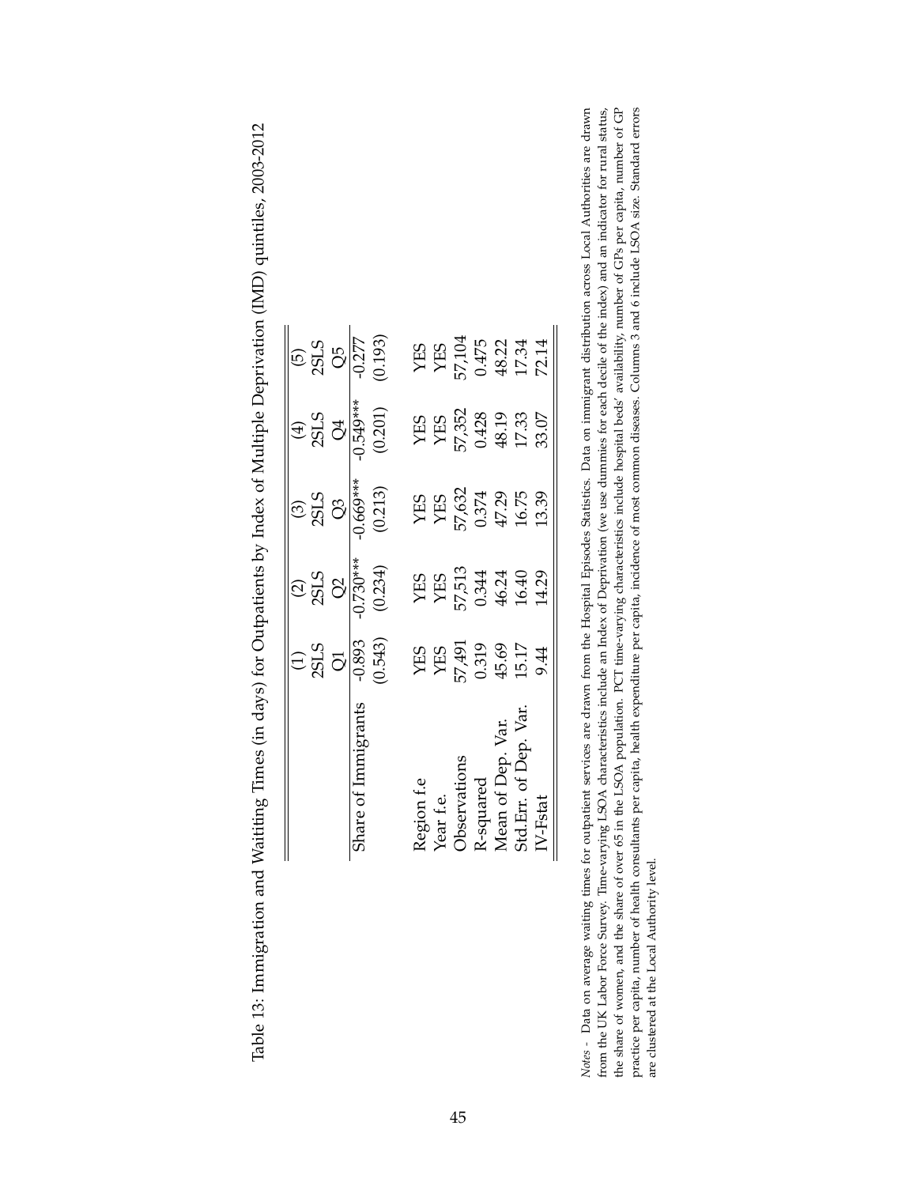Table 13: Immigration and Waitiing Times (in days) for Outpatients by Index of Multiple Deprivation (IMD) quintiles, 2003-2012

| | (1) | (2) | (3) | (4) | (5) |
|---|---|---|---|---|---|
| | 2SLS | 2SLS | 2SLS | 2SLS | 2SLS |
| | Q1 | Q2 | Q3 | Q4 | Q5 |
| Share of Immigrants | -0.893 | -0.730*** | -0.669*** | -0.549*** | -0.277 |
| | (0.543) | (0.234) | (0.213) | (0.201) | (0.193) |
| | | | | | |
| Region f.e | YES | YES | YES | YES | YES |
| Year f.e. | YES | YES | YES | YES | YES |
| Observations | 57,491 | 57,513 | 57,632 | 57,352 | 57,104 |
| R-squared | 0.319 | 0.344 | 0.374 | 0.428 | 0.475 |
| Mean of Dep. Var. | 45.69 | 46.24 | 47.29 | 48.19 | 48.22 |
| Std.Err. of Dep. Var. | 15.17 | 16.40 | 16.75 | 17.33 | 17.34 |
| IV-Fstat | 9.44 | 14.29 | 13.39 | 33.07 | 72.14 |

*Notes* - Data on average waiting times for outpatient services are drawn from the Hospital Episodes Statistics. Data on immigrant distribution across Local Authorities are drawn from the UK Labor Force Survey. Time-varying LSOA characteristics include an Index of Deprivation (we use dummies for each decile of the index) and an indicator for rural status, the share of women, and the share of over 65 in the LSOA population. PCT time-varying characteristics include hospital beds' availability, number of GPs per capita, number of GP practice per capita, number of health consultants per capita, health expenditure per capita, incidence of most common diseases. Columns 3 and 6 include LSOA size. Standard errors are clustered at the Local Authority level.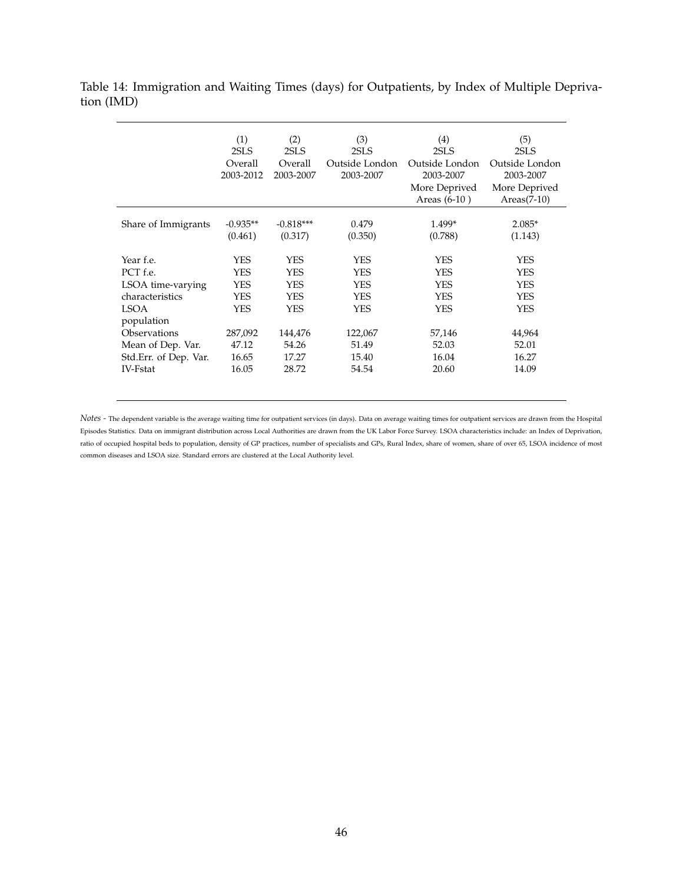Table 14: Immigration and Waiting Times (days) for Outpatients, by Index of Multiple Deprivation (IMD)

| | (1)<br>2SLS<br>Overall<br>2003-2012 | (2)<br>2SLS<br>Overall<br>2003-2007 | (3)<br>2SLS<br>Outside London<br>2003-2007 | (4)<br>2SLS<br>Outside London<br>2003-2007<br>More Deprived<br>Areas (6-10 ) | (5)<br>2SLS<br>Outside London<br>2003-2007<br>More Deprived<br>Areas(7-10) |
|---|---|---|---|---|---|
| Share of Immigrants | -0.935** | -0.818*** | 0.479 | 1.499* | 2.085* |
| | (0.461) | (0.317) | (0.350) | (0.788) | (1.143) |
| Year f.e. | YES | YES | YES | YES | YES |
| PCT f.e. | YES | YES | YES | YES | YES |
| LSOA time-varying characteristics | YES | YES | YES | YES | YES |
| LSOA population | YES | YES | YES | YES | YES |
| Observations | 287,092 | 144,476 | 122,067 | 57,146 | 44,964 |
| Mean of Dep. Var. | 47.12 | 54.26 | 51.49 | 52.03 | 52.01 |
| Std.Err. of Dep. Var. | 16.65 | 17.27 | 15.40 | 16.04 | 16.27 |
| IV-Fstat | 16.05 | 28.72 | 54.54 | 20.60 | 14.09 |

*Notes* - The dependent variable is the average waiting time for outpatient services (in days). Data on average waiting times for outpatient services are drawn from the Hospital Episodes Statistics. Data on immigrant distribution across Local Authorities are drawn from the UK Labor Force Survey. LSOA characteristics include: an Index of Deprivation, ratio of occupied hospital beds to population, density of GP practices, number of specialists and GPs, Rural Index, share of women, share of over 65, LSOA incidence of most common diseases and LSOA size. Standard errors are clustered at the Local Authority level.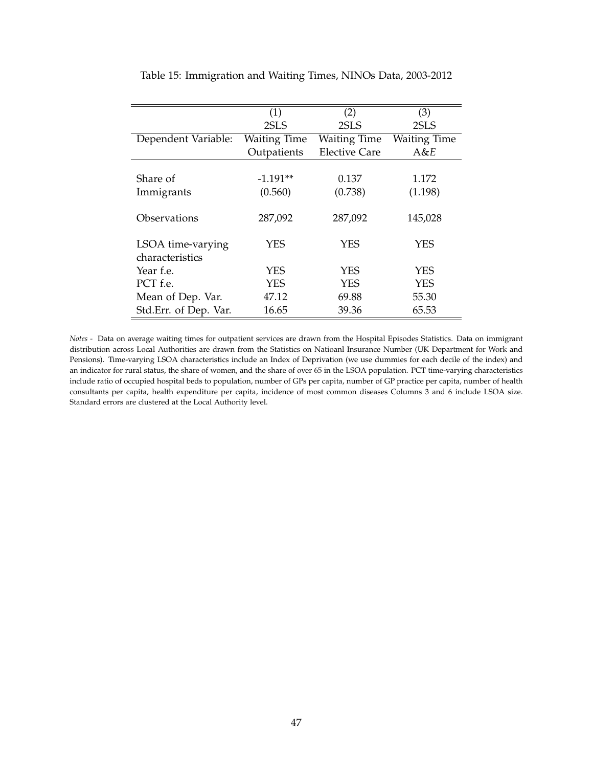Table 15: Immigration and Waiting Times, NINOs Data, 2003-2012

| | (1) | (2) | (3) |
|---|---|---|---|
| | 2SLS | 2SLS | 2SLS |
| Dependent Variable: | Waiting Time Outpatients | Waiting Time Elective Care | Waiting Time A&E |
| Share of Immigrants | -1.191** | 0.137 | 1.172 |
| | (0.560) | (0.738) | (1.198) |
| Observations | 287,092 | 287,092 | 145,028 |
| LSOA time-varying characteristics | YES | YES | YES |
| Year f.e. | YES | YES | YES |
| PCT f.e. | YES | YES | YES |
| Mean of Dep. Var. | 47.12 | 69.88 | 55.30 |
| Std.Err. of Dep. Var. | 16.65 | 39.36 | 65.53 |

*Notes* - Data on average waiting times for outpatient services are drawn from the Hospital Episodes Statistics. Data on immigrant distribution across Local Authorities are drawn from the Statistics on Natioanl Insurance Number (UK Department for Work and Pensions). Time-varying LSOA characteristics include an Index of Deprivation (we use dummies for each decile of the index) and an indicator for rural status, the share of women, and the share of over 65 in the LSOA population. PCT time-varying characteristics include ratio of occupied hospital beds to population, number of GPs per capita, number of GP practice per capita, number of health consultants per capita, health expenditure per capita, incidence of most common diseases Columns 3 and 6 include LSOA size. Standard errors are clustered at the Local Authority level.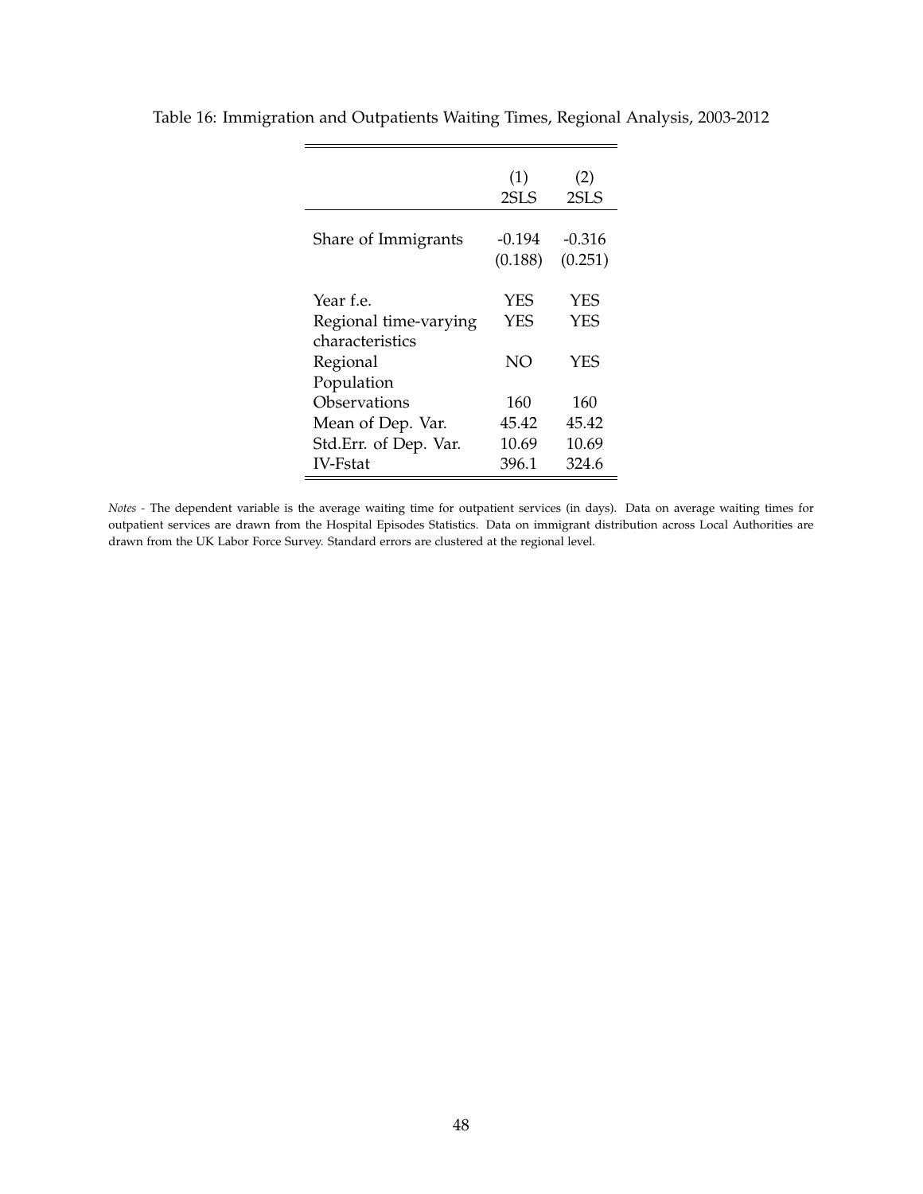Table 16: Immigration and Outpatients Waiting Times, Regional Analysis, 2003-2012

| | (1) 2SLS | (2) 2SLS |
|---|---|---|
| Share of Immigrants | -0.194 | -0.316 |
| | (0.188) | (0.251) |
| Year f.e. | YES | YES |
| Regional time-varying characteristics | YES | YES |
| Regional Population | NO | YES |
| Observations | 160 | 160 |
| Mean of Dep. Var. | 45.42 | 45.42 |
| Std.Err. of Dep. Var. | 10.69 | 10.69 |
| IV-Fstat | 396.1 | 324.6 |

*Notes* - The dependent variable is the average waiting time for outpatient services (in days). Data on average waiting times for outpatient services are drawn from the Hospital Episodes Statistics. Data on immigrant distribution across Local Authorities are drawn from the UK Labor Force Survey. Standard errors are clustered at the regional level.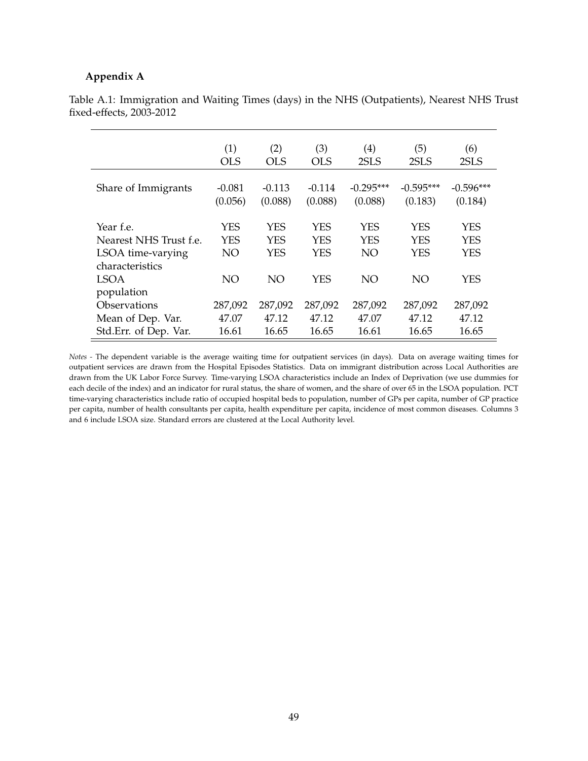### Appendix A

Table A.1: Immigration and Waiting Times (days) in the NHS (Outpatients), Nearest NHS Trust fixed-effects, 2003-2012

| | (1) OLS | (2) OLS | (3) OLS | (4) 2SLS | (5) 2SLS | (6) 2SLS |
|---|---|---|---|---|---|---|
| Share of Immigrants | -0.081 | -0.113 | -0.114 | -0.295*** | -0.595*** | -0.596*** |
| | (0.056) | (0.088) | (0.088) | (0.088) | (0.183) | (0.184) |
| Year f.e. | YES | YES | YES | YES | YES | YES |
| Nearest NHS Trust f.e. | YES | YES | YES | YES | YES | YES |
| LSOA time-varying characteristics | NO | YES | YES | NO | YES | YES |
| LSOA population | NO | NO | YES | NO | NO | YES |
| Observations | 287,092 | 287,092 | 287,092 | 287,092 | 287,092 | 287,092 |
| Mean of Dep. Var. | 47.07 | 47.12 | 47.12 | 47.07 | 47.12 | 47.12 |
| Std.Err. of Dep. Var. | 16.61 | 16.65 | 16.65 | 16.61 | 16.65 | 16.65 |

*Notes* - The dependent variable is the average waiting time for outpatient services (in days). Data on average waiting times for outpatient services are drawn from the Hospital Episodes Statistics. Data on immigrant distribution across Local Authorities are drawn from the UK Labor Force Survey. Time-varying LSOA characteristics include an Index of Deprivation (we use dummies for each decile of the index) and an indicator for rural status, the share of women, and the share of over 65 in the LSOA population. PCT time-varying characteristics include ratio of occupied hospital beds to population, number of GPs per capita, number of GP practice per capita, number of health consultants per capita, health expenditure per capita, incidence of most common diseases. Columns 3 and 6 include LSOA size. Standard errors are clustered at the Local Authority level.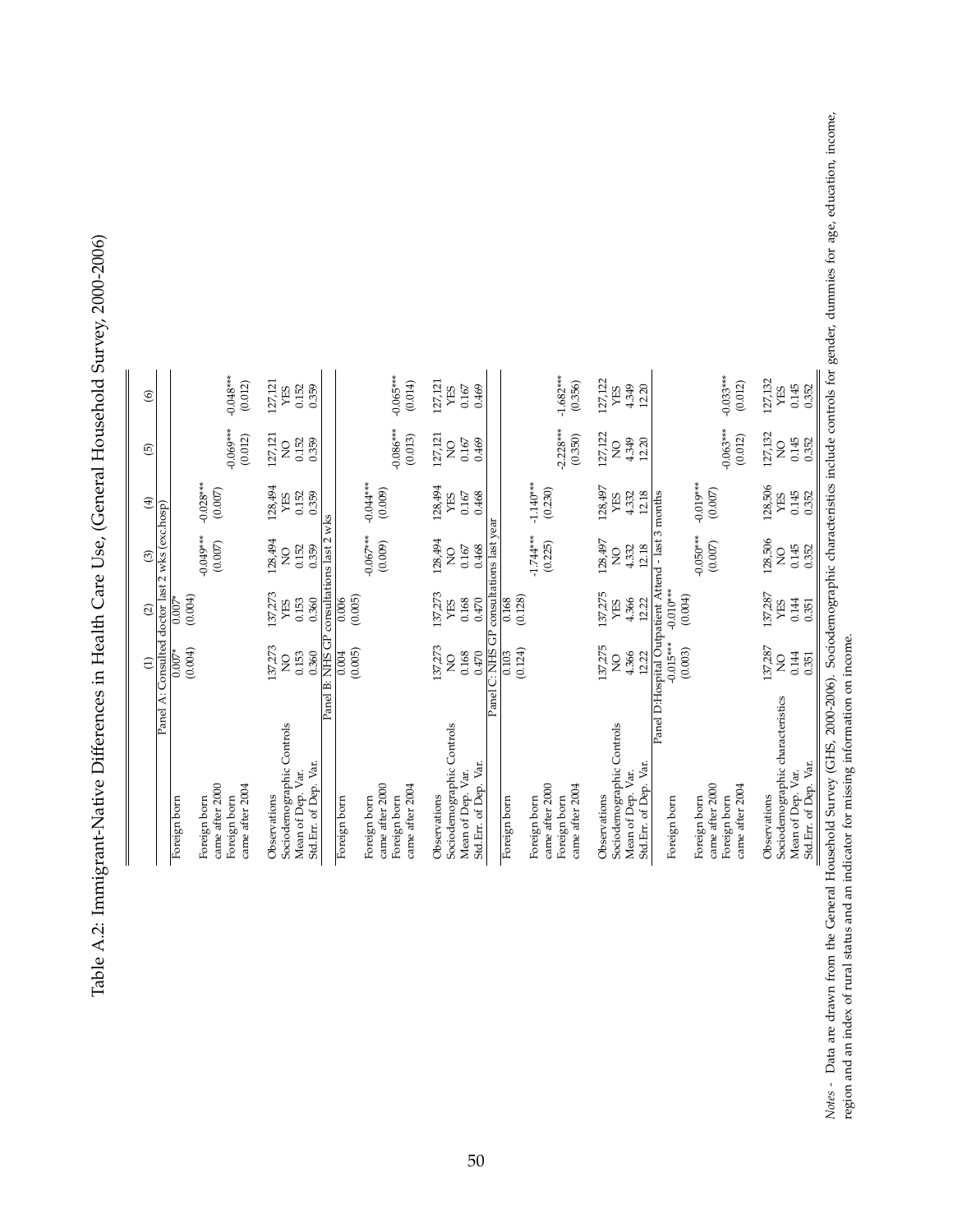# Table A.2: Immigrant-Native Differences in Health Care Use, (General Household Survey, 2000-2006)

| | (1) | (2) | (3) | (4) | (5) | (6) |
|---|---|---|---|---|---|---|
| **Panel A: Consulted doctor last 2 wks (exc.hosp)** | | | | | | |
| Foreign born | 0.007* | 0.007* | | | | |
| | (0.004) | (0.004) | | | | |
| Foreign born came after 2000 | | | -0.049*** | -0.028*** | | |
| | | | (0.007) | (0.007) | | |
| Foreign born came after 2004 | | | | | -0.069*** | -0.048*** |
| | | | | | (0.012) | (0.012) |
| Observations | 137,273 | 137,273 | 128,494 | 128,494 | 127,121 | 127,121 |
| Sociodemographic Controls | NO | YES | NO | YES | NO | YES |
| Mean of Dep. Var. | 0.153 | 0.153 | 0.152 | 0.152 | 0.152 | 0.152 |
| Std.Err. of Dep. Var. | 0.360 | 0.360 | 0.359 | 0.359 | 0.359 | 0.359 |
| **Panel B: NHS GP consultations last 2 wks** | | | | | | |
| Foreign born | 0.004 | 0.006 | | | | |
| | (0.005) | (0.005) | | | | |
| Foreign born came after 2000 | | | -0.067*** | -0.044*** | | |
| | | | (0.009) | (0.009) | | |
| Foreign born came after 2004 | | | | | -0.086*** | -0.065*** |
| | | | | | (0.013) | (0.014) |
| Observations | 137,273 | 137,273 | 128,494 | 128,494 | 127,121 | 127,121 |
| Sociodemographic Controls | NO | YES | NO | YES | NO | YES |
| Mean of Dep. Var. | 0.168 | 0.168 | 0.167 | 0.167 | 0.167 | 0.167 |
| Std.Err. of Dep. Var. | 0.470 | 0.470 | 0.468 | 0.468 | 0.469 | 0.469 |
| **Panel C: NHS GP consultations last year** | | | | | | |
| Foreign born | 0.103 | 0.168 | | | | |
| | (0.124) | (0.128) | | | | |
| Foreign born came after 2000 | | | -1.744*** | -1.140*** | | |
| | | | (0.225) | (0.230) | | |
| Foreign born came after 2004 | | | | | -2.228*** | -1.682*** |
| | | | | | (0.350) | (0.356) |
| Observations | 137,275 | 137,275 | 128,497 | 128,497 | 127,122 | 127,122 |
| Sociodemographic Controls | NO | YES | NO | YES | NO | YES |
| Mean of Dep. Var. | 4.366 | 4.366 | 4.332 | 4.332 | 4.349 | 4.349 |
| Std.Err. of Dep. Var. | 12.22 | 12.22 | 12.18 | 12.18 | 12.20 | 12.20 |
| **Panel D: Hospital Outpatient Attend - last 3 months** | | | | | | |
| Foreign born | -0.015*** | -0.010*** | | | | |
| | (0.003) | (0.004) | | | | |
| Foreign born came after 2000 | | | -0.050*** | -0.019*** | | |
| | | | (0.007) | (0.007) | | |
| Foreign born came after 2004 | | | | | -0.063*** | -0.033*** |
| | | | | | (0.012) | (0.012) |
| Observations | 137,287 | 137,287 | 128,506 | 128,506 | 127,132 | 127,132 |
| Sociodemographic characteristics | NO | YES | NO | YES | NO | YES |
| Mean of Dep. Var. | 0.144 | 0.144 | 0.145 | 0.145 | 0.145 | 0.145 |
| Std.Err. of Dep. Var. | 0.351 | 0.351 | 0.352 | 0.352 | 0.352 | 0.352 |

*Notes* - Data are drawn from the General Household Survey (GHS, 2000-2006). Sociodemographic characteristics include controls for gender, dummies for age, education, income, region and an index of rural status and an indicator for missing information on income.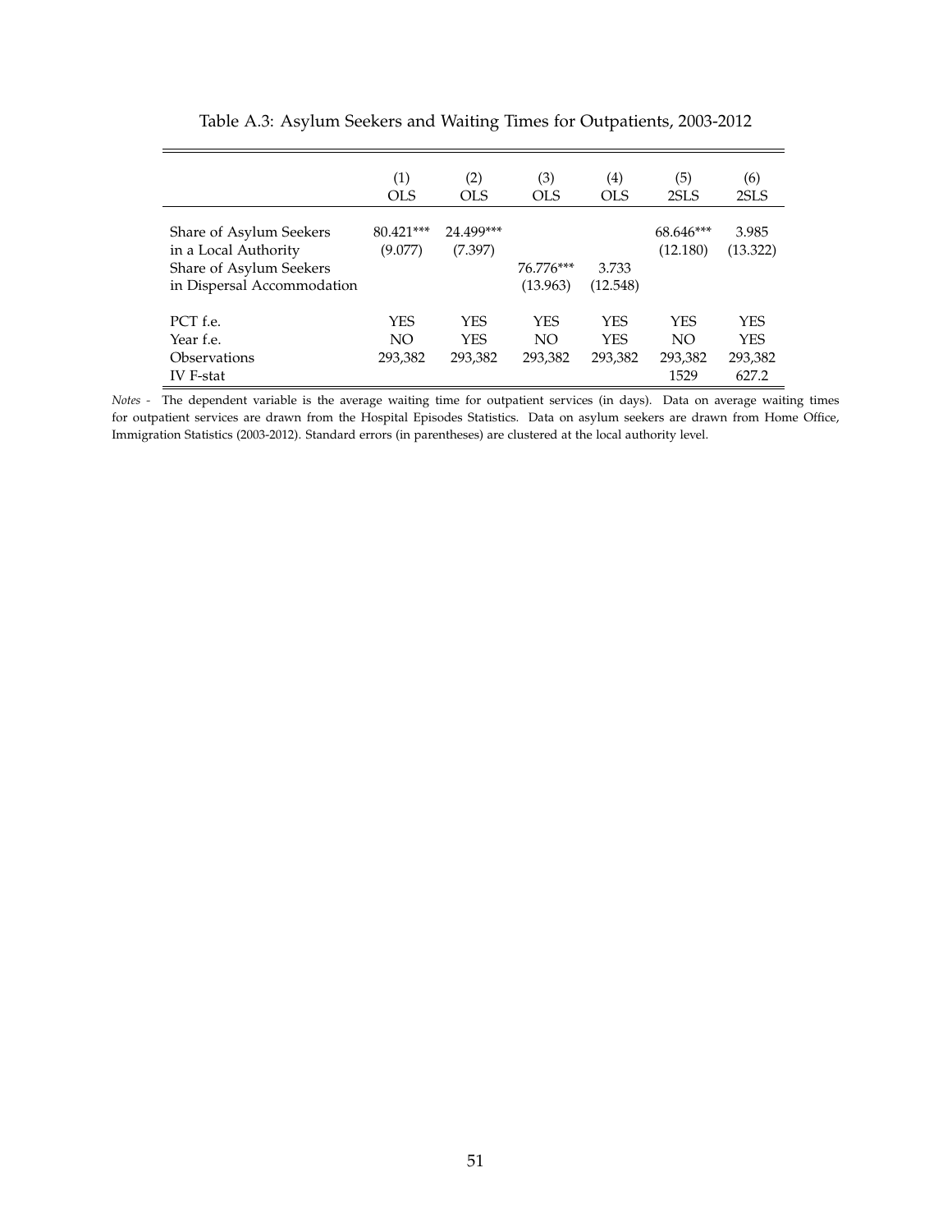Table A.3: Asylum Seekers and Waiting Times for Outpatients, 2003-2012

| | (1) | (2) | (3) | (4) | (5) | (6) |
|---|---|---|---|---|---|---|
| | OLS | OLS | OLS | OLS | 2SLS | 2SLS |
| Share of Asylum Seekers | 80.421*** | 24.499*** | | | 68.646*** | 3.985 |
| in a Local Authority | (9.077) | (7.397) | | | (12.180) | (13.322) |
| Share of Asylum Seekers | | | 76.776*** | 3.733 | | |
| in Dispersal Accommodation | | | (13.963) | (12.548) | | |
| PCT f.e. | YES | YES | YES | YES | YES | YES |
| Year f.e. | NO | YES | NO | YES | NO | YES |
| Observations | 293,382 | 293,382 | 293,382 | 293,382 | 293,382 | 293,382 |
| IV F-stat | | | | | 1529 | 627.2 |

*Notes -* The dependent variable is the average waiting time for outpatient services (in days). Data on average waiting times for outpatient services are drawn from the Hospital Episodes Statistics. Data on asylum seekers are drawn from Home Office, Immigration Statistics (2003-2012). Standard errors (in parentheses) are clustered at the local authority level.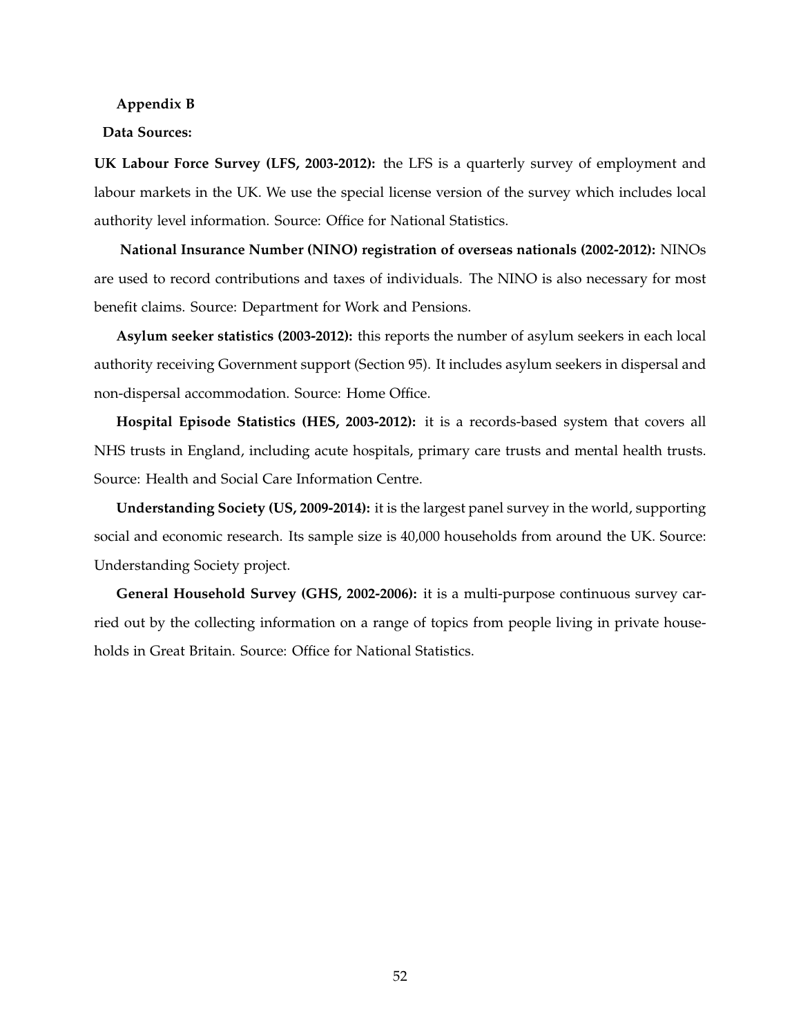**Appendix B**

**Data Sources:**

**UK Labour Force Survey (LFS, 2003-2012):** the LFS is a quarterly survey of employment and labour markets in the UK. We use the special license version of the survey which includes local authority level information. Source: Office for National Statistics.

**National Insurance Number (NINO) registration of overseas nationals (2002-2012):** NINOs are used to record contributions and taxes of individuals. The NINO is also necessary for most benefit claims. Source: Department for Work and Pensions.

**Asylum seeker statistics (2003-2012):** this reports the number of asylum seekers in each local authority receiving Government support (Section 95). It includes asylum seekers in dispersal and non-dispersal accommodation. Source: Home Office.

**Hospital Episode Statistics (HES, 2003-2012):** it is a records-based system that covers all NHS trusts in England, including acute hospitals, primary care trusts and mental health trusts. Source: Health and Social Care Information Centre.

**Understanding Society (US, 2009-2014):** it is the largest panel survey in the world, supporting social and economic research. Its sample size is 40,000 households from around the UK. Source: Understanding Society project.

**General Household Survey (GHS, 2002-2006):** it is a multi-purpose continuous survey carried out by the collecting information on a range of topics from people living in private households in Great Britain. Source: Office for National Statistics.